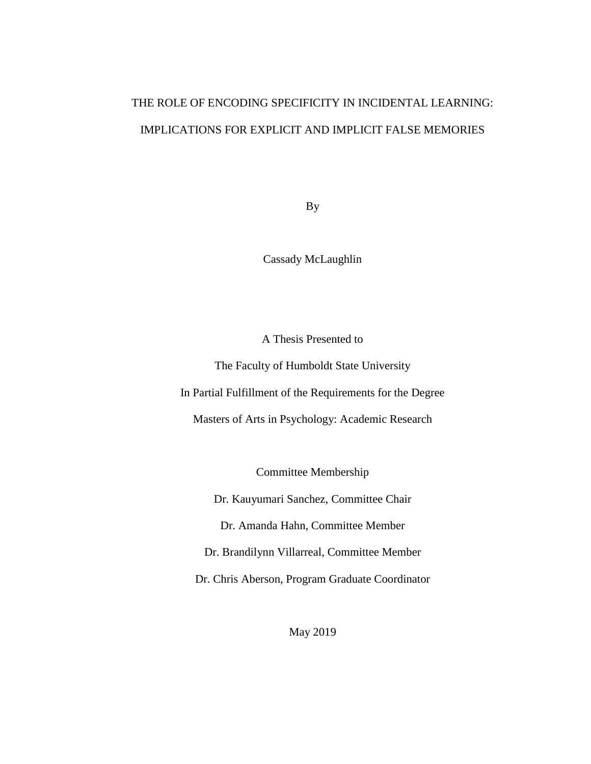# THE ROLE OF ENCODING SPECIFICITY IN INCIDENTAL LEARNING: IMPLICATIONS FOR EXPLICIT AND IMPLICIT FALSE MEMORIES

By

Cassady McLaughlin

A Thesis Presented to

The Faculty of Humboldt State University

In Partial Fulfillment of the Requirements for the Degree

Masters of Arts in Psychology: Academic Research

Committee Membership

Dr. Kauyumari Sanchez, Committee Chair

Dr. Amanda Hahn, Committee Member

Dr. Brandilynn Villarreal, Committee Member

Dr. Chris Aberson, Program Graduate Coordinator

May 2019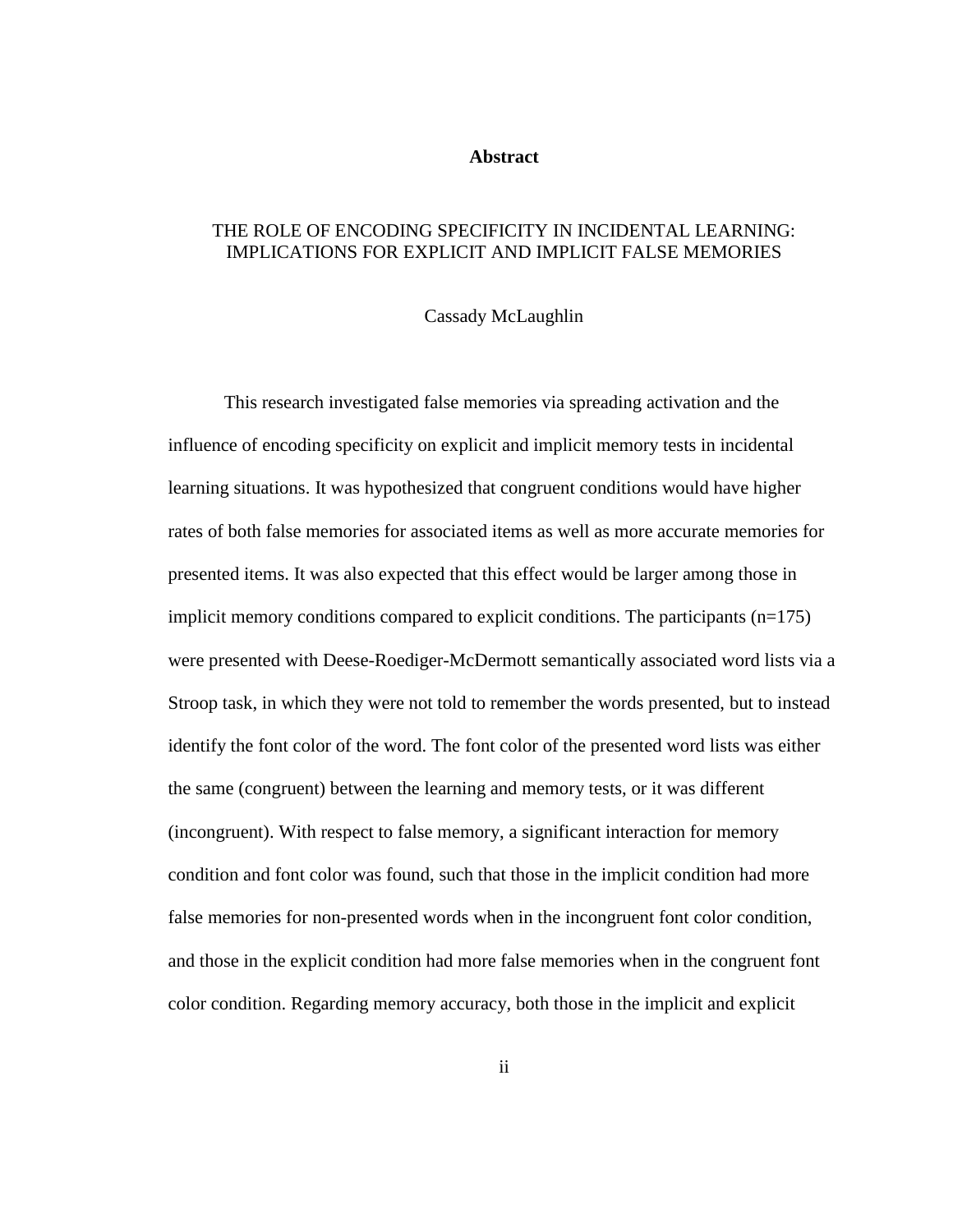# Abstract

THE ROLE OF ENCODING SPECIFICITY IN INCIDENTAL LEARNING: IMPLICATIONS FOR EXPLICIT AND IMPLICIT FALSE MEMORIES

Cassady McLaughlin

This research investigated false memories via spreading activation and the influence of encoding specificity on explicit and implicit memory tests in incidental learning situations. It was hypothesized that congruent conditions would have higher rates of both false memories for associated items as well as more accurate memories for presented items. It was also expected that this effect would be larger among those in implicit memory conditions compared to explicit conditions. The participants (n=175) were presented with Deese-Roediger-McDermott semantically associated word lists via a Stroop task, in which they were not told to remember the words presented, but to instead identify the font color of the word. The font color of the presented word lists was either the same (congruent) between the learning and memory tests, or it was different (incongruent). With respect to false memory, a significant interaction for memory condition and font color was found, such that those in the implicit condition had more false memories for non-presented words when in the incongruent font color condition, and those in the explicit condition had more false memories when in the congruent font color condition. Regarding memory accuracy, both those in the implicit and explicit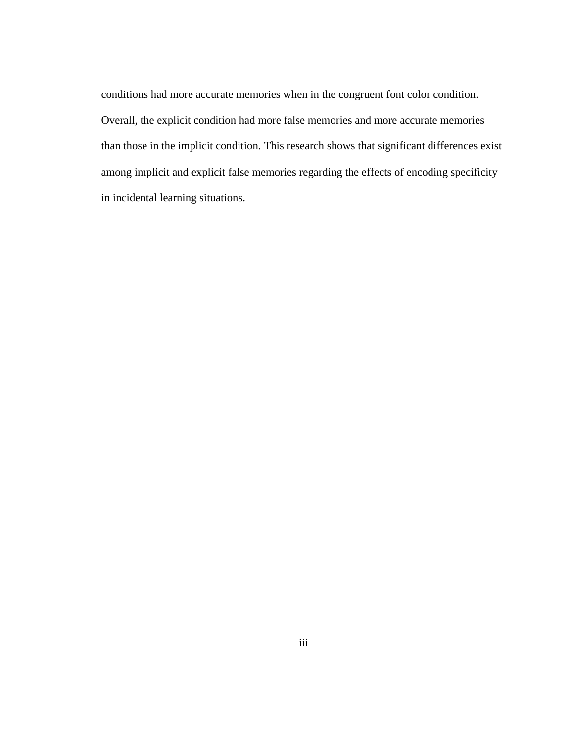conditions had more accurate memories when in the congruent font color condition. Overall, the explicit condition had more false memories and more accurate memories than those in the implicit condition. This research shows that significant differences exist among implicit and explicit false memories regarding the effects of encoding specificity in incidental learning situations.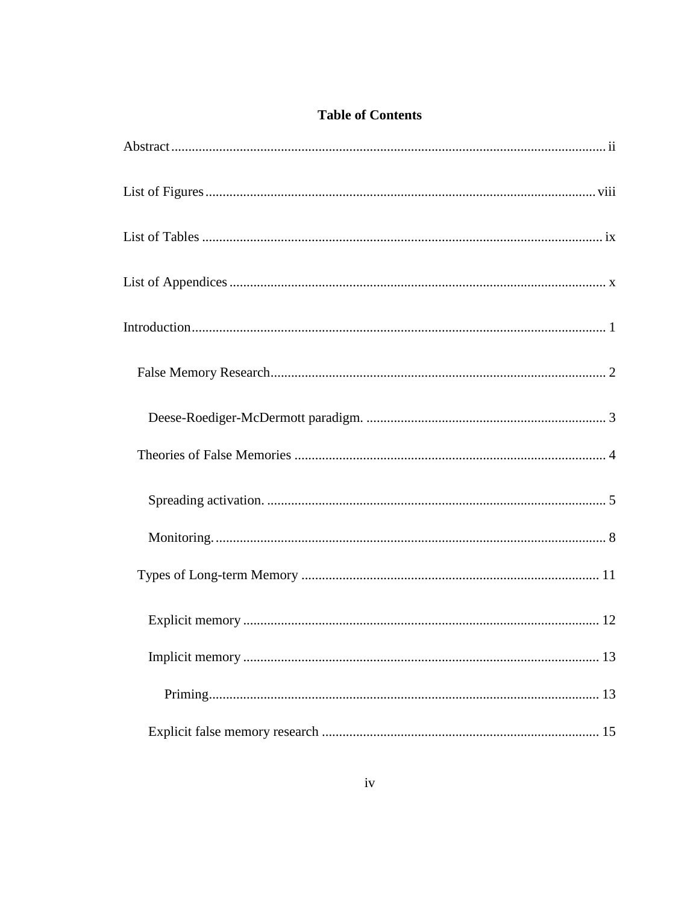# Table of Contents

Abstract ........................................................................................................................ ii

List of Figures ............................................................................................................. viii

List of Tables ................................................................................................................ ix

List of Appendices ......................................................................................................... x

Introduction ................................................................................................................... 1

False Memory Research ................................................................................................ 2

Deese-Roediger-McDermott paradigm. ........................................................................ 3

Theories of False Memories .......................................................................................... 4

Spreading activation. ..................................................................................................... 5

Monitoring. ..................................................................................................................... 8

Types of Long-term Memory ....................................................................................... 11

Explicit memory ........................................................................................................... 12

Implicit memory ............................................................................................................ 13

Priming ........................................................................................................................... 13

Explicit false memory research ..................................................................................... 15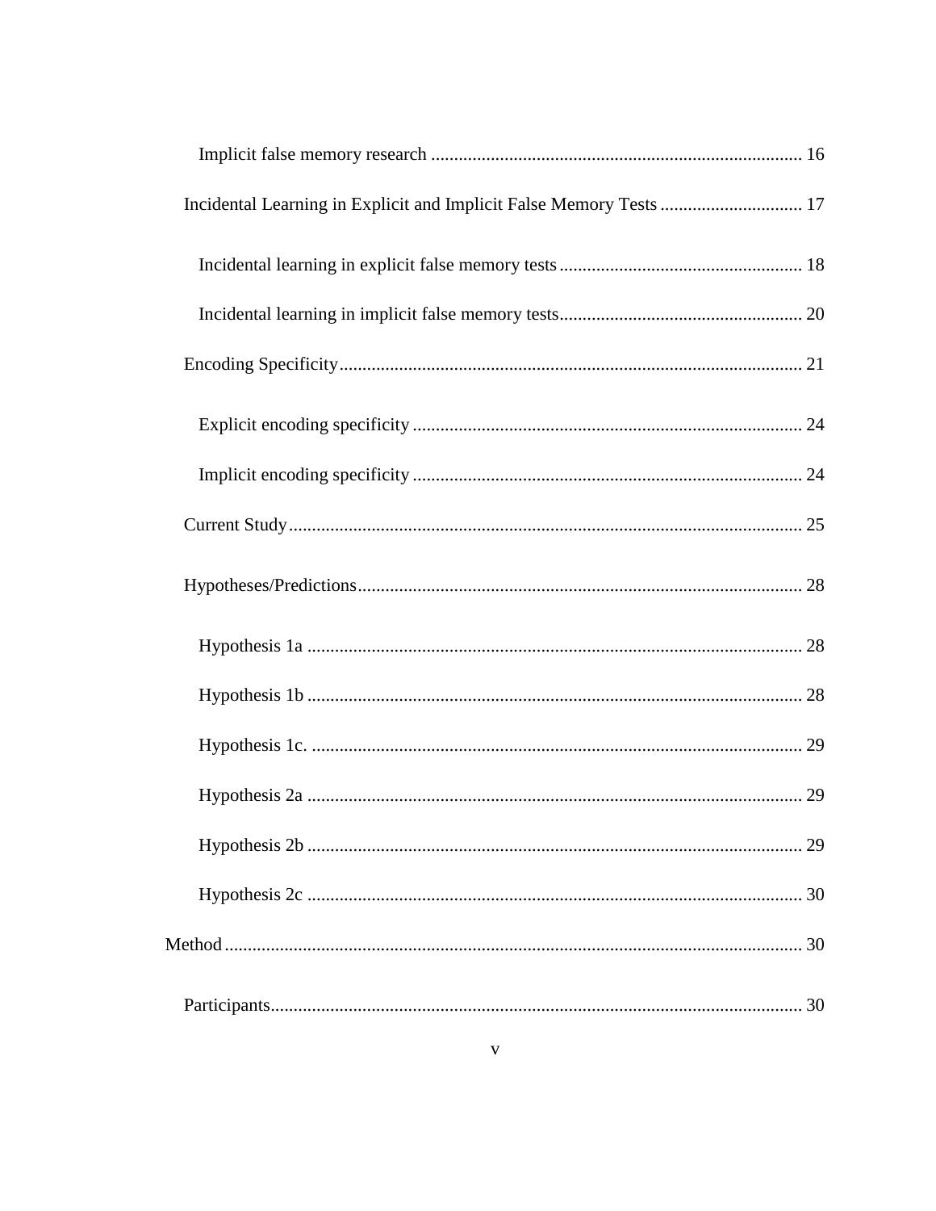Implicit false memory research ................................................................................ 16

Incidental Learning in Explicit and Implicit False Memory Tests ............................... 17

Incidental learning in explicit false memory tests ..................................................... 18

Incidental learning in implicit false memory tests...................................................... 20

Encoding Specificity..................................................................................................... 21

Explicit encoding specificity ..................................................................................... 24

Implicit encoding specificity ..................................................................................... 24

Current Study................................................................................................................ 25

Hypotheses/Predictions................................................................................................ 28

Hypothesis 1a ........................................................................................................... 28

Hypothesis 1b ........................................................................................................... 28

Hypothesis 1c. .......................................................................................................... 29

Hypothesis 2a ........................................................................................................... 29

Hypothesis 2b ........................................................................................................... 29

Hypothesis 2c ........................................................................................................... 30

Method .............................................................................................................................. 30

Participants.................................................................................................................... 30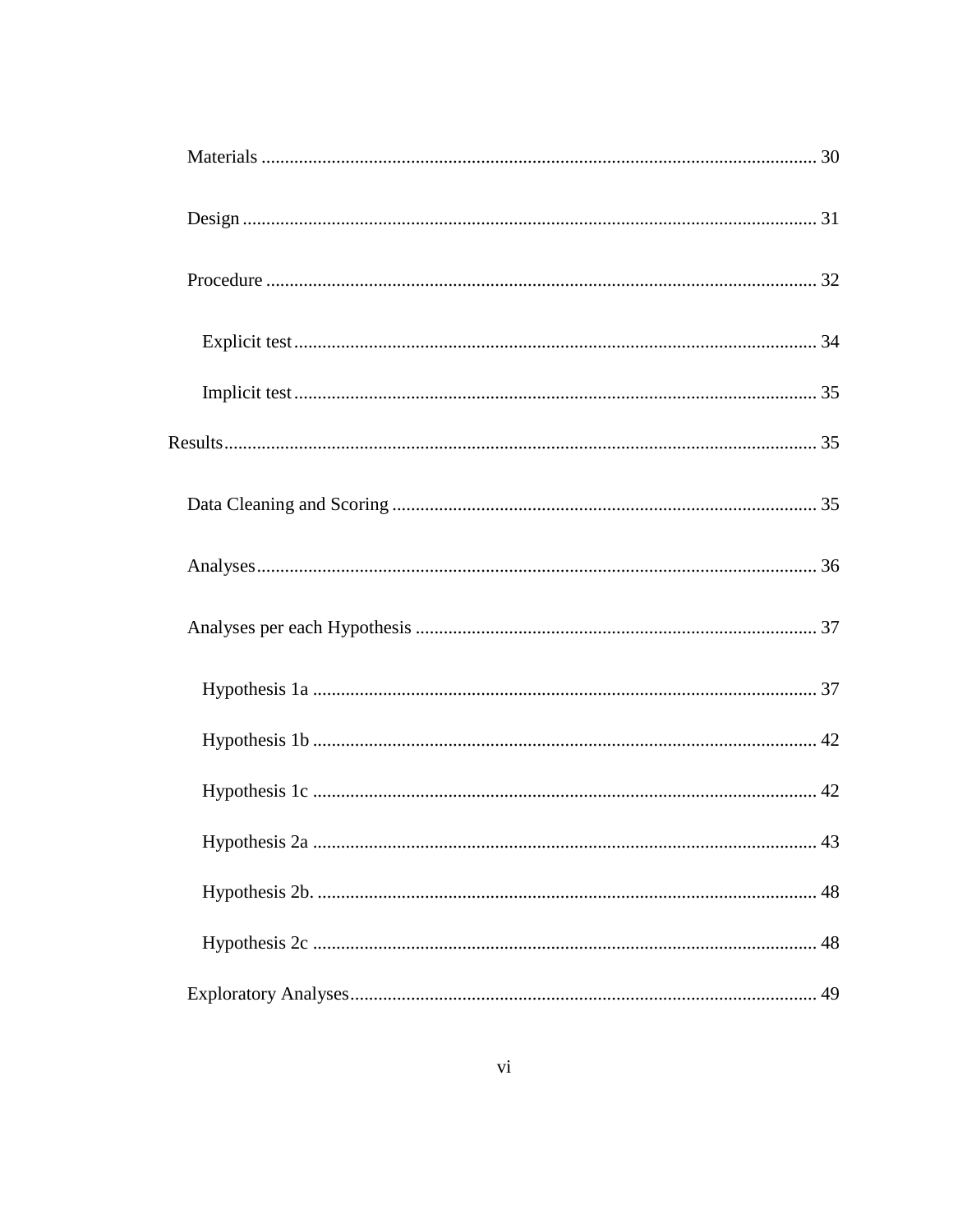Materials ........................................................................................................................ 30

Design ............................................................................................................................ 31

Procedure ....................................................................................................................... 32

Explicit test ................................................................................................................. 34

Implicit test ................................................................................................................. 35

Results ................................................................................................................................ 35

Data Cleaning and Scoring ............................................................................................ 35

Analyses ......................................................................................................................... 36

Analyses per each Hypothesis ....................................................................................... 37

Hypothesis 1a ............................................................................................................. 37

Hypothesis 1b ............................................................................................................. 42

Hypothesis 1c ............................................................................................................. 42

Hypothesis 2a ............................................................................................................. 43

Hypothesis 2b. ............................................................................................................ 48

Hypothesis 2c ............................................................................................................. 48

Exploratory Analyses ..................................................................................................... 49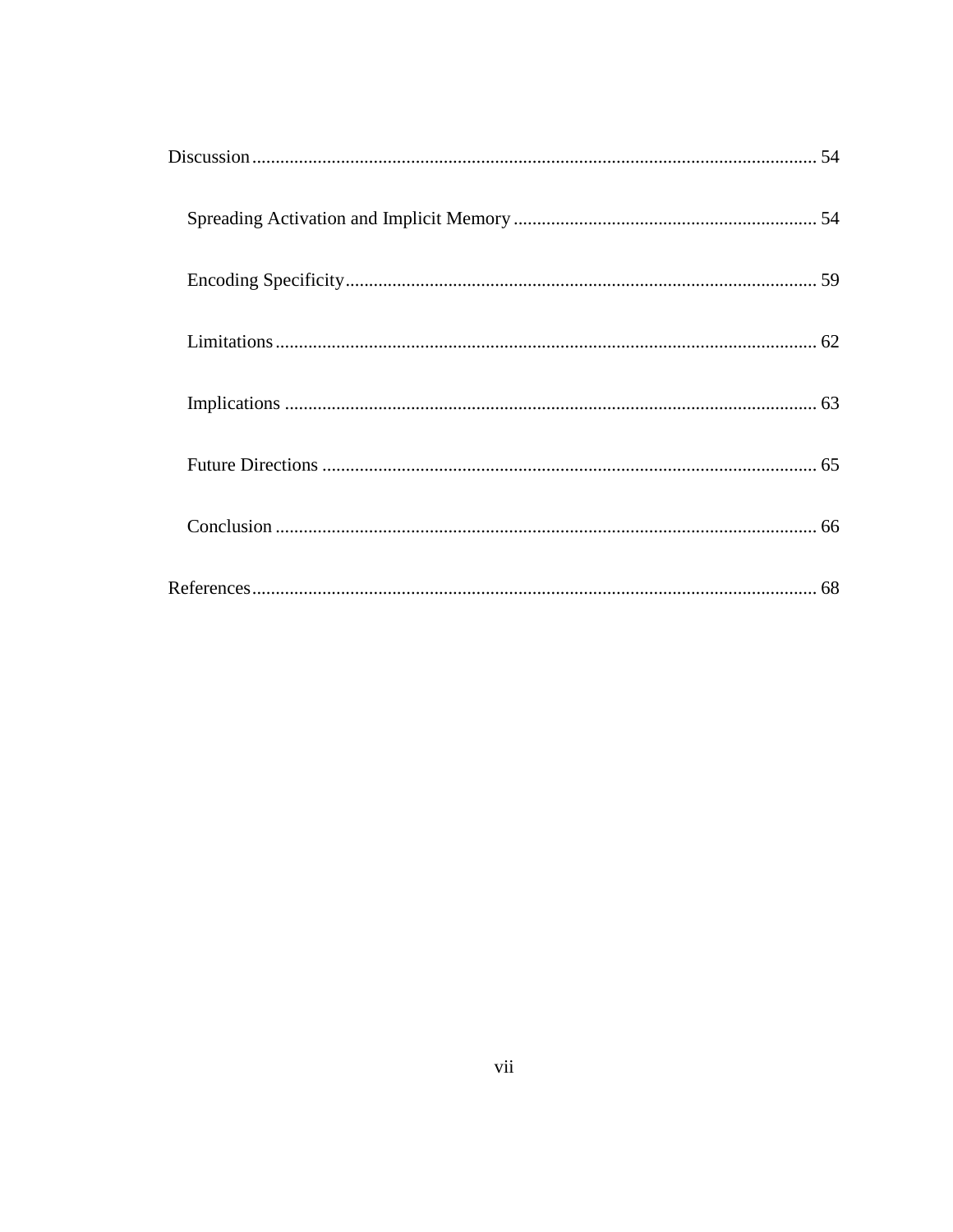Discussion ........................................................................................................................ 54

   Spreading Activation and Implicit Memory ................................................................ 54

   Encoding Specificity .................................................................................................... 59

   Limitations .................................................................................................................. 62

   Implications ................................................................................................................ 63

   Future Directions ........................................................................................................ 65

   Conclusion .................................................................................................................. 66

References ........................................................................................................................ 68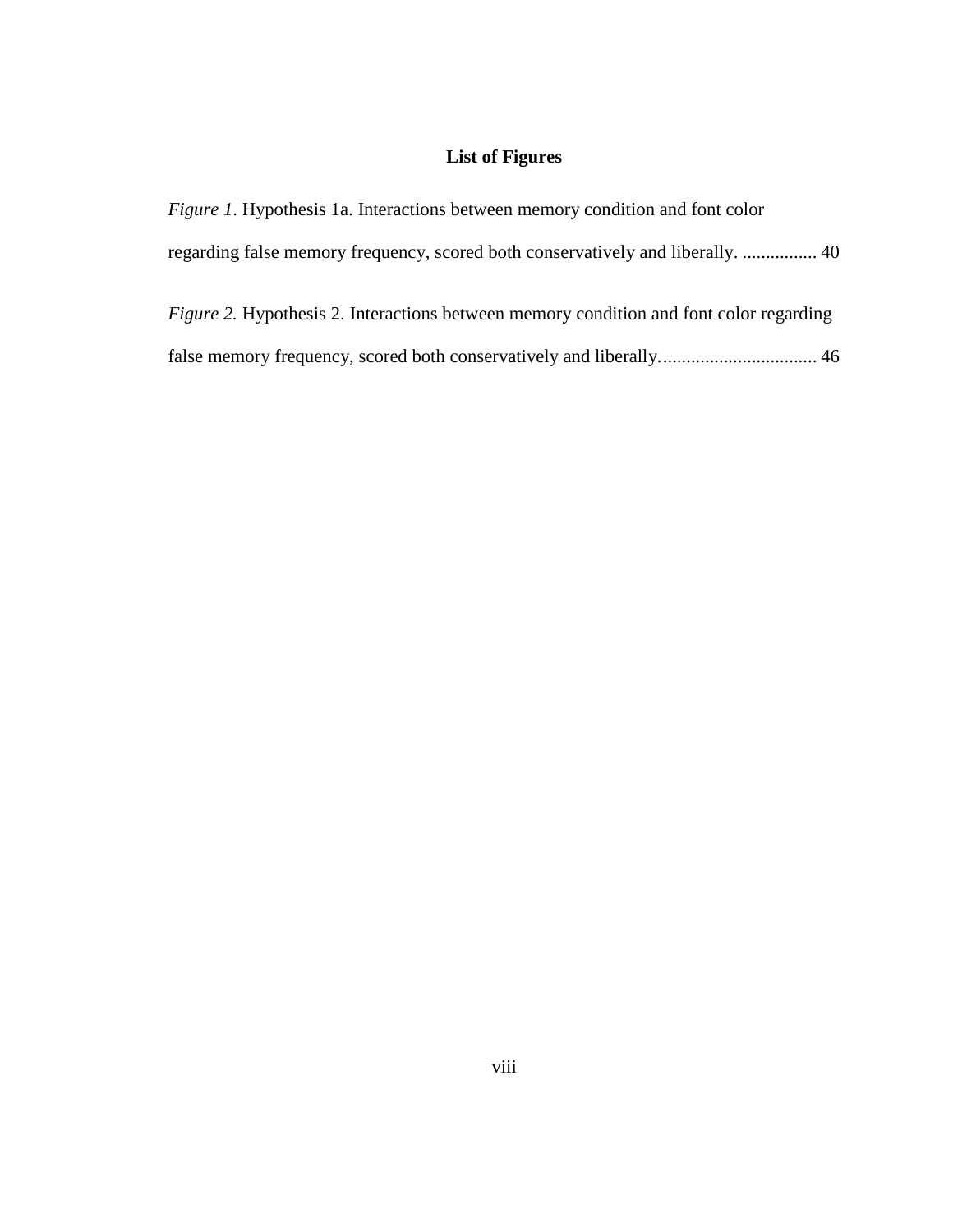## List of Figures

*Figure 1*. Hypothesis 1a. Interactions between memory condition and font color regarding false memory frequency, scored both conservatively and liberally. ................ 40

*Figure 2.* Hypothesis 2. Interactions between memory condition and font color regarding false memory frequency, scored both conservatively and liberally................................. 46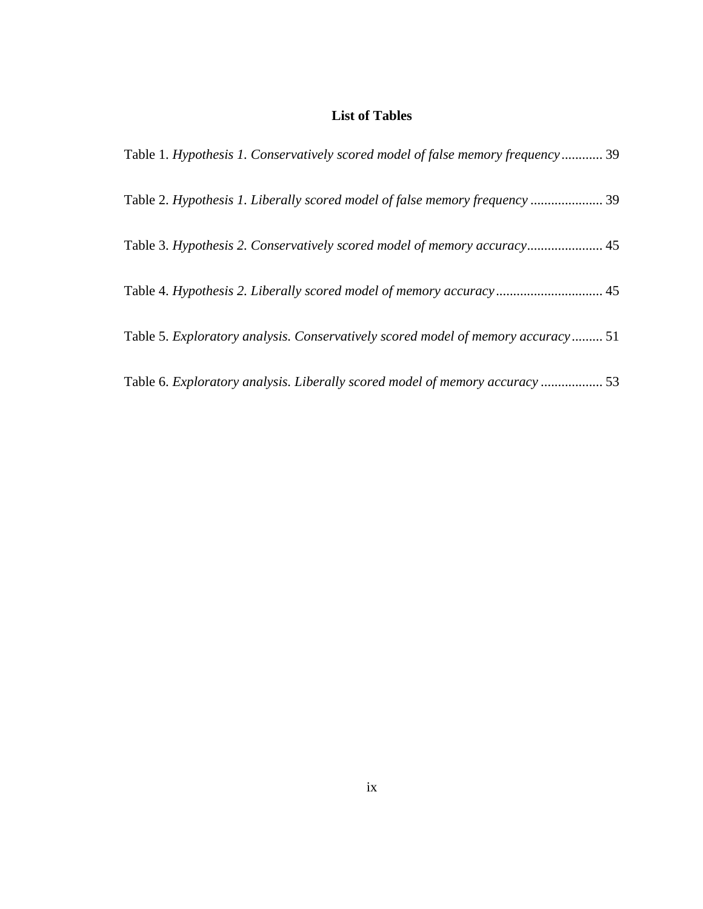# List of Tables

Table 1. *Hypothesis 1. Conservatively scored model of false memory frequency* ............ 39

Table 2. *Hypothesis 1. Liberally scored model of false memory frequency* ..................... 39

Table 3. *Hypothesis 2. Conservatively scored model of memory accuracy* ...................... 45

Table 4. *Hypothesis 2. Liberally scored model of memory accuracy* ............................... 45

Table 5. *Exploratory analysis. Conservatively scored model of memory accuracy* ......... 51

Table 6. *Exploratory analysis. Liberally scored model of memory accuracy* .................. 53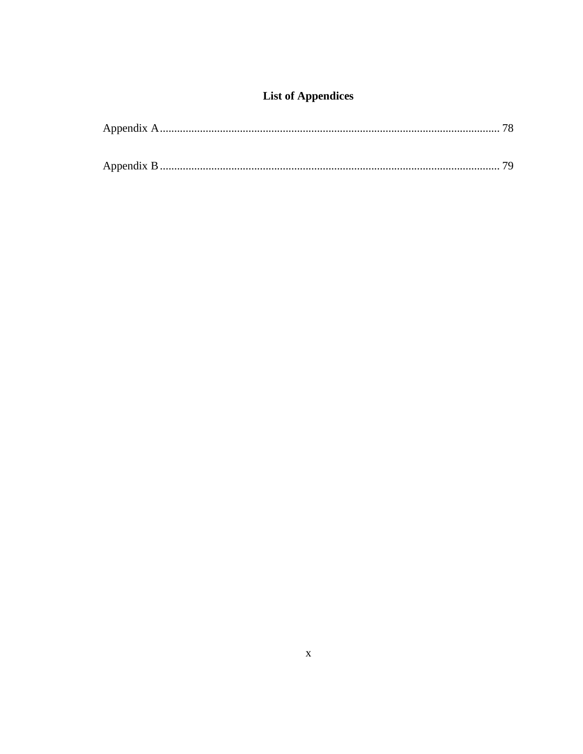# List of Appendices

Appendix A........................................................................................................................ 78

Appendix B........................................................................................................................ 79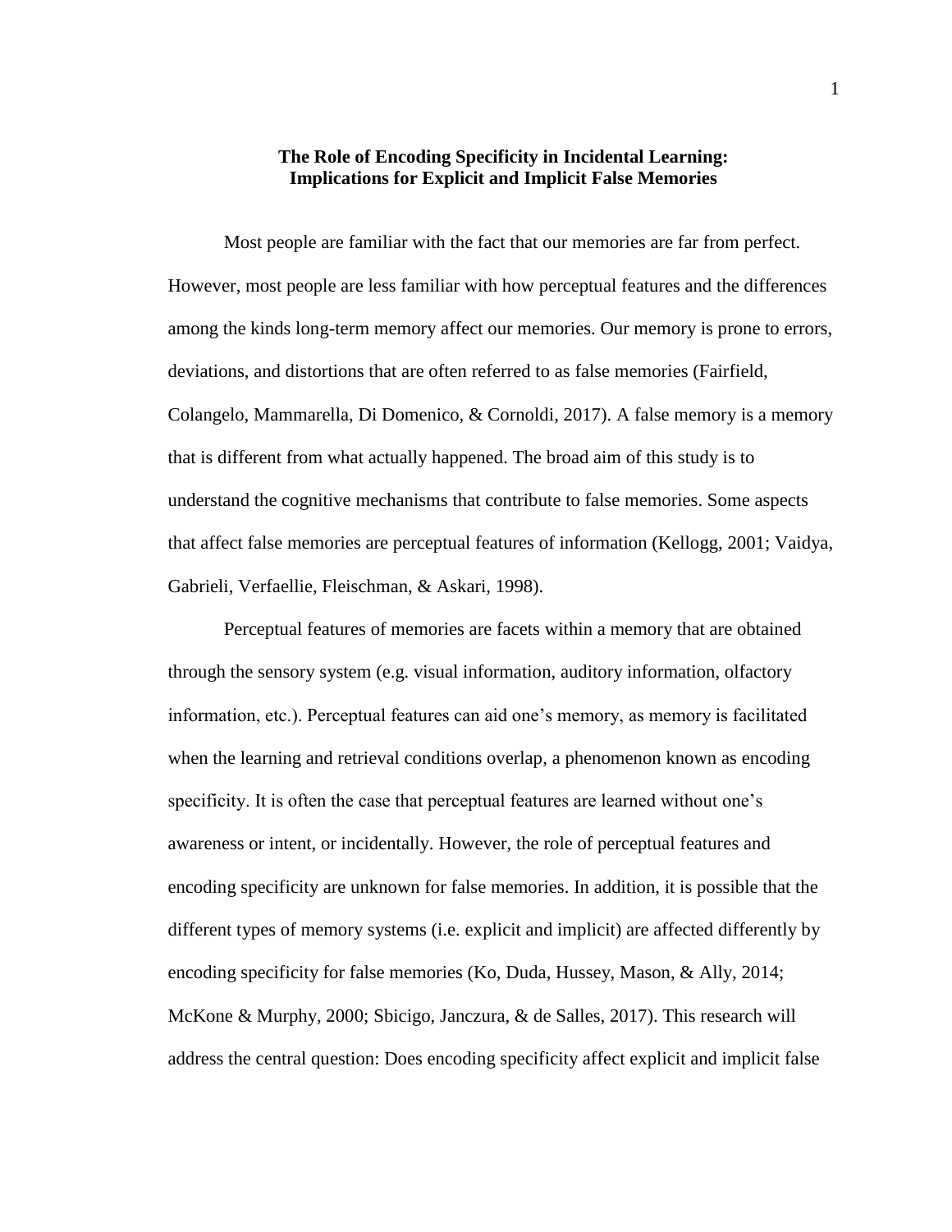# The Role of Encoding Specificity in Incidental Learning: Implications for Explicit and Implicit False Memories

Most people are familiar with the fact that our memories are far from perfect. However, most people are less familiar with how perceptual features and the differences among the kinds long-term memory affect our memories. Our memory is prone to errors, deviations, and distortions that are often referred to as false memories (Fairfield, Colangelo, Mammarella, Di Domenico, & Cornoldi, 2017). A false memory is a memory that is different from what actually happened. The broad aim of this study is to understand the cognitive mechanisms that contribute to false memories. Some aspects that affect false memories are perceptual features of information (Kellogg, 2001; Vaidya, Gabrieli, Verfaellie, Fleischman, & Askari, 1998).

Perceptual features of memories are facets within a memory that are obtained through the sensory system (e.g. visual information, auditory information, olfactory information, etc.). Perceptual features can aid one's memory, as memory is facilitated when the learning and retrieval conditions overlap, a phenomenon known as encoding specificity. It is often the case that perceptual features are learned without one's awareness or intent, or incidentally. However, the role of perceptual features and encoding specificity are unknown for false memories. In addition, it is possible that the different types of memory systems (i.e. explicit and implicit) are affected differently by encoding specificity for false memories (Ko, Duda, Hussey, Mason, & Ally, 2014; McKone & Murphy, 2000; Sbicigo, Janczura, & de Salles, 2017). This research will address the central question: Does encoding specificity affect explicit and implicit false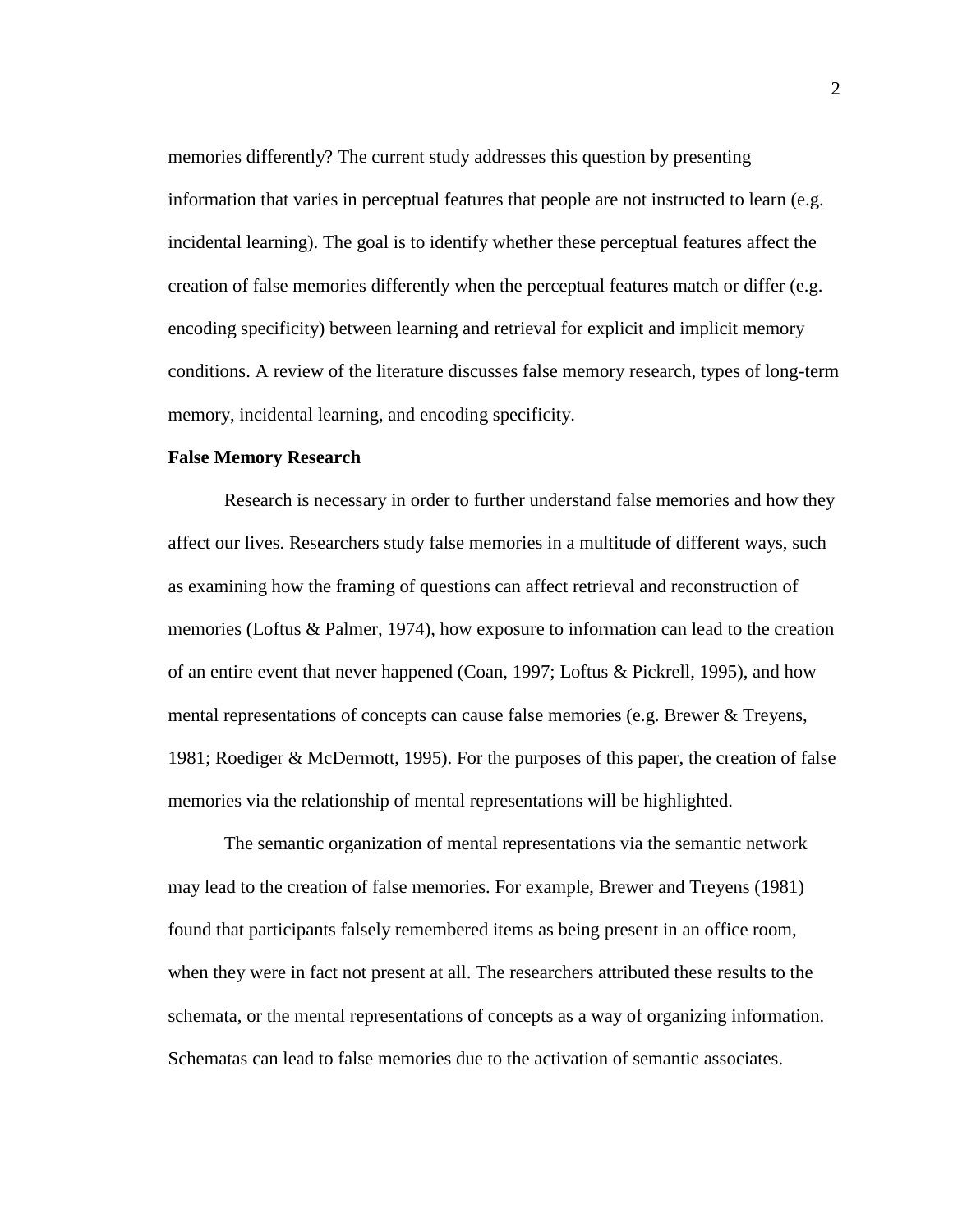memories differently? The current study addresses this question by presenting information that varies in perceptual features that people are not instructed to learn (e.g. incidental learning). The goal is to identify whether these perceptual features affect the creation of false memories differently when the perceptual features match or differ (e.g. encoding specificity) between learning and retrieval for explicit and implicit memory conditions. A review of the literature discusses false memory research, types of long-term memory, incidental learning, and encoding specificity.

**False Memory Research**

Research is necessary in order to further understand false memories and how they affect our lives. Researchers study false memories in a multitude of different ways, such as examining how the framing of questions can affect retrieval and reconstruction of memories (Loftus & Palmer, 1974), how exposure to information can lead to the creation of an entire event that never happened (Coan, 1997; Loftus & Pickrell, 1995), and how mental representations of concepts can cause false memories (e.g. Brewer & Treyens, 1981; Roediger & McDermott, 1995). For the purposes of this paper, the creation of false memories via the relationship of mental representations will be highlighted.

The semantic organization of mental representations via the semantic network may lead to the creation of false memories. For example, Brewer and Treyens (1981) found that participants falsely remembered items as being present in an office room, when they were in fact not present at all. The researchers attributed these results to the schemata, or the mental representations of concepts as a way of organizing information. Schematas can lead to false memories due to the activation of semantic associates.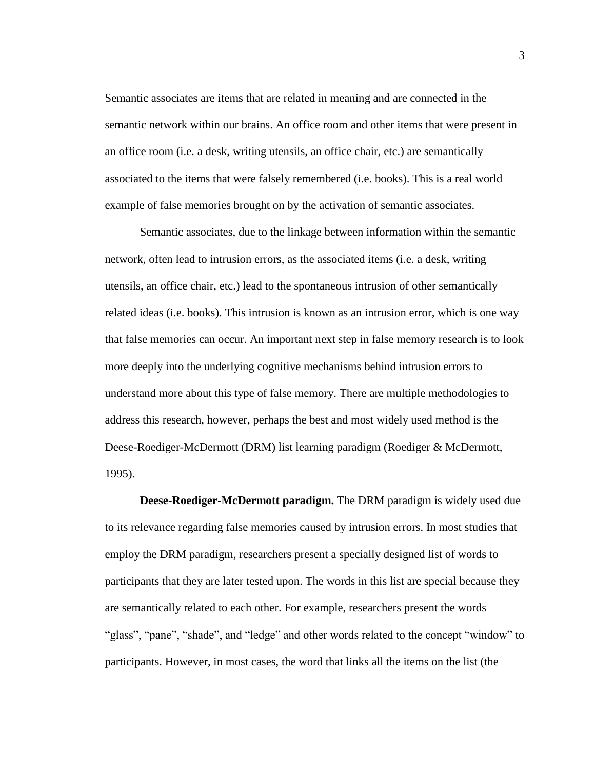Semantic associates are items that are related in meaning and are connected in the semantic network within our brains. An office room and other items that were present in an office room (i.e. a desk, writing utensils, an office chair, etc.) are semantically associated to the items that were falsely remembered (i.e. books). This is a real world example of false memories brought on by the activation of semantic associates.

Semantic associates, due to the linkage between information within the semantic network, often lead to intrusion errors, as the associated items (i.e. a desk, writing utensils, an office chair, etc.) lead to the spontaneous intrusion of other semantically related ideas (i.e. books). This intrusion is known as an intrusion error, which is one way that false memories can occur. An important next step in false memory research is to look more deeply into the underlying cognitive mechanisms behind intrusion errors to understand more about this type of false memory. There are multiple methodologies to address this research, however, perhaps the best and most widely used method is the Deese-Roediger-McDermott (DRM) list learning paradigm (Roediger & McDermott, 1995).

**Deese-Roediger-McDermott paradigm.** The DRM paradigm is widely used due to its relevance regarding false memories caused by intrusion errors. In most studies that employ the DRM paradigm, researchers present a specially designed list of words to participants that they are later tested upon. The words in this list are special because they are semantically related to each other. For example, researchers present the words "glass", "pane", "shade", and "ledge" and other words related to the concept "window" to participants. However, in most cases, the word that links all the items on the list (the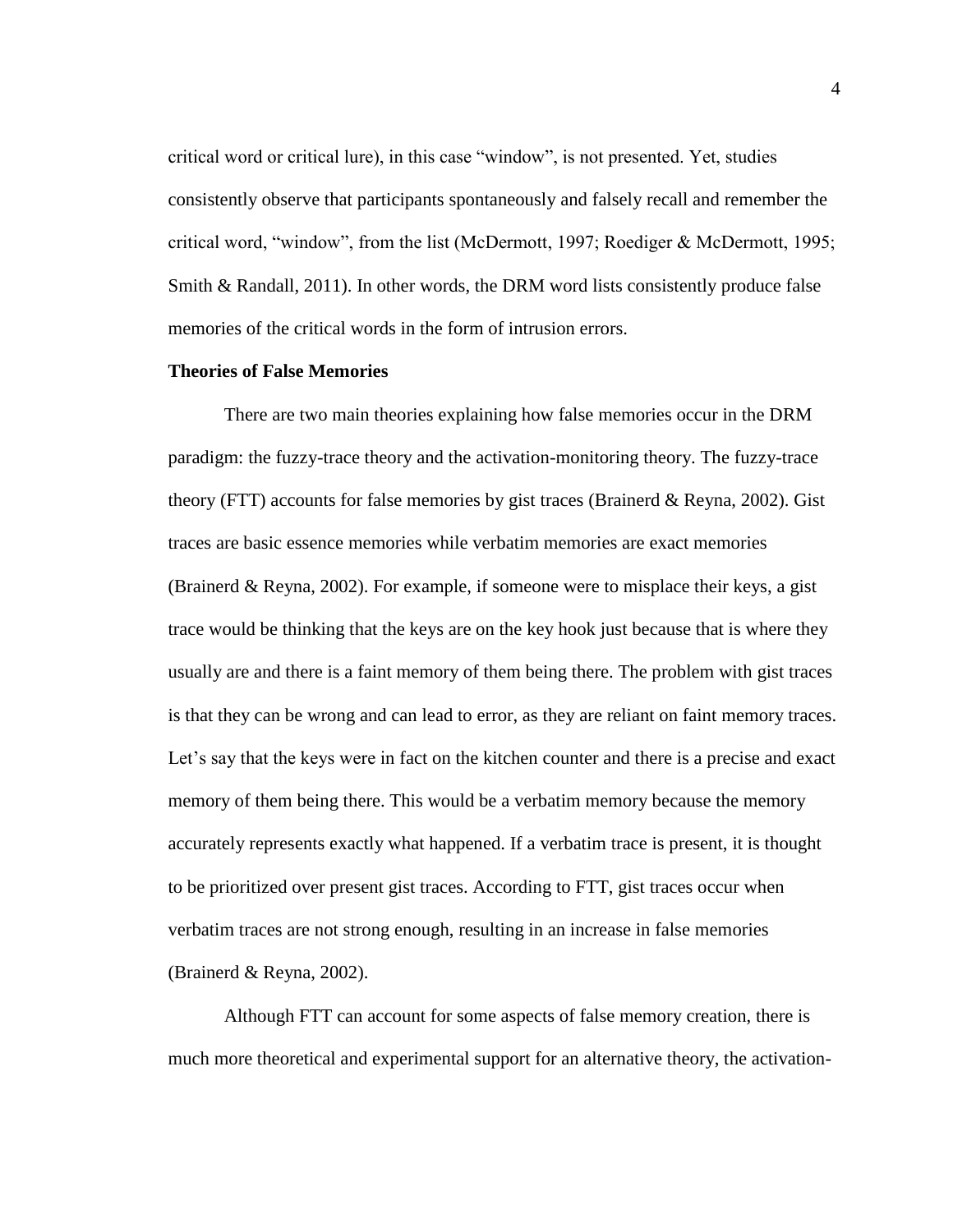critical word or critical lure), in this case “window”, is not presented. Yet, studies consistently observe that participants spontaneously and falsely recall and remember the critical word, “window”, from the list (McDermott, 1997; Roediger & McDermott, 1995; Smith & Randall, 2011). In other words, the DRM word lists consistently produce false memories of the critical words in the form of intrusion errors.

**Theories of False Memories**

There are two main theories explaining how false memories occur in the DRM paradigm: the fuzzy-trace theory and the activation-monitoring theory. The fuzzy-trace theory (FTT) accounts for false memories by gist traces (Brainerd & Reyna, 2002). Gist traces are basic essence memories while verbatim memories are exact memories (Brainerd & Reyna, 2002). For example, if someone were to misplace their keys, a gist trace would be thinking that the keys are on the key hook just because that is where they usually are and there is a faint memory of them being there. The problem with gist traces is that they can be wrong and can lead to error, as they are reliant on faint memory traces. Let’s say that the keys were in fact on the kitchen counter and there is a precise and exact memory of them being there. This would be a verbatim memory because the memory accurately represents exactly what happened. If a verbatim trace is present, it is thought to be prioritized over present gist traces. According to FTT, gist traces occur when verbatim traces are not strong enough, resulting in an increase in false memories (Brainerd & Reyna, 2002).

Although FTT can account for some aspects of false memory creation, there is much more theoretical and experimental support for an alternative theory, the activation-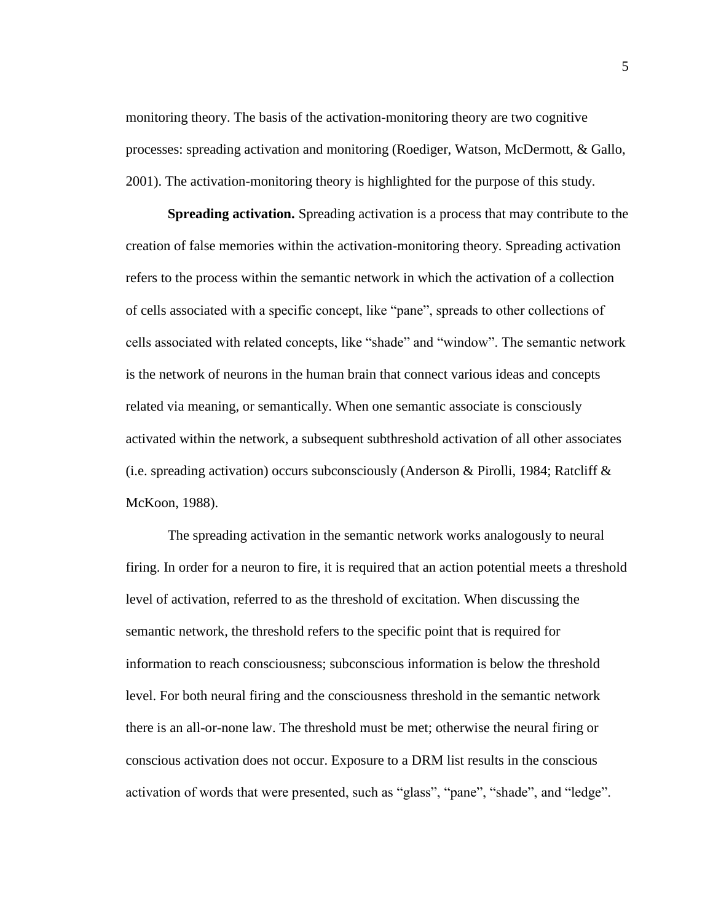monitoring theory. The basis of the activation-monitoring theory are two cognitive processes: spreading activation and monitoring (Roediger, Watson, McDermott, & Gallo, 2001). The activation-monitoring theory is highlighted for the purpose of this study.

**Spreading activation.** Spreading activation is a process that may contribute to the creation of false memories within the activation-monitoring theory. Spreading activation refers to the process within the semantic network in which the activation of a collection of cells associated with a specific concept, like "pane", spreads to other collections of cells associated with related concepts, like "shade" and "window". The semantic network is the network of neurons in the human brain that connect various ideas and concepts related via meaning, or semantically. When one semantic associate is consciously activated within the network, a subsequent subthreshold activation of all other associates (i.e. spreading activation) occurs subconsciously (Anderson & Pirolli, 1984; Ratcliff & McKoon, 1988).

The spreading activation in the semantic network works analogously to neural firing. In order for a neuron to fire, it is required that an action potential meets a threshold level of activation, referred to as the threshold of excitation. When discussing the semantic network, the threshold refers to the specific point that is required for information to reach consciousness; subconscious information is below the threshold level. For both neural firing and the consciousness threshold in the semantic network there is an all-or-none law. The threshold must be met; otherwise the neural firing or conscious activation does not occur. Exposure to a DRM list results in the conscious activation of words that were presented, such as "glass", "pane", "shade", and "ledge".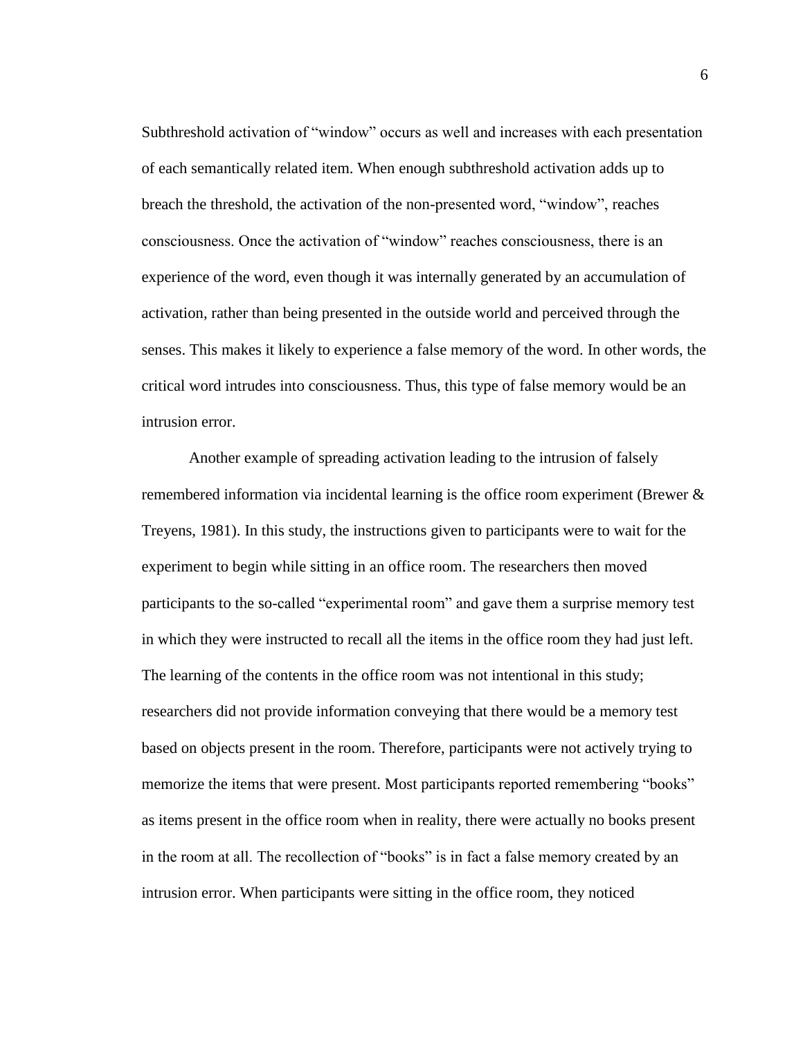Subthreshold activation of "window" occurs as well and increases with each presentation of each semantically related item. When enough subthreshold activation adds up to breach the threshold, the activation of the non-presented word, "window", reaches consciousness. Once the activation of "window" reaches consciousness, there is an experience of the word, even though it was internally generated by an accumulation of activation, rather than being presented in the outside world and perceived through the senses. This makes it likely to experience a false memory of the word. In other words, the critical word intrudes into consciousness. Thus, this type of false memory would be an intrusion error.

Another example of spreading activation leading to the intrusion of falsely remembered information via incidental learning is the office room experiment (Brewer & Treyens, 1981). In this study, the instructions given to participants were to wait for the experiment to begin while sitting in an office room. The researchers then moved participants to the so-called "experimental room" and gave them a surprise memory test in which they were instructed to recall all the items in the office room they had just left. The learning of the contents in the office room was not intentional in this study; researchers did not provide information conveying that there would be a memory test based on objects present in the room. Therefore, participants were not actively trying to memorize the items that were present. Most participants reported remembering "books" as items present in the office room when in reality, there were actually no books present in the room at all. The recollection of "books" is in fact a false memory created by an intrusion error. When participants were sitting in the office room, they noticed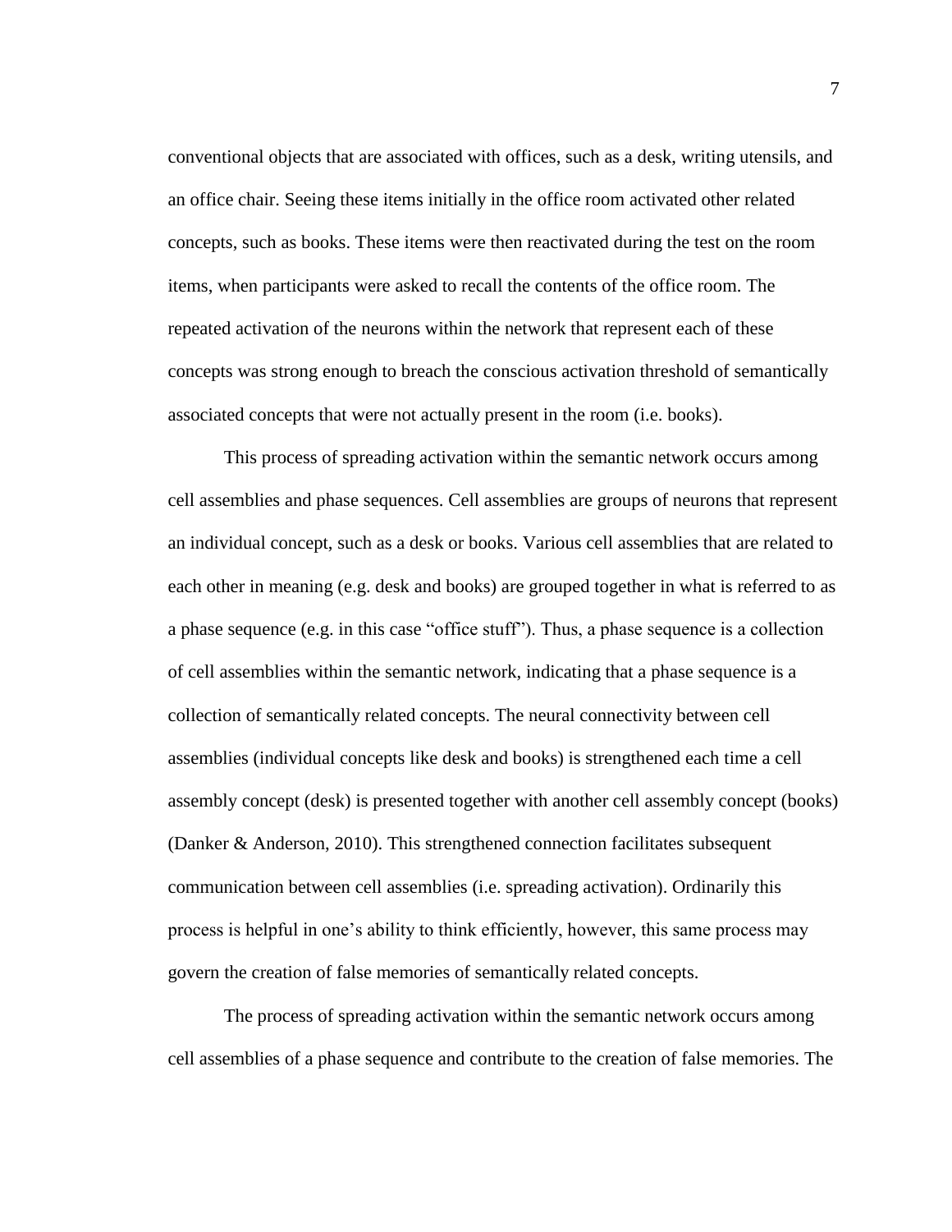conventional objects that are associated with offices, such as a desk, writing utensils, and an office chair. Seeing these items initially in the office room activated other related concepts, such as books. These items were then reactivated during the test on the room items, when participants were asked to recall the contents of the office room. The repeated activation of the neurons within the network that represent each of these concepts was strong enough to breach the conscious activation threshold of semantically associated concepts that were not actually present in the room (i.e. books).

This process of spreading activation within the semantic network occurs among cell assemblies and phase sequences. Cell assemblies are groups of neurons that represent an individual concept, such as a desk or books. Various cell assemblies that are related to each other in meaning (e.g. desk and books) are grouped together in what is referred to as a phase sequence (e.g. in this case "office stuff"). Thus, a phase sequence is a collection of cell assemblies within the semantic network, indicating that a phase sequence is a collection of semantically related concepts. The neural connectivity between cell assemblies (individual concepts like desk and books) is strengthened each time a cell assembly concept (desk) is presented together with another cell assembly concept (books) (Danker & Anderson, 2010). This strengthened connection facilitates subsequent communication between cell assemblies (i.e. spreading activation). Ordinarily this process is helpful in one's ability to think efficiently, however, this same process may govern the creation of false memories of semantically related concepts.

The process of spreading activation within the semantic network occurs among cell assemblies of a phase sequence and contribute to the creation of false memories. The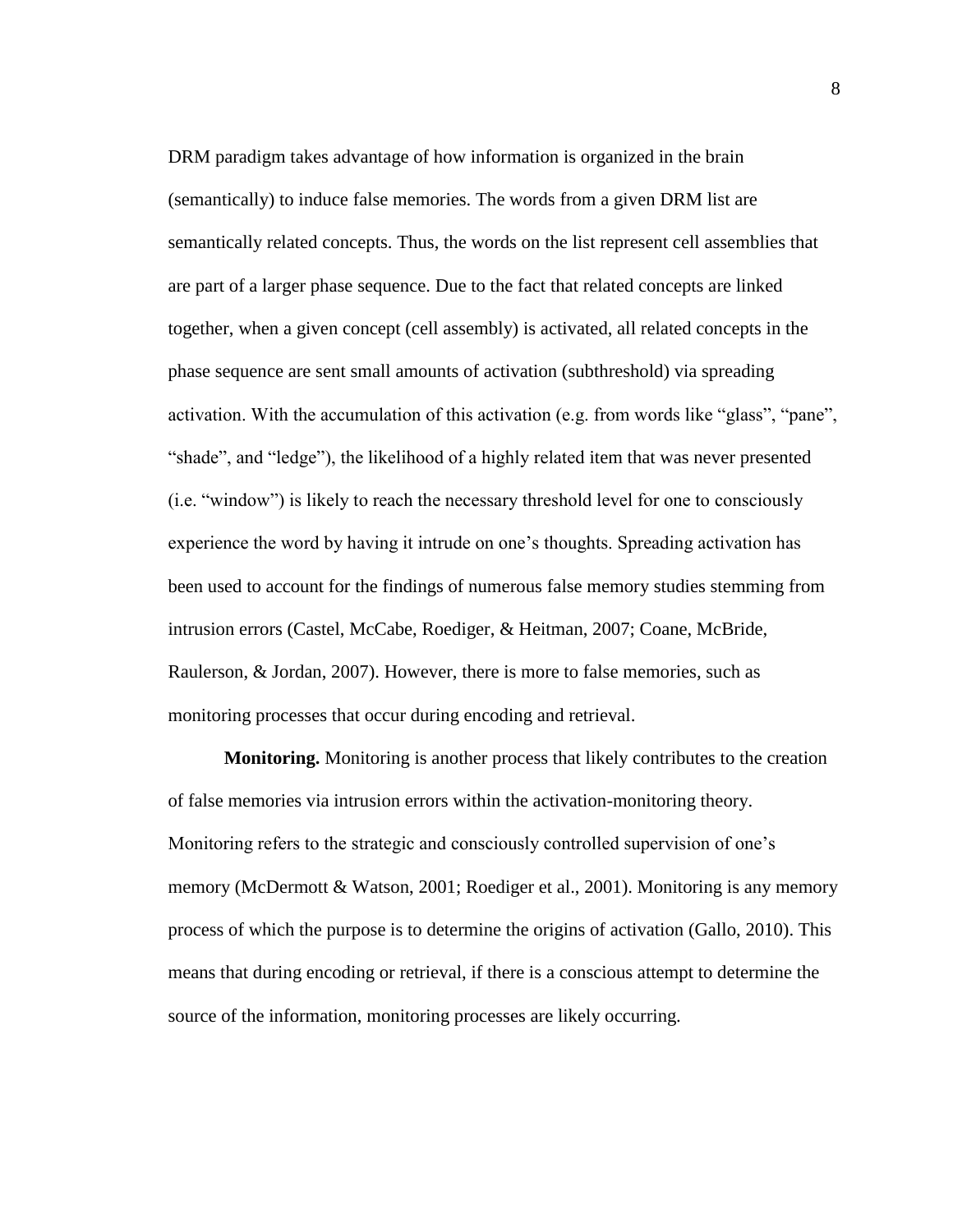DRM paradigm takes advantage of how information is organized in the brain (semantically) to induce false memories. The words from a given DRM list are semantically related concepts. Thus, the words on the list represent cell assemblies that are part of a larger phase sequence. Due to the fact that related concepts are linked together, when a given concept (cell assembly) is activated, all related concepts in the phase sequence are sent small amounts of activation (subthreshold) via spreading activation. With the accumulation of this activation (e.g. from words like "glass", "pane", "shade", and "ledge"), the likelihood of a highly related item that was never presented (i.e. "window") is likely to reach the necessary threshold level for one to consciously experience the word by having it intrude on one's thoughts. Spreading activation has been used to account for the findings of numerous false memory studies stemming from intrusion errors (Castel, McCabe, Roediger, & Heitman, 2007; Coane, McBride, Raulerson, & Jordan, 2007). However, there is more to false memories, such as monitoring processes that occur during encoding and retrieval.

**Monitoring.** Monitoring is another process that likely contributes to the creation of false memories via intrusion errors within the activation-monitoring theory. Monitoring refers to the strategic and consciously controlled supervision of one's memory (McDermott & Watson, 2001; Roediger et al., 2001). Monitoring is any memory process of which the purpose is to determine the origins of activation (Gallo, 2010). This means that during encoding or retrieval, if there is a conscious attempt to determine the source of the information, monitoring processes are likely occurring.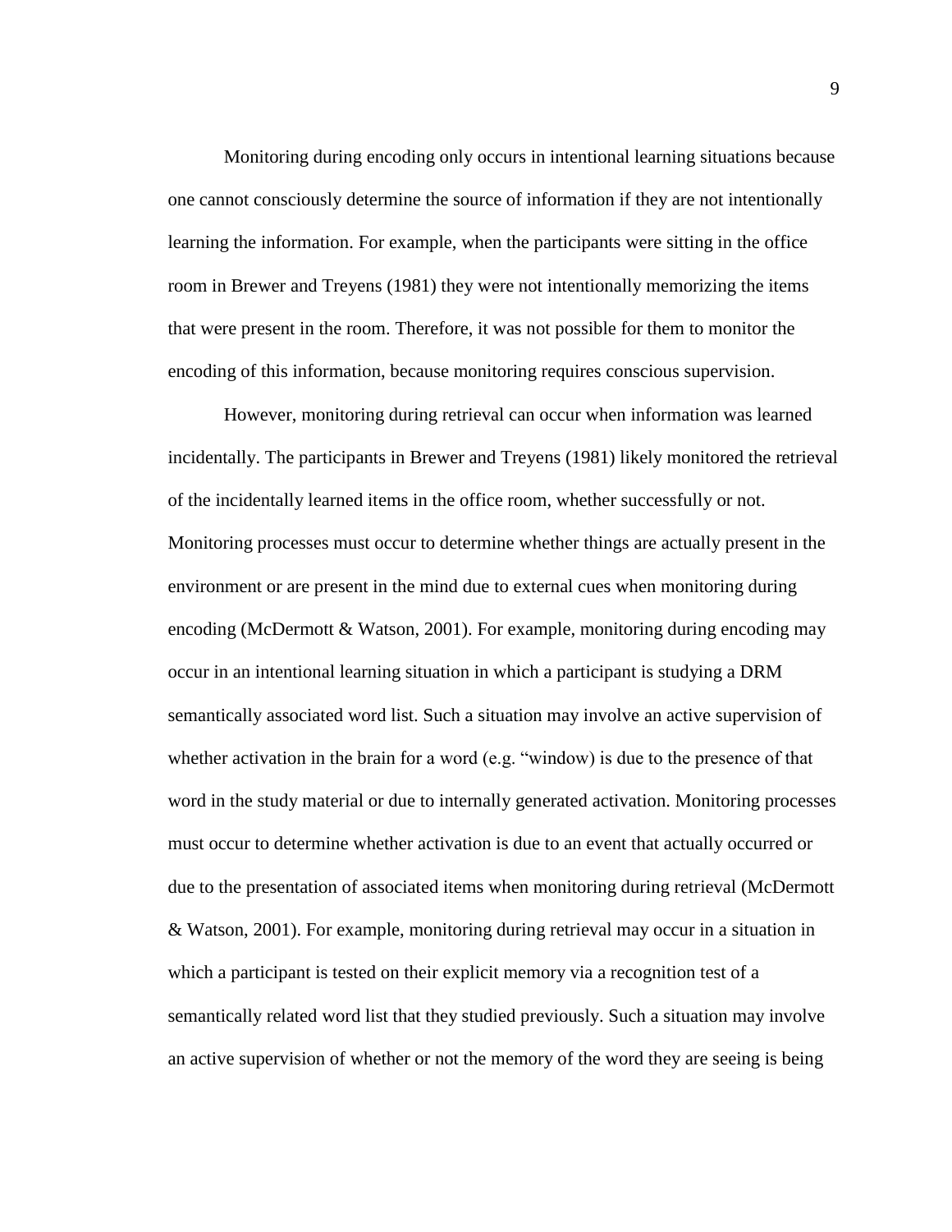Monitoring during encoding only occurs in intentional learning situations because one cannot consciously determine the source of information if they are not intentionally learning the information. For example, when the participants were sitting in the office room in Brewer and Treyens (1981) they were not intentionally memorizing the items that were present in the room. Therefore, it was not possible for them to monitor the encoding of this information, because monitoring requires conscious supervision.

However, monitoring during retrieval can occur when information was learned incidentally. The participants in Brewer and Treyens (1981) likely monitored the retrieval of the incidentally learned items in the office room, whether successfully or not. Monitoring processes must occur to determine whether things are actually present in the environment or are present in the mind due to external cues when monitoring during encoding (McDermott & Watson, 2001). For example, monitoring during encoding may occur in an intentional learning situation in which a participant is studying a DRM semantically associated word list. Such a situation may involve an active supervision of whether activation in the brain for a word (e.g. "window) is due to the presence of that word in the study material or due to internally generated activation. Monitoring processes must occur to determine whether activation is due to an event that actually occurred or due to the presentation of associated items when monitoring during retrieval (McDermott & Watson, 2001). For example, monitoring during retrieval may occur in a situation in which a participant is tested on their explicit memory via a recognition test of a semantically related word list that they studied previously. Such a situation may involve an active supervision of whether or not the memory of the word they are seeing is being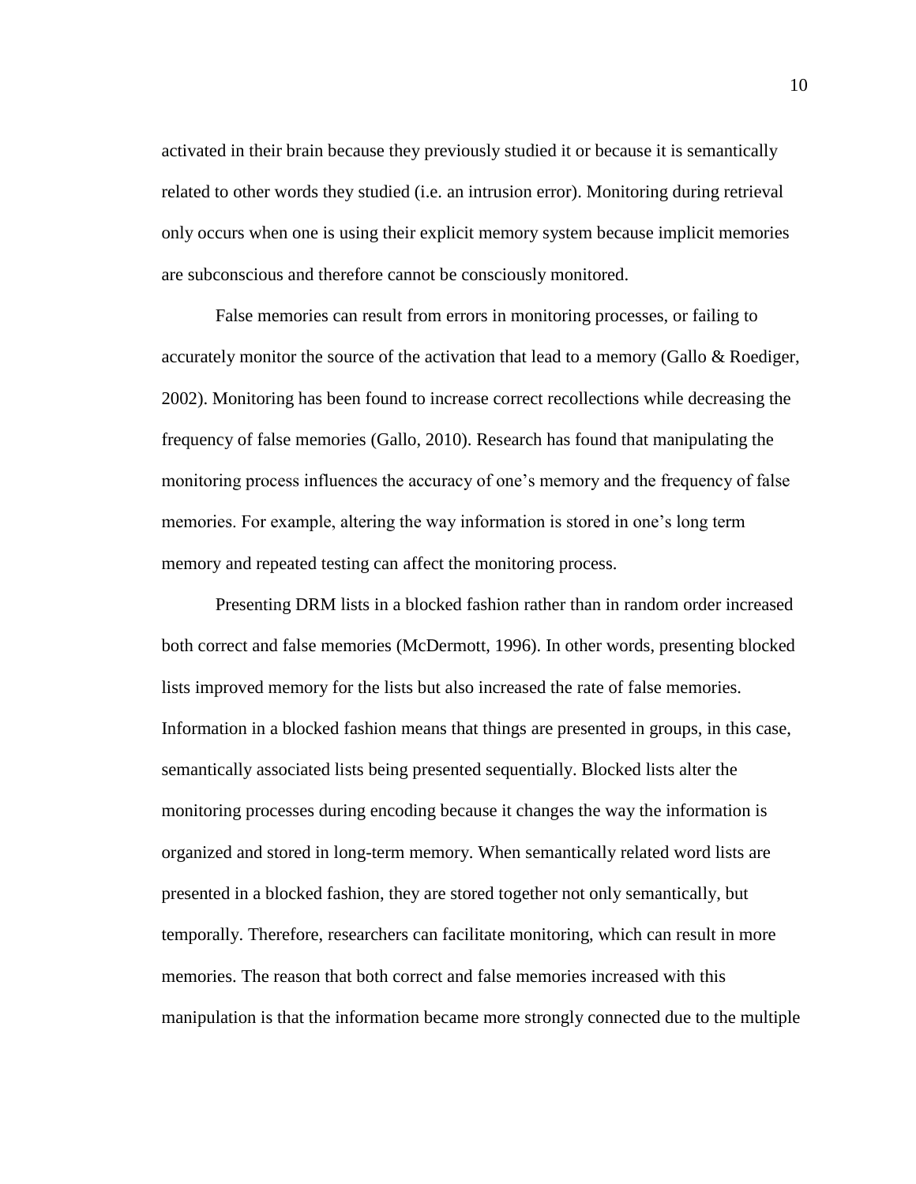activated in their brain because they previously studied it or because it is semantically related to other words they studied (i.e. an intrusion error). Monitoring during retrieval only occurs when one is using their explicit memory system because implicit memories are subconscious and therefore cannot be consciously monitored.

False memories can result from errors in monitoring processes, or failing to accurately monitor the source of the activation that lead to a memory (Gallo & Roediger, 2002). Monitoring has been found to increase correct recollections while decreasing the frequency of false memories (Gallo, 2010). Research has found that manipulating the monitoring process influences the accuracy of one's memory and the frequency of false memories. For example, altering the way information is stored in one's long term memory and repeated testing can affect the monitoring process.

Presenting DRM lists in a blocked fashion rather than in random order increased both correct and false memories (McDermott, 1996). In other words, presenting blocked lists improved memory for the lists but also increased the rate of false memories. Information in a blocked fashion means that things are presented in groups, in this case, semantically associated lists being presented sequentially. Blocked lists alter the monitoring processes during encoding because it changes the way the information is organized and stored in long-term memory. When semantically related word lists are presented in a blocked fashion, they are stored together not only semantically, but temporally. Therefore, researchers can facilitate monitoring, which can result in more memories. The reason that both correct and false memories increased with this manipulation is that the information became more strongly connected due to the multiple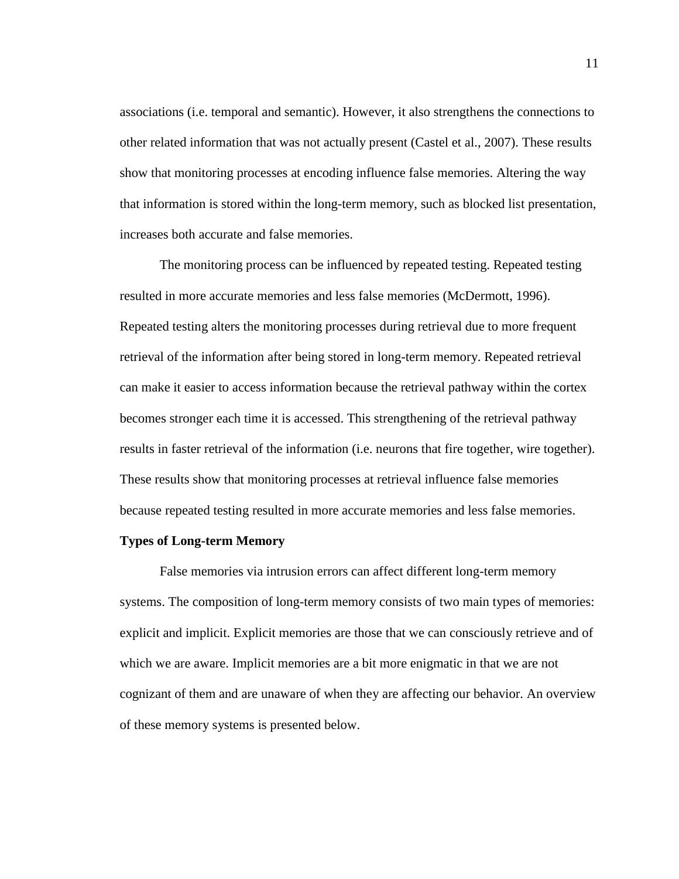associations (i.e. temporal and semantic). However, it also strengthens the connections to other related information that was not actually present (Castel et al., 2007). These results show that monitoring processes at encoding influence false memories. Altering the way that information is stored within the long-term memory, such as blocked list presentation, increases both accurate and false memories.

The monitoring process can be influenced by repeated testing. Repeated testing resulted in more accurate memories and less false memories (McDermott, 1996). Repeated testing alters the monitoring processes during retrieval due to more frequent retrieval of the information after being stored in long-term memory. Repeated retrieval can make it easier to access information because the retrieval pathway within the cortex becomes stronger each time it is accessed. This strengthening of the retrieval pathway results in faster retrieval of the information (i.e. neurons that fire together, wire together). These results show that monitoring processes at retrieval influence false memories because repeated testing resulted in more accurate memories and less false memories.

**Types of Long-term Memory**

False memories via intrusion errors can affect different long-term memory systems. The composition of long-term memory consists of two main types of memories: explicit and implicit. Explicit memories are those that we can consciously retrieve and of which we are aware. Implicit memories are a bit more enigmatic in that we are not cognizant of them and are unaware of when they are affecting our behavior. An overview of these memory systems is presented below.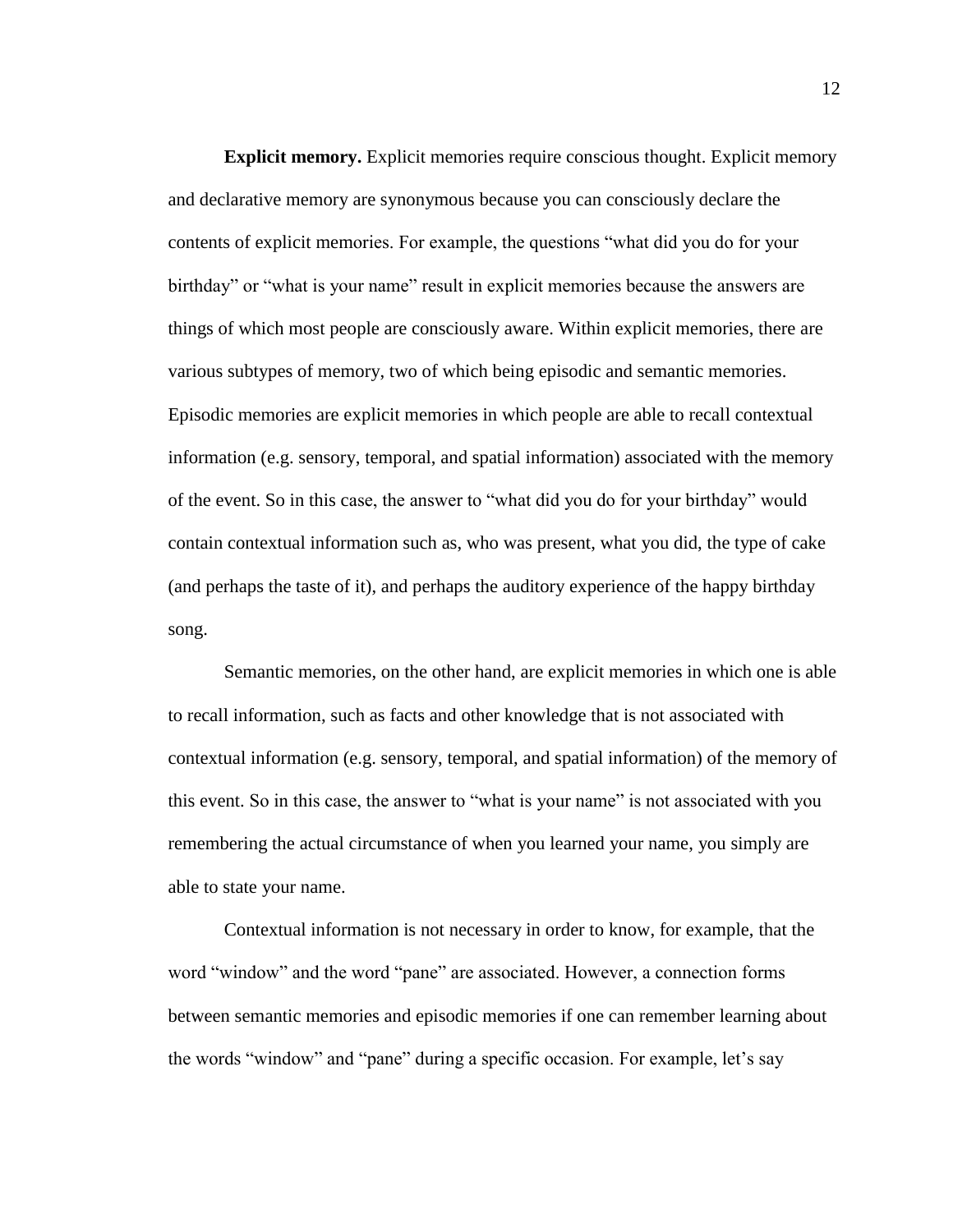**Explicit memory.** Explicit memories require conscious thought. Explicit memory and declarative memory are synonymous because you can consciously declare the contents of explicit memories. For example, the questions "what did you do for your birthday" or "what is your name" result in explicit memories because the answers are things of which most people are consciously aware. Within explicit memories, there are various subtypes of memory, two of which being episodic and semantic memories. Episodic memories are explicit memories in which people are able to recall contextual information (e.g. sensory, temporal, and spatial information) associated with the memory of the event. So in this case, the answer to "what did you do for your birthday" would contain contextual information such as, who was present, what you did, the type of cake (and perhaps the taste of it), and perhaps the auditory experience of the happy birthday song.

Semantic memories, on the other hand, are explicit memories in which one is able to recall information, such as facts and other knowledge that is not associated with contextual information (e.g. sensory, temporal, and spatial information) of the memory of this event. So in this case, the answer to "what is your name" is not associated with you remembering the actual circumstance of when you learned your name, you simply are able to state your name.

Contextual information is not necessary in order to know, for example, that the word "window" and the word "pane" are associated. However, a connection forms between semantic memories and episodic memories if one can remember learning about the words "window" and "pane" during a specific occasion. For example, let's say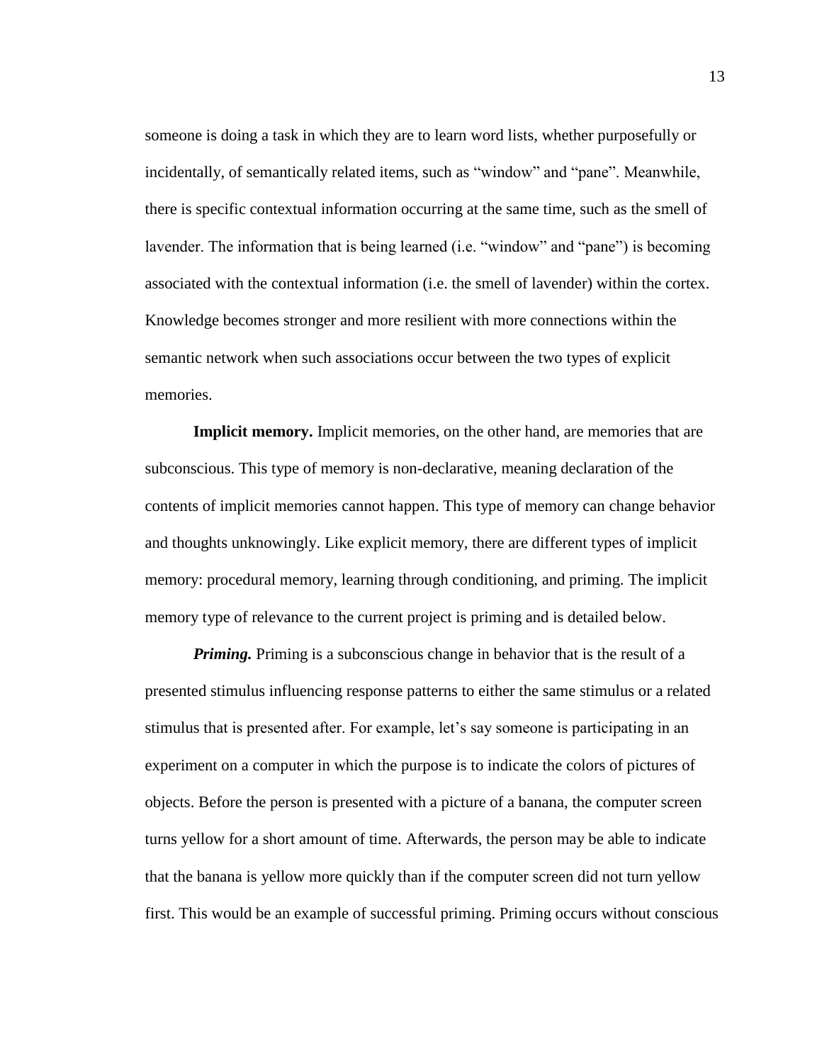someone is doing a task in which they are to learn word lists, whether purposefully or incidentally, of semantically related items, such as "window" and "pane". Meanwhile, there is specific contextual information occurring at the same time, such as the smell of lavender. The information that is being learned (i.e. "window" and "pane") is becoming associated with the contextual information (i.e. the smell of lavender) within the cortex. Knowledge becomes stronger and more resilient with more connections within the semantic network when such associations occur between the two types of explicit memories.

**Implicit memory.** Implicit memories, on the other hand, are memories that are subconscious. This type of memory is non-declarative, meaning declaration of the contents of implicit memories cannot happen. This type of memory can change behavior and thoughts unknowingly. Like explicit memory, there are different types of implicit memory: procedural memory, learning through conditioning, and priming. The implicit memory type of relevance to the current project is priming and is detailed below.

***Priming.*** Priming is a subconscious change in behavior that is the result of a presented stimulus influencing response patterns to either the same stimulus or a related stimulus that is presented after. For example, let's say someone is participating in an experiment on a computer in which the purpose is to indicate the colors of pictures of objects. Before the person is presented with a picture of a banana, the computer screen turns yellow for a short amount of time. Afterwards, the person may be able to indicate that the banana is yellow more quickly than if the computer screen did not turn yellow first. This would be an example of successful priming. Priming occurs without conscious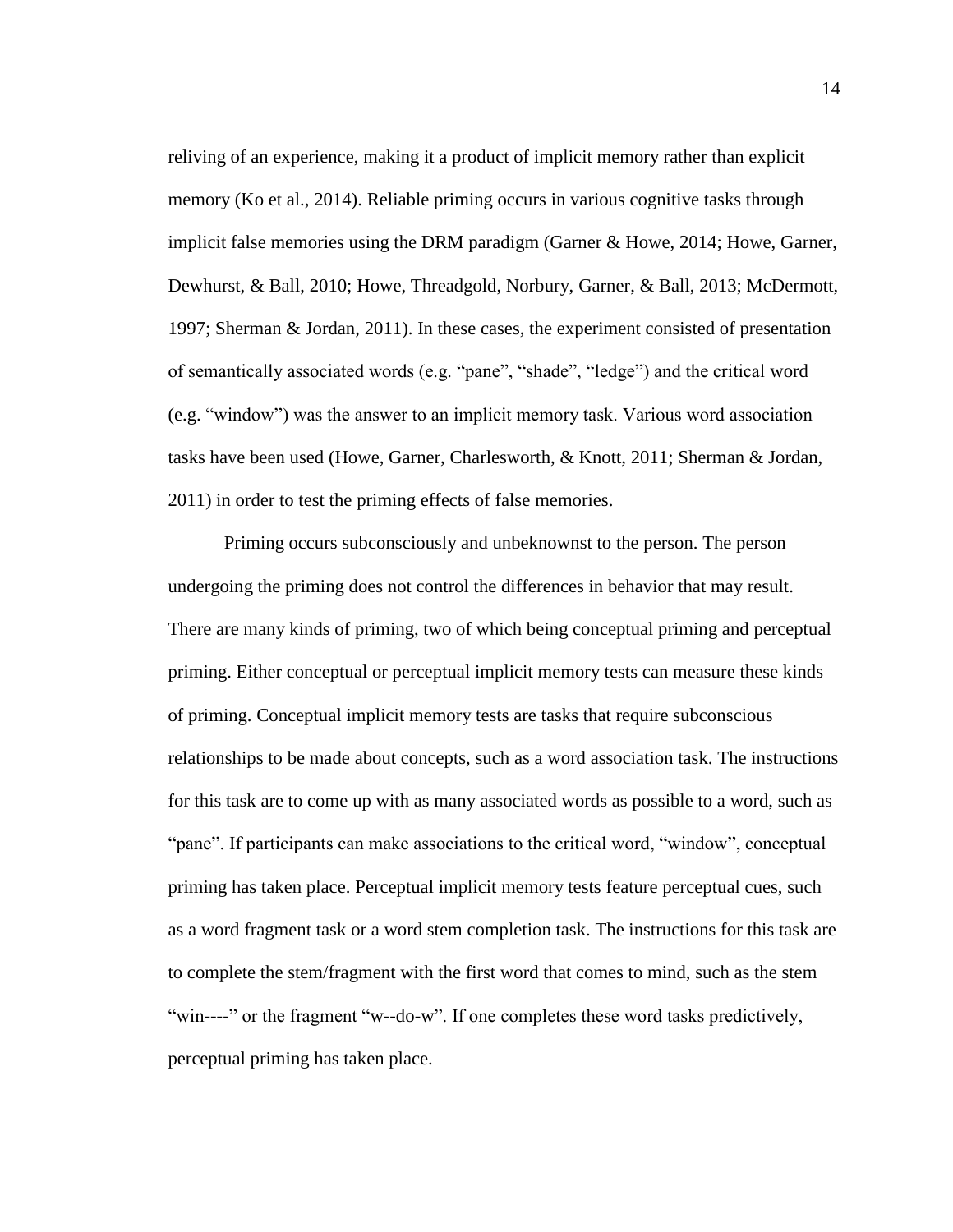reliving of an experience, making it a product of implicit memory rather than explicit memory (Ko et al., 2014). Reliable priming occurs in various cognitive tasks through implicit false memories using the DRM paradigm (Garner & Howe, 2014; Howe, Garner, Dewhurst, & Ball, 2010; Howe, Threadgold, Norbury, Garner, & Ball, 2013; McDermott, 1997; Sherman & Jordan, 2011). In these cases, the experiment consisted of presentation of semantically associated words (e.g. "pane", "shade", "ledge") and the critical word (e.g. "window") was the answer to an implicit memory task. Various word association tasks have been used (Howe, Garner, Charlesworth, & Knott, 2011; Sherman & Jordan, 2011) in order to test the priming effects of false memories.

Priming occurs subconsciously and unbeknownst to the person. The person undergoing the priming does not control the differences in behavior that may result. There are many kinds of priming, two of which being conceptual priming and perceptual priming. Either conceptual or perceptual implicit memory tests can measure these kinds of priming. Conceptual implicit memory tests are tasks that require subconscious relationships to be made about concepts, such as a word association task. The instructions for this task are to come up with as many associated words as possible to a word, such as "pane". If participants can make associations to the critical word, "window", conceptual priming has taken place. Perceptual implicit memory tests feature perceptual cues, such as a word fragment task or a word stem completion task. The instructions for this task are to complete the stem/fragment with the first word that comes to mind, such as the stem "win----" or the fragment "w--do-w". If one completes these word tasks predictively, perceptual priming has taken place.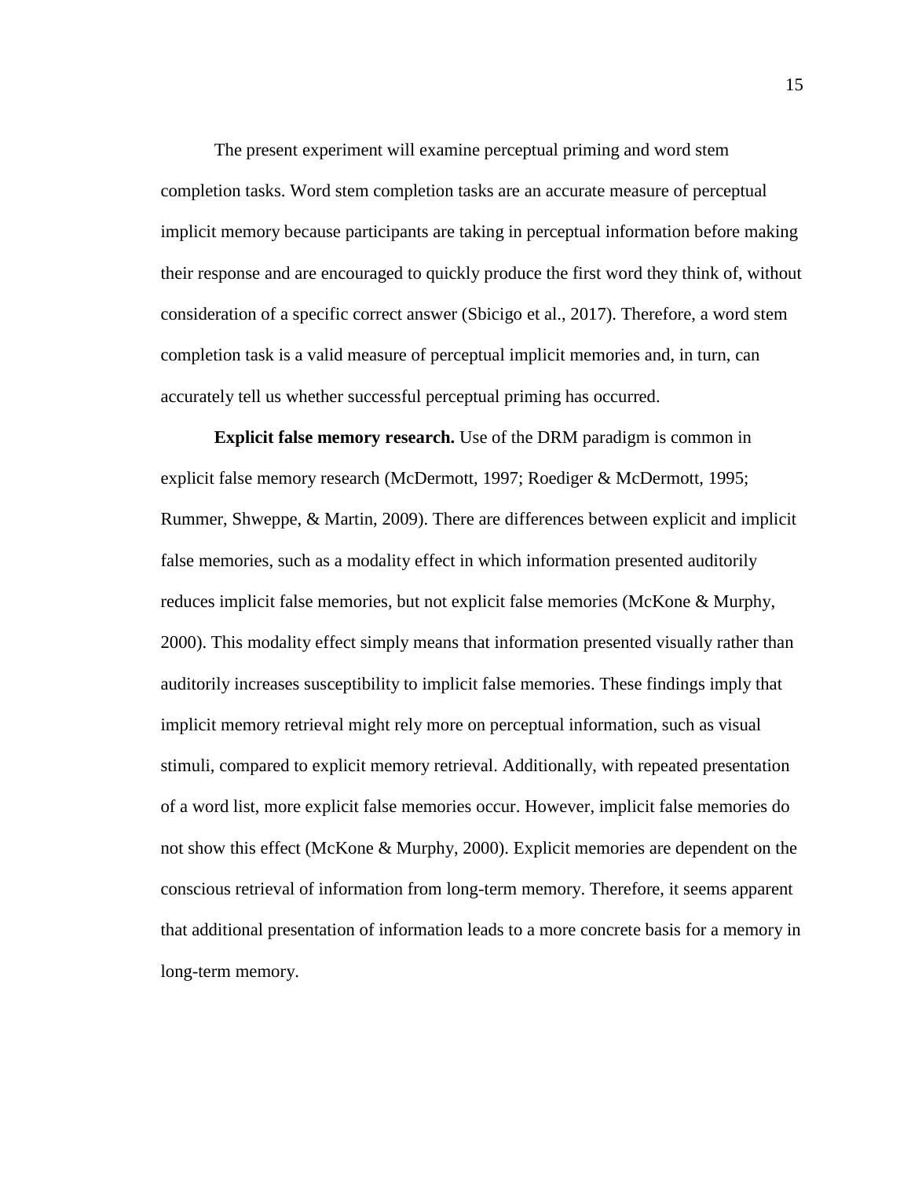The present experiment will examine perceptual priming and word stem completion tasks. Word stem completion tasks are an accurate measure of perceptual implicit memory because participants are taking in perceptual information before making their response and are encouraged to quickly produce the first word they think of, without consideration of a specific correct answer (Sbicigo et al., 2017). Therefore, a word stem completion task is a valid measure of perceptual implicit memories and, in turn, can accurately tell us whether successful perceptual priming has occurred.

**Explicit false memory research.** Use of the DRM paradigm is common in explicit false memory research (McDermott, 1997; Roediger & McDermott, 1995; Rummer, Shweppe, & Martin, 2009). There are differences between explicit and implicit false memories, such as a modality effect in which information presented auditorily reduces implicit false memories, but not explicit false memories (McKone & Murphy, 2000). This modality effect simply means that information presented visually rather than auditorily increases susceptibility to implicit false memories. These findings imply that implicit memory retrieval might rely more on perceptual information, such as visual stimuli, compared to explicit memory retrieval. Additionally, with repeated presentation of a word list, more explicit false memories occur. However, implicit false memories do not show this effect (McKone & Murphy, 2000). Explicit memories are dependent on the conscious retrieval of information from long-term memory. Therefore, it seems apparent that additional presentation of information leads to a more concrete basis for a memory in long-term memory.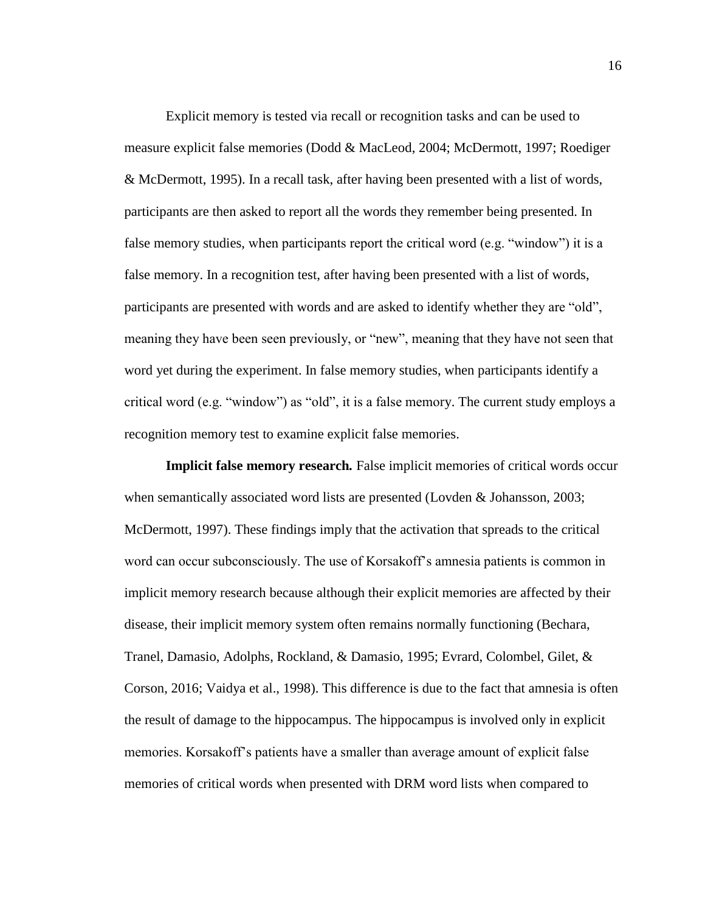Explicit memory is tested via recall or recognition tasks and can be used to measure explicit false memories (Dodd & MacLeod, 2004; McDermott, 1997; Roediger & McDermott, 1995). In a recall task, after having been presented with a list of words, participants are then asked to report all the words they remember being presented. In false memory studies, when participants report the critical word (e.g. "window") it is a false memory. In a recognition test, after having been presented with a list of words, participants are presented with words and are asked to identify whether they are "old", meaning they have been seen previously, or "new", meaning that they have not seen that word yet during the experiment. In false memory studies, when participants identify a critical word (e.g. "window") as "old", it is a false memory. The current study employs a recognition memory test to examine explicit false memories.

**Implicit false memory research.** False implicit memories of critical words occur when semantically associated word lists are presented (Lovden & Johansson, 2003; McDermott, 1997). These findings imply that the activation that spreads to the critical word can occur subconsciously. The use of Korsakoff's amnesia patients is common in implicit memory research because although their explicit memories are affected by their disease, their implicit memory system often remains normally functioning (Bechara, Tranel, Damasio, Adolphs, Rockland, & Damasio, 1995; Evrard, Colombel, Gilet, & Corson, 2016; Vaidya et al., 1998). This difference is due to the fact that amnesia is often the result of damage to the hippocampus. The hippocampus is involved only in explicit memories. Korsakoff's patients have a smaller than average amount of explicit false memories of critical words when presented with DRM word lists when compared to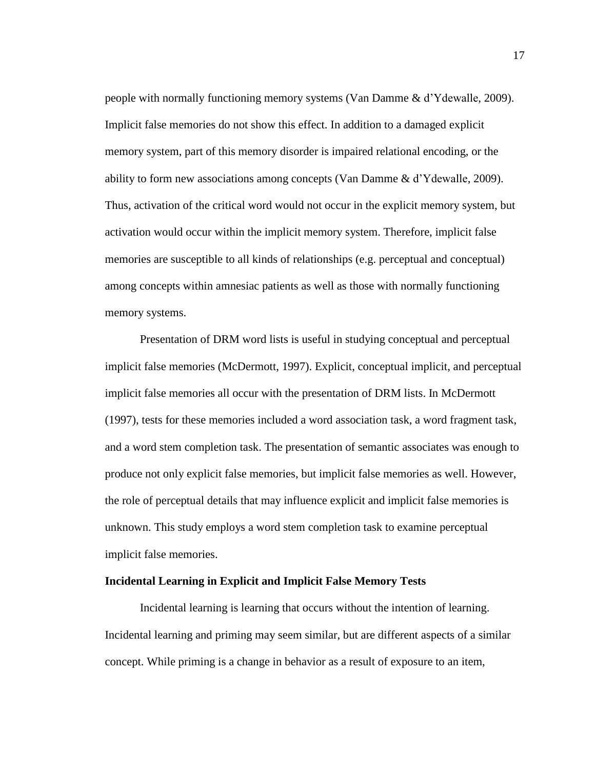people with normally functioning memory systems (Van Damme & d'Ydewalle, 2009). Implicit false memories do not show this effect. In addition to a damaged explicit memory system, part of this memory disorder is impaired relational encoding, or the ability to form new associations among concepts (Van Damme & d'Ydewalle, 2009). Thus, activation of the critical word would not occur in the explicit memory system, but activation would occur within the implicit memory system. Therefore, implicit false memories are susceptible to all kinds of relationships (e.g. perceptual and conceptual) among concepts within amnesiac patients as well as those with normally functioning memory systems.

Presentation of DRM word lists is useful in studying conceptual and perceptual implicit false memories (McDermott, 1997). Explicit, conceptual implicit, and perceptual implicit false memories all occur with the presentation of DRM lists. In McDermott (1997), tests for these memories included a word association task, a word fragment task, and a word stem completion task. The presentation of semantic associates was enough to produce not only explicit false memories, but implicit false memories as well. However, the role of perceptual details that may influence explicit and implicit false memories is unknown. This study employs a word stem completion task to examine perceptual implicit false memories.

**Incidental Learning in Explicit and Implicit False Memory Tests**

Incidental learning is learning that occurs without the intention of learning. Incidental learning and priming may seem similar, but are different aspects of a similar concept. While priming is a change in behavior as a result of exposure to an item,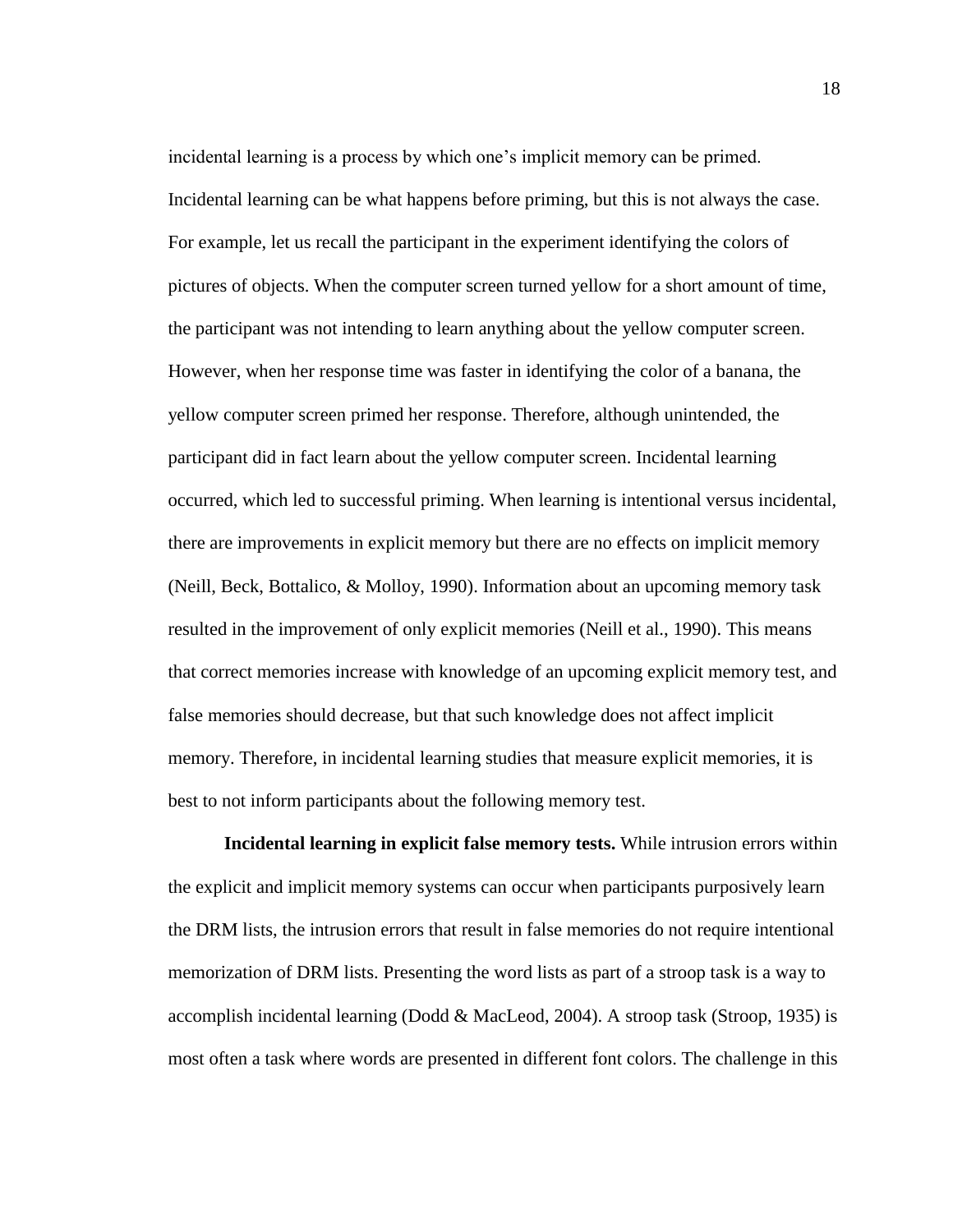incidental learning is a process by which one's implicit memory can be primed. Incidental learning can be what happens before priming, but this is not always the case. For example, let us recall the participant in the experiment identifying the colors of pictures of objects. When the computer screen turned yellow for a short amount of time, the participant was not intending to learn anything about the yellow computer screen. However, when her response time was faster in identifying the color of a banana, the yellow computer screen primed her response. Therefore, although unintended, the participant did in fact learn about the yellow computer screen. Incidental learning occurred, which led to successful priming. When learning is intentional versus incidental, there are improvements in explicit memory but there are no effects on implicit memory (Neill, Beck, Bottalico, & Molloy, 1990). Information about an upcoming memory task resulted in the improvement of only explicit memories (Neill et al., 1990). This means that correct memories increase with knowledge of an upcoming explicit memory test, and false memories should decrease, but that such knowledge does not affect implicit memory. Therefore, in incidental learning studies that measure explicit memories, it is best to not inform participants about the following memory test.

**Incidental learning in explicit false memory tests.** While intrusion errors within the explicit and implicit memory systems can occur when participants purposively learn the DRM lists, the intrusion errors that result in false memories do not require intentional memorization of DRM lists. Presenting the word lists as part of a stroop task is a way to accomplish incidental learning (Dodd & MacLeod, 2004). A stroop task (Stroop, 1935) is most often a task where words are presented in different font colors. The challenge in this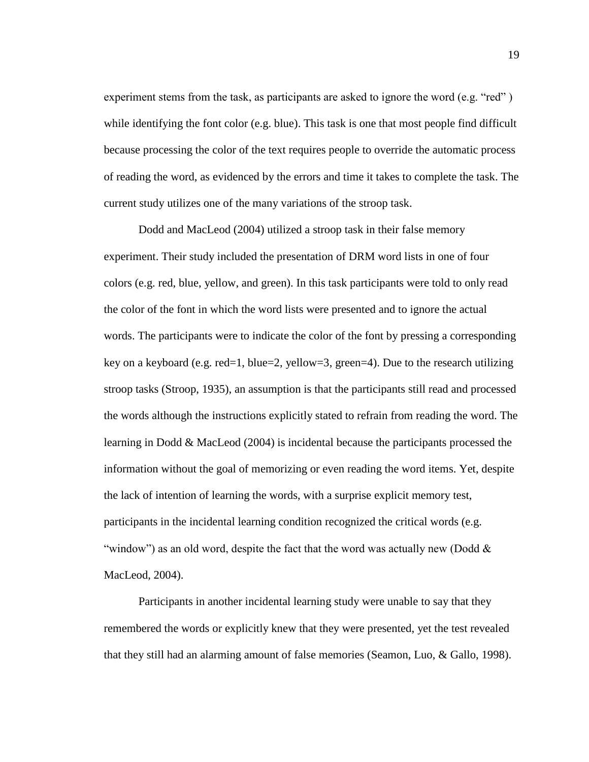experiment stems from the task, as participants are asked to ignore the word (e.g. "red" ) while identifying the font color (e.g. blue). This task is one that most people find difficult because processing the color of the text requires people to override the automatic process of reading the word, as evidenced by the errors and time it takes to complete the task. The current study utilizes one of the many variations of the stroop task.

Dodd and MacLeod (2004) utilized a stroop task in their false memory experiment. Their study included the presentation of DRM word lists in one of four colors (e.g. red, blue, yellow, and green). In this task participants were told to only read the color of the font in which the word lists were presented and to ignore the actual words. The participants were to indicate the color of the font by pressing a corresponding key on a keyboard (e.g. red=1, blue=2, yellow=3, green=4). Due to the research utilizing stroop tasks (Stroop, 1935), an assumption is that the participants still read and processed the words although the instructions explicitly stated to refrain from reading the word. The learning in Dodd & MacLeod (2004) is incidental because the participants processed the information without the goal of memorizing or even reading the word items. Yet, despite the lack of intention of learning the words, with a surprise explicit memory test, participants in the incidental learning condition recognized the critical words (e.g. "window") as an old word, despite the fact that the word was actually new (Dodd & MacLeod, 2004).

Participants in another incidental learning study were unable to say that they remembered the words or explicitly knew that they were presented, yet the test revealed that they still had an alarming amount of false memories (Seamon, Luo, & Gallo, 1998).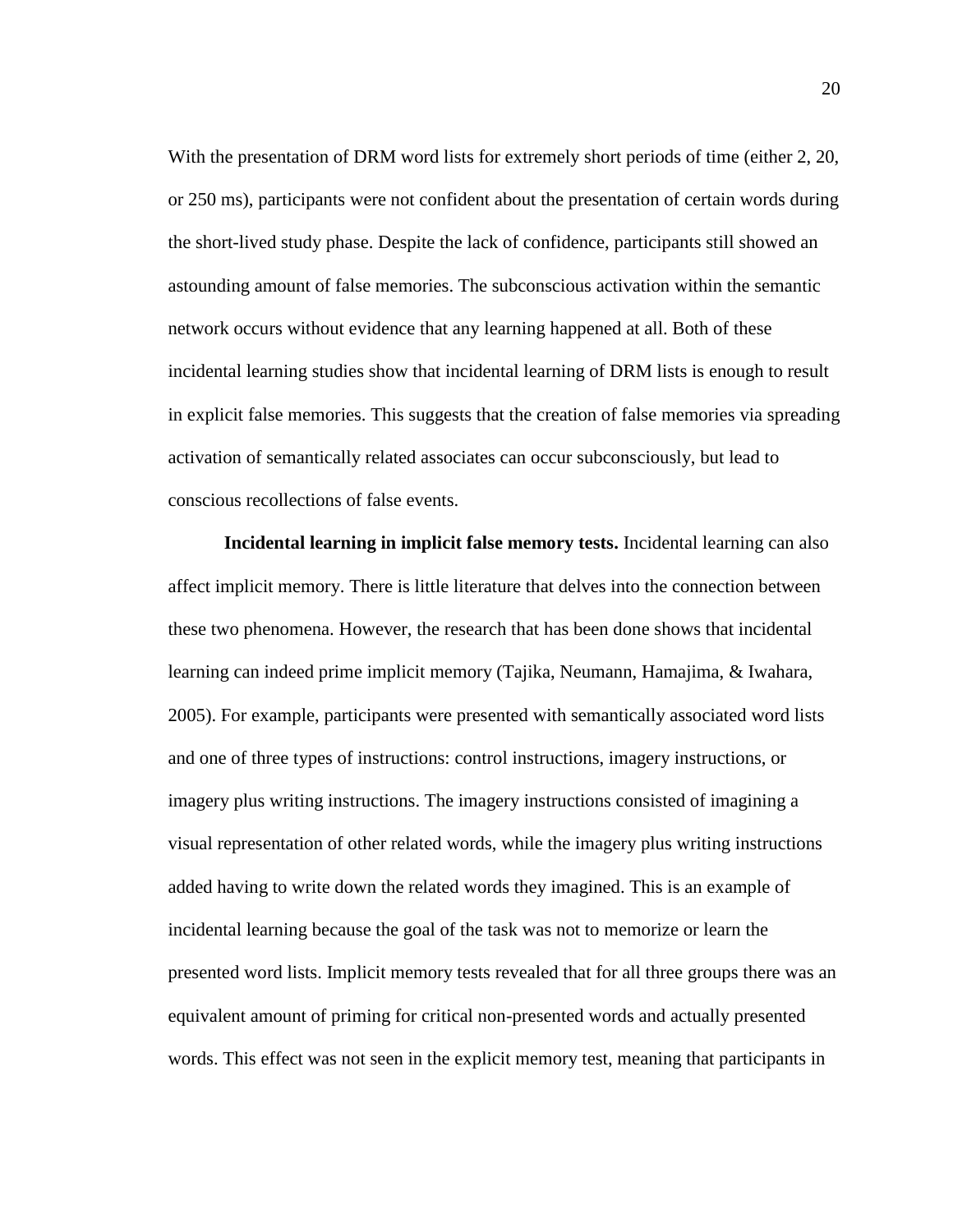With the presentation of DRM word lists for extremely short periods of time (either 2, 20, or 250 ms), participants were not confident about the presentation of certain words during the short-lived study phase. Despite the lack of confidence, participants still showed an astounding amount of false memories. The subconscious activation within the semantic network occurs without evidence that any learning happened at all. Both of these incidental learning studies show that incidental learning of DRM lists is enough to result in explicit false memories. This suggests that the creation of false memories via spreading activation of semantically related associates can occur subconsciously, but lead to conscious recollections of false events.

**Incidental learning in implicit false memory tests.** Incidental learning can also affect implicit memory. There is little literature that delves into the connection between these two phenomena. However, the research that has been done shows that incidental learning can indeed prime implicit memory (Tajika, Neumann, Hamajima, & Iwahara, 2005). For example, participants were presented with semantically associated word lists and one of three types of instructions: control instructions, imagery instructions, or imagery plus writing instructions. The imagery instructions consisted of imagining a visual representation of other related words, while the imagery plus writing instructions added having to write down the related words they imagined. This is an example of incidental learning because the goal of the task was not to memorize or learn the presented word lists. Implicit memory tests revealed that for all three groups there was an equivalent amount of priming for critical non-presented words and actually presented words. This effect was not seen in the explicit memory test, meaning that participants in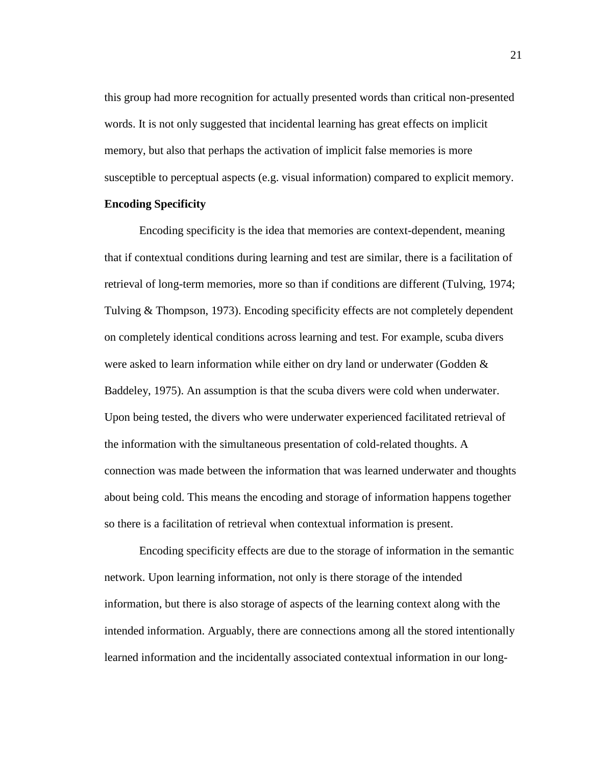this group had more recognition for actually presented words than critical non-presented words. It is not only suggested that incidental learning has great effects on implicit memory, but also that perhaps the activation of implicit false memories is more susceptible to perceptual aspects (e.g. visual information) compared to explicit memory.

**Encoding Specificity**

Encoding specificity is the idea that memories are context-dependent, meaning that if contextual conditions during learning and test are similar, there is a facilitation of retrieval of long-term memories, more so than if conditions are different (Tulving, 1974; Tulving & Thompson, 1973). Encoding specificity effects are not completely dependent on completely identical conditions across learning and test. For example, scuba divers were asked to learn information while either on dry land or underwater (Godden & Baddeley, 1975). An assumption is that the scuba divers were cold when underwater. Upon being tested, the divers who were underwater experienced facilitated retrieval of the information with the simultaneous presentation of cold-related thoughts. A connection was made between the information that was learned underwater and thoughts about being cold. This means the encoding and storage of information happens together so there is a facilitation of retrieval when contextual information is present.

Encoding specificity effects are due to the storage of information in the semantic network. Upon learning information, not only is there storage of the intended information, but there is also storage of aspects of the learning context along with the intended information. Arguably, there are connections among all the stored intentionally learned information and the incidentally associated contextual information in our long-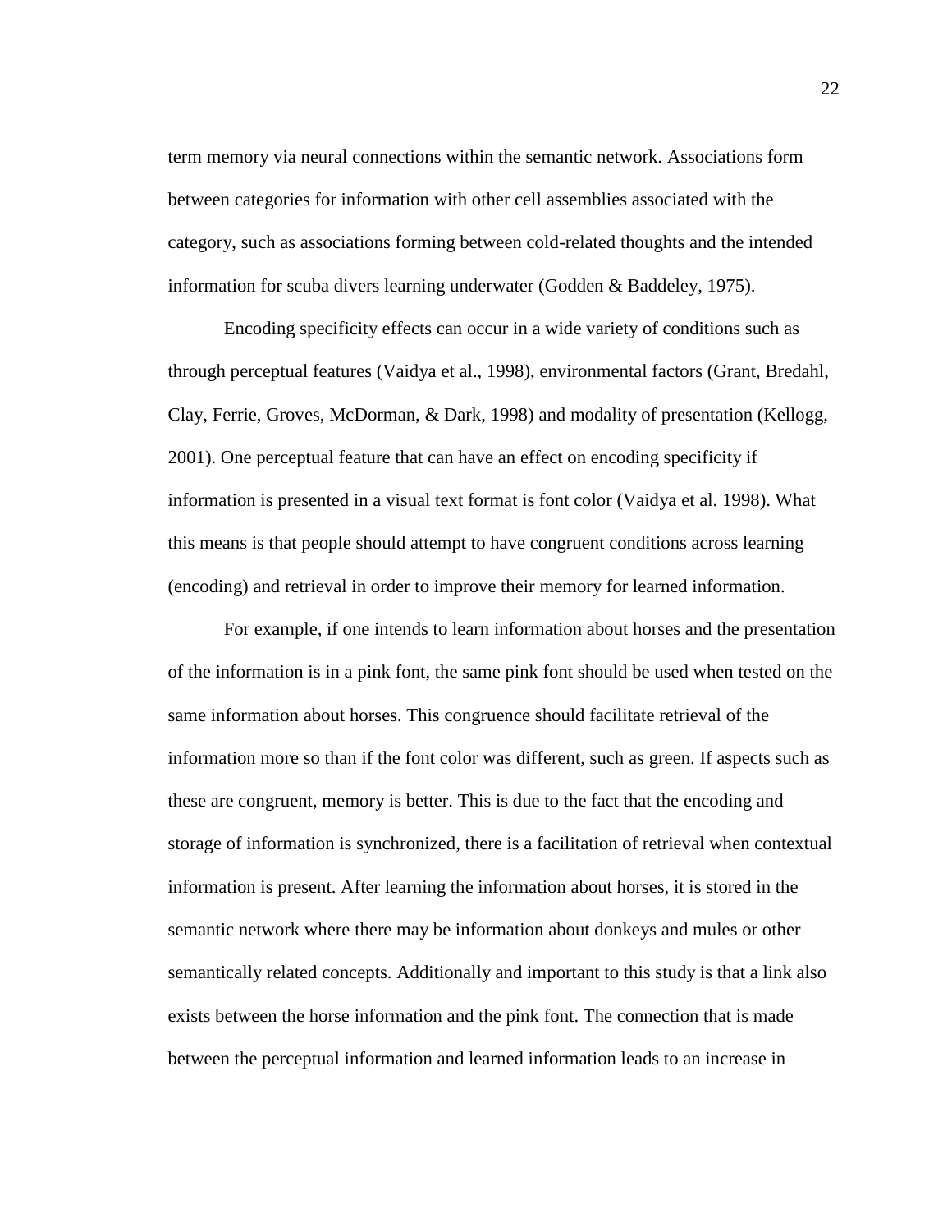term memory via neural connections within the semantic network. Associations form between categories for information with other cell assemblies associated with the category, such as associations forming between cold-related thoughts and the intended information for scuba divers learning underwater (Godden & Baddeley, 1975).

Encoding specificity effects can occur in a wide variety of conditions such as through perceptual features (Vaidya et al., 1998), environmental factors (Grant, Bredahl, Clay, Ferrie, Groves, McDorman, & Dark, 1998) and modality of presentation (Kellogg, 2001). One perceptual feature that can have an effect on encoding specificity if information is presented in a visual text format is font color (Vaidya et al. 1998). What this means is that people should attempt to have congruent conditions across learning (encoding) and retrieval in order to improve their memory for learned information.

For example, if one intends to learn information about horses and the presentation of the information is in a pink font, the same pink font should be used when tested on the same information about horses. This congruence should facilitate retrieval of the information more so than if the font color was different, such as green. If aspects such as these are congruent, memory is better. This is due to the fact that the encoding and storage of information is synchronized, there is a facilitation of retrieval when contextual information is present. After learning the information about horses, it is stored in the semantic network where there may be information about donkeys and mules or other semantically related concepts. Additionally and important to this study is that a link also exists between the horse information and the pink font. The connection that is made between the perceptual information and learned information leads to an increase in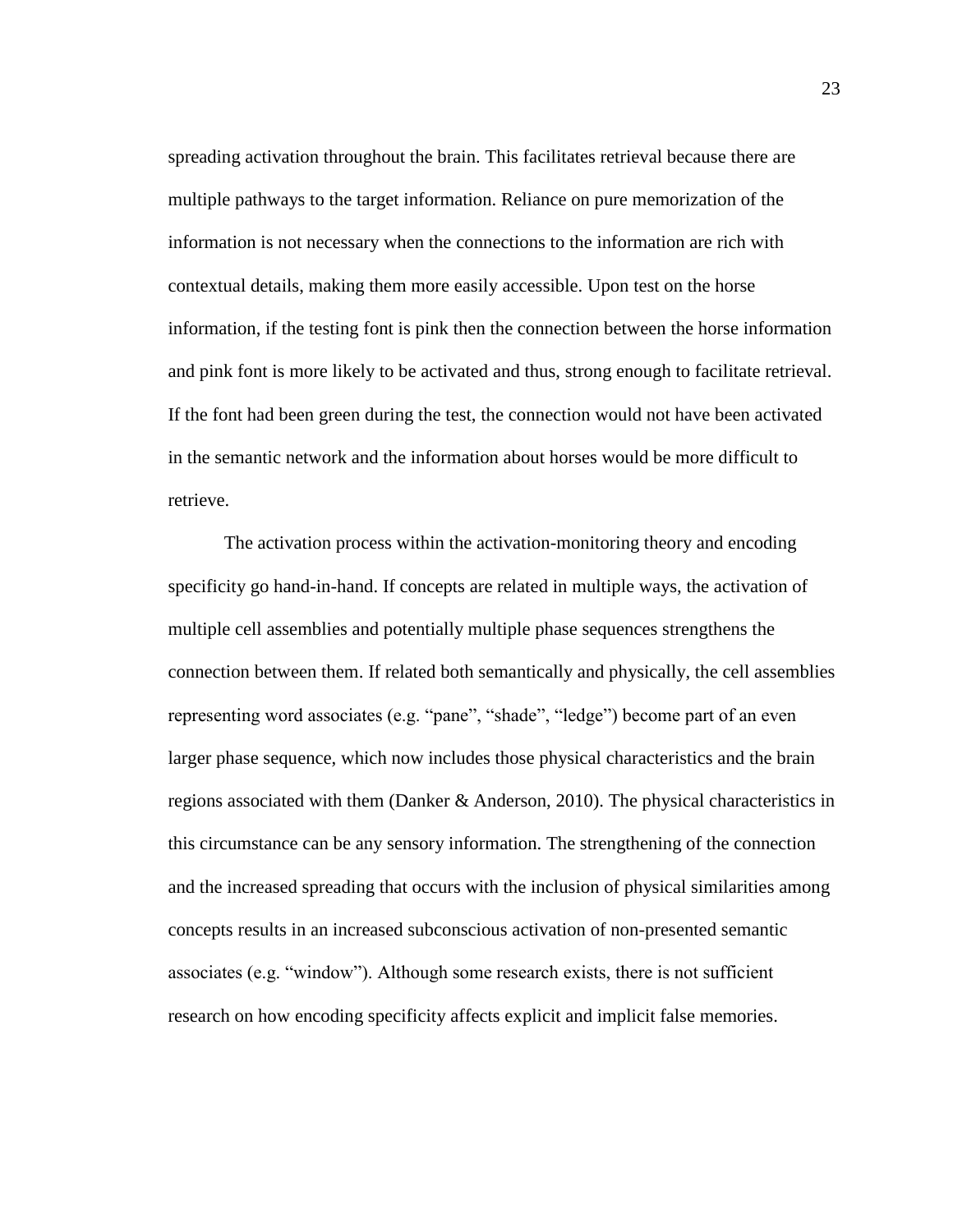spreading activation throughout the brain. This facilitates retrieval because there are multiple pathways to the target information. Reliance on pure memorization of the information is not necessary when the connections to the information are rich with contextual details, making them more easily accessible. Upon test on the horse information, if the testing font is pink then the connection between the horse information and pink font is more likely to be activated and thus, strong enough to facilitate retrieval. If the font had been green during the test, the connection would not have been activated in the semantic network and the information about horses would be more difficult to retrieve.

The activation process within the activation-monitoring theory and encoding specificity go hand-in-hand. If concepts are related in multiple ways, the activation of multiple cell assemblies and potentially multiple phase sequences strengthens the connection between them. If related both semantically and physically, the cell assemblies representing word associates (e.g. "pane", "shade", "ledge") become part of an even larger phase sequence, which now includes those physical characteristics and the brain regions associated with them (Danker & Anderson, 2010). The physical characteristics in this circumstance can be any sensory information. The strengthening of the connection and the increased spreading that occurs with the inclusion of physical similarities among concepts results in an increased subconscious activation of non-presented semantic associates (e.g. "window"). Although some research exists, there is not sufficient research on how encoding specificity affects explicit and implicit false memories.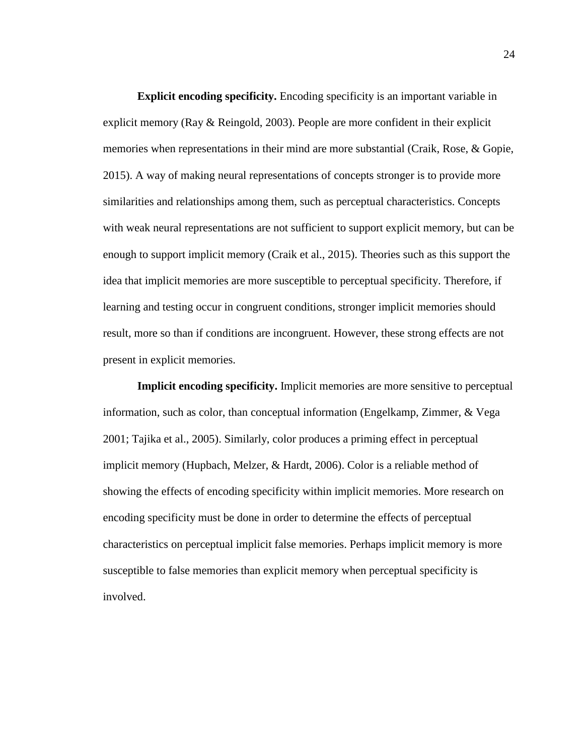**Explicit encoding specificity.** Encoding specificity is an important variable in explicit memory (Ray & Reingold, 2003). People are more confident in their explicit memories when representations in their mind are more substantial (Craik, Rose, & Gopie, 2015). A way of making neural representations of concepts stronger is to provide more similarities and relationships among them, such as perceptual characteristics. Concepts with weak neural representations are not sufficient to support explicit memory, but can be enough to support implicit memory (Craik et al., 2015). Theories such as this support the idea that implicit memories are more susceptible to perceptual specificity. Therefore, if learning and testing occur in congruent conditions, stronger implicit memories should result, more so than if conditions are incongruent. However, these strong effects are not present in explicit memories.

**Implicit encoding specificity.** Implicit memories are more sensitive to perceptual information, such as color, than conceptual information (Engelkamp, Zimmer, & Vega 2001; Tajika et al., 2005). Similarly, color produces a priming effect in perceptual implicit memory (Hupbach, Melzer, & Hardt, 2006). Color is a reliable method of showing the effects of encoding specificity within implicit memories. More research on encoding specificity must be done in order to determine the effects of perceptual characteristics on perceptual implicit false memories. Perhaps implicit memory is more susceptible to false memories than explicit memory when perceptual specificity is involved.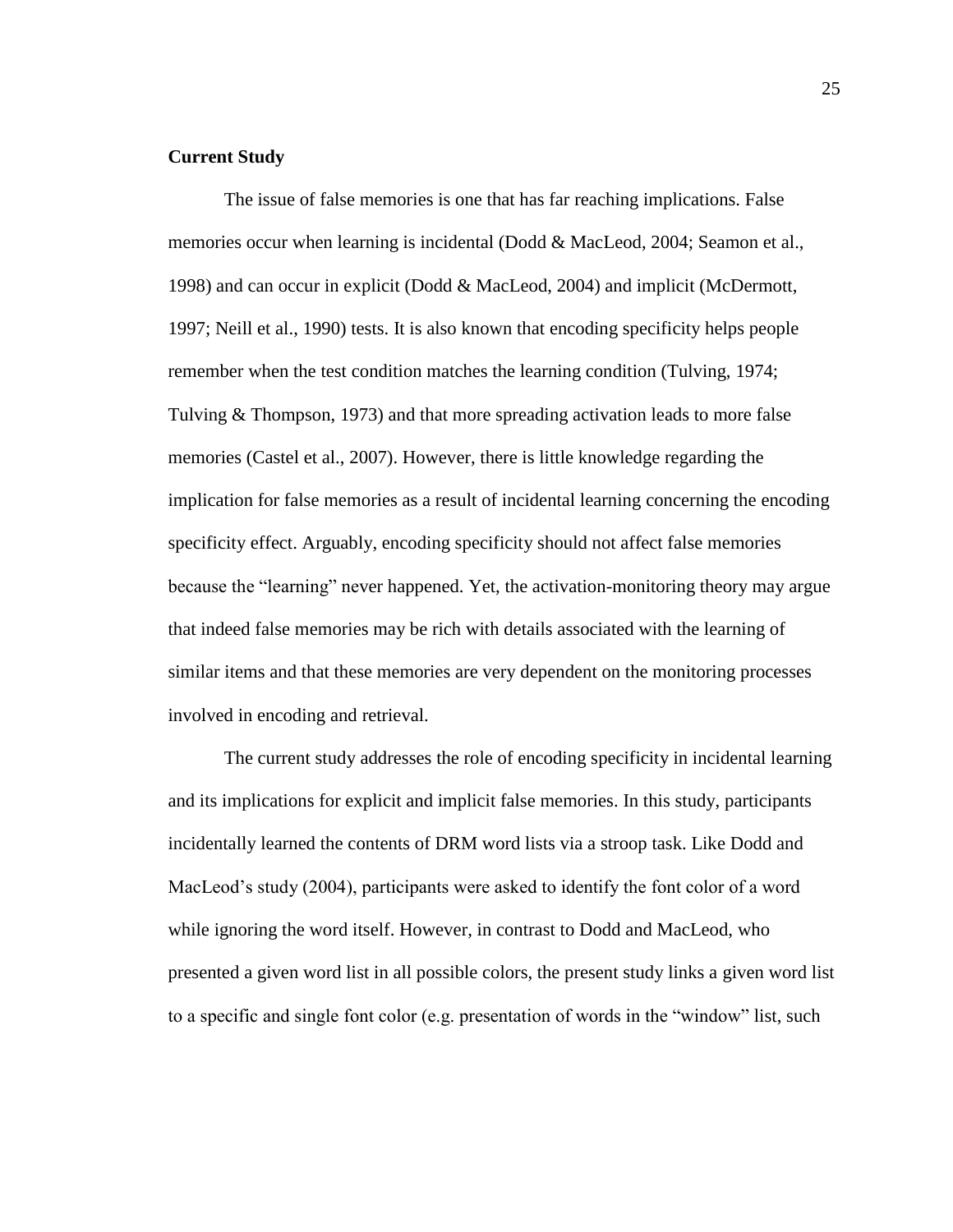## Current Study

The issue of false memories is one that has far reaching implications. False memories occur when learning is incidental (Dodd & MacLeod, 2004; Seamon et al., 1998) and can occur in explicit (Dodd & MacLeod, 2004) and implicit (McDermott, 1997; Neill et al., 1990) tests. It is also known that encoding specificity helps people remember when the test condition matches the learning condition (Tulving, 1974; Tulving & Thompson, 1973) and that more spreading activation leads to more false memories (Castel et al., 2007). However, there is little knowledge regarding the implication for false memories as a result of incidental learning concerning the encoding specificity effect. Arguably, encoding specificity should not affect false memories because the "learning" never happened. Yet, the activation-monitoring theory may argue that indeed false memories may be rich with details associated with the learning of similar items and that these memories are very dependent on the monitoring processes involved in encoding and retrieval.

The current study addresses the role of encoding specificity in incidental learning and its implications for explicit and implicit false memories. In this study, participants incidentally learned the contents of DRM word lists via a stroop task. Like Dodd and MacLeod's study (2004), participants were asked to identify the font color of a word while ignoring the word itself. However, in contrast to Dodd and MacLeod, who presented a given word list in all possible colors, the present study links a given word list to a specific and single font color (e.g. presentation of words in the "window" list, such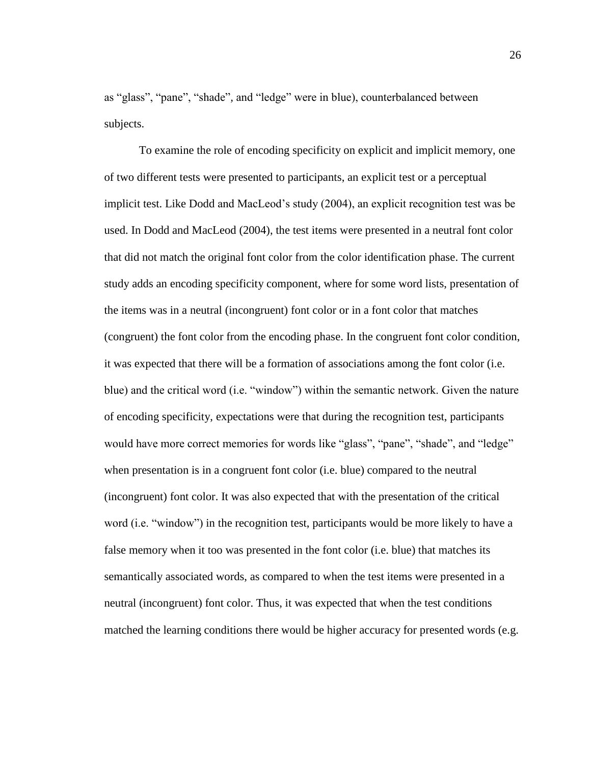as "glass", "pane", "shade", and "ledge" were in blue), counterbalanced between subjects.

To examine the role of encoding specificity on explicit and implicit memory, one of two different tests were presented to participants, an explicit test or a perceptual implicit test. Like Dodd and MacLeod's study (2004), an explicit recognition test was be used. In Dodd and MacLeod (2004), the test items were presented in a neutral font color that did not match the original font color from the color identification phase. The current study adds an encoding specificity component, where for some word lists, presentation of the items was in a neutral (incongruent) font color or in a font color that matches (congruent) the font color from the encoding phase. In the congruent font color condition, it was expected that there will be a formation of associations among the font color (i.e. blue) and the critical word (i.e. "window") within the semantic network. Given the nature of encoding specificity, expectations were that during the recognition test, participants would have more correct memories for words like "glass", "pane", "shade", and "ledge" when presentation is in a congruent font color (i.e. blue) compared to the neutral (incongruent) font color. It was also expected that with the presentation of the critical word (i.e. "window") in the recognition test, participants would be more likely to have a false memory when it too was presented in the font color (i.e. blue) that matches its semantically associated words, as compared to when the test items were presented in a neutral (incongruent) font color. Thus, it was expected that when the test conditions matched the learning conditions there would be higher accuracy for presented words (e.g.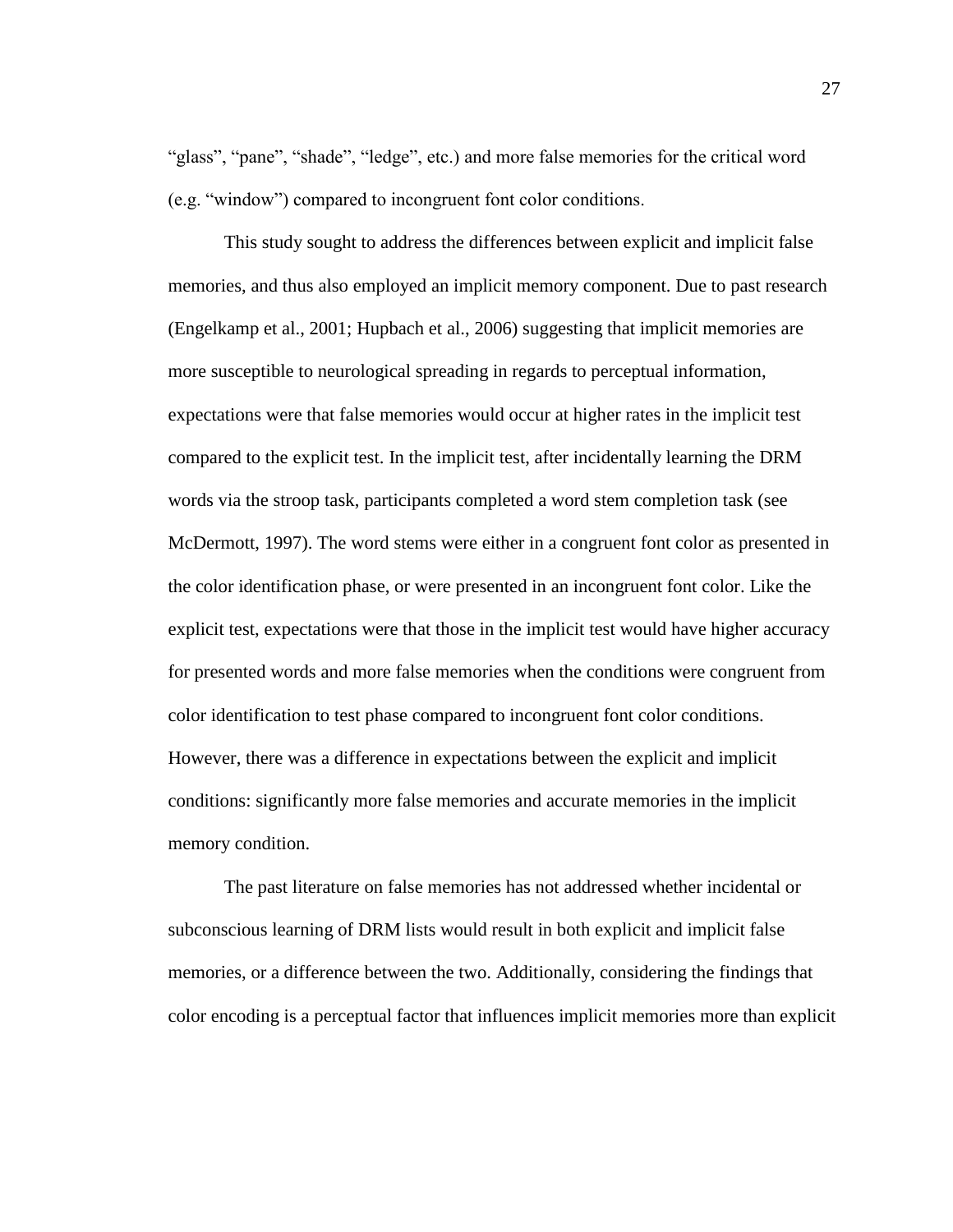"glass", "pane", "shade", "ledge", etc.) and more false memories for the critical word (e.g. "window") compared to incongruent font color conditions.

This study sought to address the differences between explicit and implicit false memories, and thus also employed an implicit memory component. Due to past research (Engelkamp et al., 2001; Hupbach et al., 2006) suggesting that implicit memories are more susceptible to neurological spreading in regards to perceptual information, expectations were that false memories would occur at higher rates in the implicit test compared to the explicit test. In the implicit test, after incidentally learning the DRM words via the stroop task, participants completed a word stem completion task (see McDermott, 1997). The word stems were either in a congruent font color as presented in the color identification phase, or were presented in an incongruent font color. Like the explicit test, expectations were that those in the implicit test would have higher accuracy for presented words and more false memories when the conditions were congruent from color identification to test phase compared to incongruent font color conditions. However, there was a difference in expectations between the explicit and implicit conditions: significantly more false memories and accurate memories in the implicit memory condition.

The past literature on false memories has not addressed whether incidental or subconscious learning of DRM lists would result in both explicit and implicit false memories, or a difference between the two. Additionally, considering the findings that color encoding is a perceptual factor that influences implicit memories more than explicit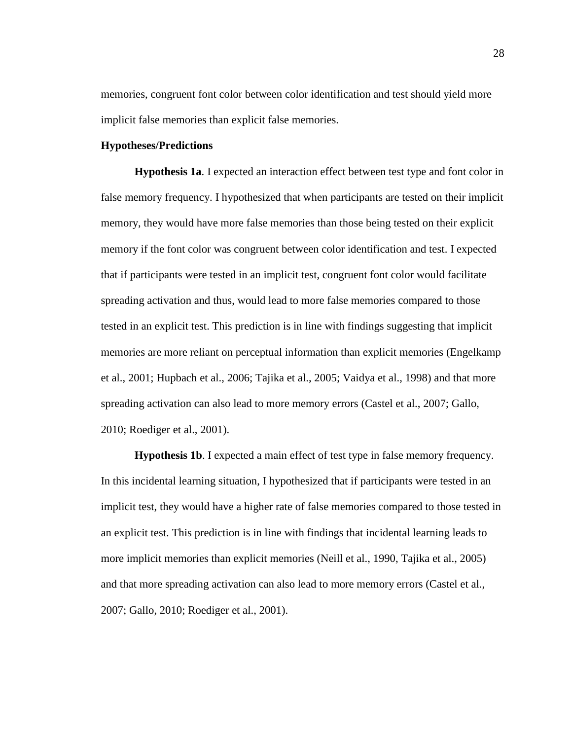memories, congruent font color between color identification and test should yield more implicit false memories than explicit false memories.

### Hypotheses/Predictions

**Hypothesis 1a**. I expected an interaction effect between test type and font color in false memory frequency. I hypothesized that when participants are tested on their implicit memory, they would have more false memories than those being tested on their explicit memory if the font color was congruent between color identification and test. I expected that if participants were tested in an implicit test, congruent font color would facilitate spreading activation and thus, would lead to more false memories compared to those tested in an explicit test. This prediction is in line with findings suggesting that implicit memories are more reliant on perceptual information than explicit memories (Engelkamp et al., 2001; Hupbach et al., 2006; Tajika et al., 2005; Vaidya et al., 1998) and that more spreading activation can also lead to more memory errors (Castel et al., 2007; Gallo, 2010; Roediger et al., 2001).

**Hypothesis 1b**. I expected a main effect of test type in false memory frequency. In this incidental learning situation, I hypothesized that if participants were tested in an implicit test, they would have a higher rate of false memories compared to those tested in an explicit test. This prediction is in line with findings that incidental learning leads to more implicit memories than explicit memories (Neill et al., 1990, Tajika et al., 2005) and that more spreading activation can also lead to more memory errors (Castel et al., 2007; Gallo, 2010; Roediger et al., 2001).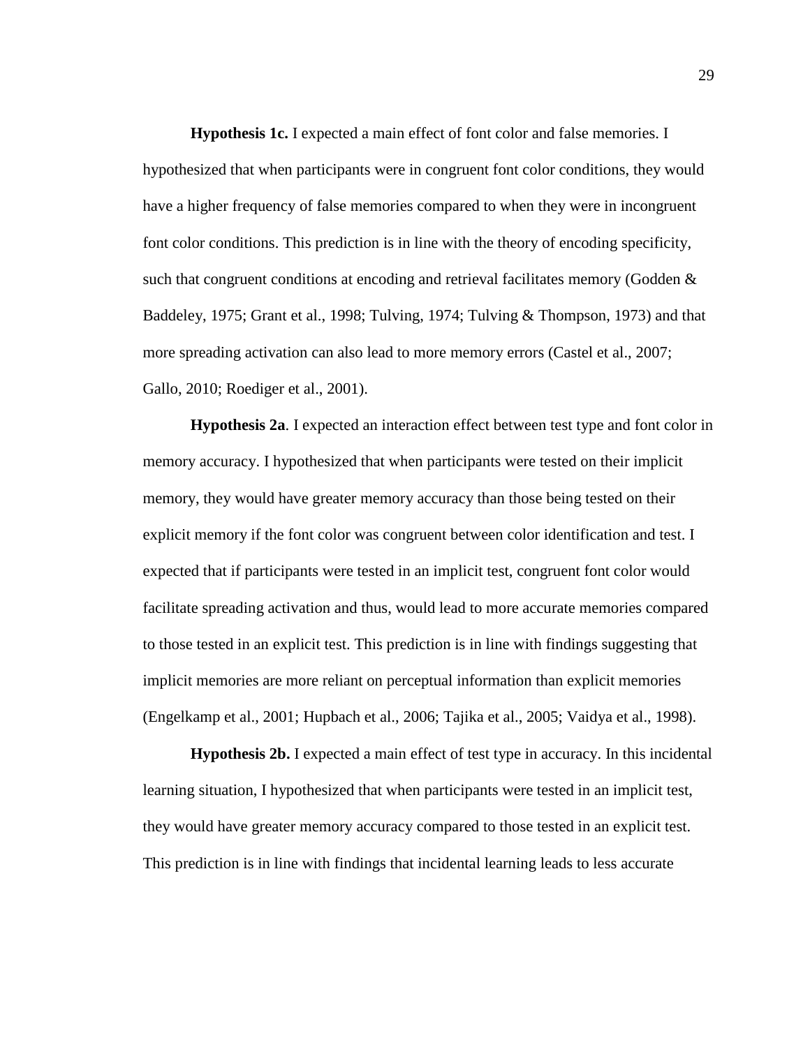**Hypothesis 1c.** I expected a main effect of font color and false memories. I hypothesized that when participants were in congruent font color conditions, they would have a higher frequency of false memories compared to when they were in incongruent font color conditions. This prediction is in line with the theory of encoding specificity, such that congruent conditions at encoding and retrieval facilitates memory (Godden & Baddeley, 1975; Grant et al., 1998; Tulving, 1974; Tulving & Thompson, 1973) and that more spreading activation can also lead to more memory errors (Castel et al., 2007; Gallo, 2010; Roediger et al., 2001).

**Hypothesis 2a**. I expected an interaction effect between test type and font color in memory accuracy. I hypothesized that when participants were tested on their implicit memory, they would have greater memory accuracy than those being tested on their explicit memory if the font color was congruent between color identification and test. I expected that if participants were tested in an implicit test, congruent font color would facilitate spreading activation and thus, would lead to more accurate memories compared to those tested in an explicit test. This prediction is in line with findings suggesting that implicit memories are more reliant on perceptual information than explicit memories (Engelkamp et al., 2001; Hupbach et al., 2006; Tajika et al., 2005; Vaidya et al., 1998).

**Hypothesis 2b.** I expected a main effect of test type in accuracy. In this incidental learning situation, I hypothesized that when participants were tested in an implicit test, they would have greater memory accuracy compared to those tested in an explicit test. This prediction is in line with findings that incidental learning leads to less accurate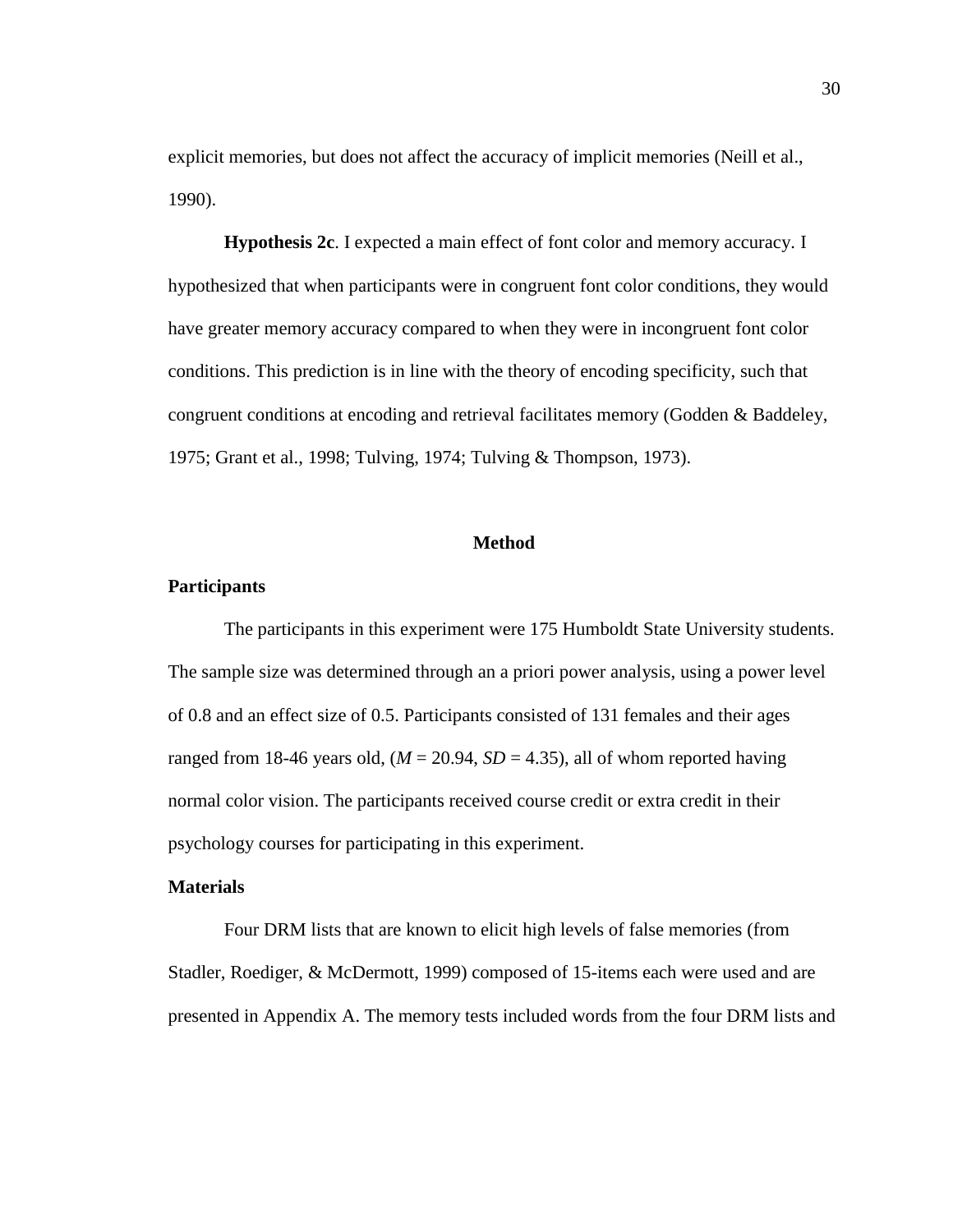explicit memories, but does not affect the accuracy of implicit memories (Neill et al., 1990).

**Hypothesis 2c**. I expected a main effect of font color and memory accuracy. I hypothesized that when participants were in congruent font color conditions, they would have greater memory accuracy compared to when they were in incongruent font color conditions. This prediction is in line with the theory of encoding specificity, such that congruent conditions at encoding and retrieval facilitates memory (Godden & Baddeley, 1975; Grant et al., 1998; Tulving, 1974; Tulving & Thompson, 1973).

# Method

## Participants

The participants in this experiment were 175 Humboldt State University students. The sample size was determined through an a priori power analysis, using a power level of 0.8 and an effect size of 0.5. Participants consisted of 131 females and their ages ranged from 18-46 years old, ($M$ = 20.94, $SD$ = 4.35), all of whom reported having normal color vision. The participants received course credit or extra credit in their psychology courses for participating in this experiment.

## Materials

Four DRM lists that are known to elicit high levels of false memories (from Stadler, Roediger, & McDermott, 1999) composed of 15-items each were used and are presented in Appendix A. The memory tests included words from the four DRM lists and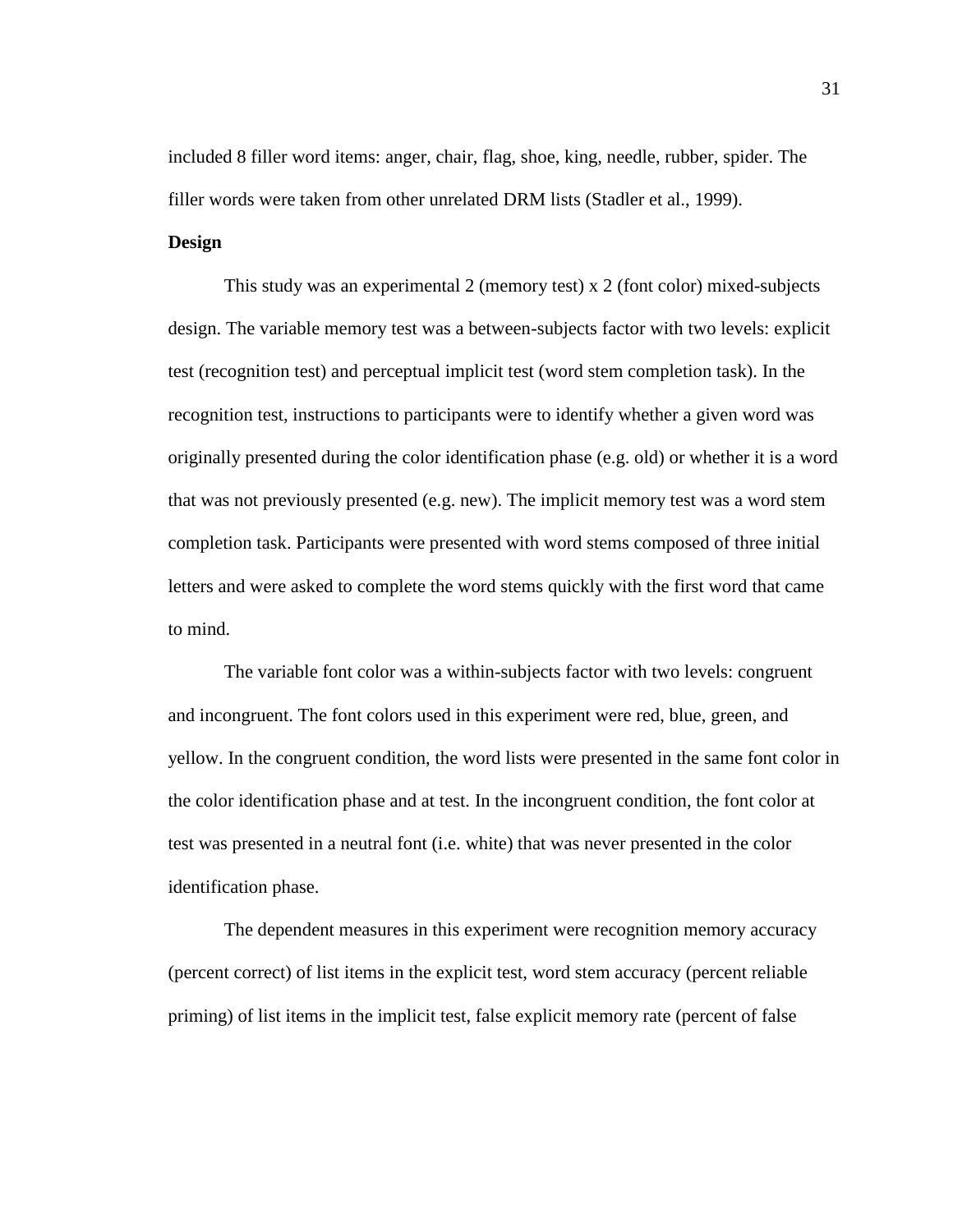included 8 filler word items: anger, chair, flag, shoe, king, needle, rubber, spider. The filler words were taken from other unrelated DRM lists (Stadler et al., 1999).

**Design**

This study was an experimental 2 (memory test) x 2 (font color) mixed-subjects design. The variable memory test was a between-subjects factor with two levels: explicit test (recognition test) and perceptual implicit test (word stem completion task). In the recognition test, instructions to participants were to identify whether a given word was originally presented during the color identification phase (e.g. old) or whether it is a word that was not previously presented (e.g. new). The implicit memory test was a word stem completion task. Participants were presented with word stems composed of three initial letters and were asked to complete the word stems quickly with the first word that came to mind.

The variable font color was a within-subjects factor with two levels: congruent and incongruent. The font colors used in this experiment were red, blue, green, and yellow. In the congruent condition, the word lists were presented in the same font color in the color identification phase and at test. In the incongruent condition, the font color at test was presented in a neutral font (i.e. white) that was never presented in the color identification phase.

The dependent measures in this experiment were recognition memory accuracy (percent correct) of list items in the explicit test, word stem accuracy (percent reliable priming) of list items in the implicit test, false explicit memory rate (percent of false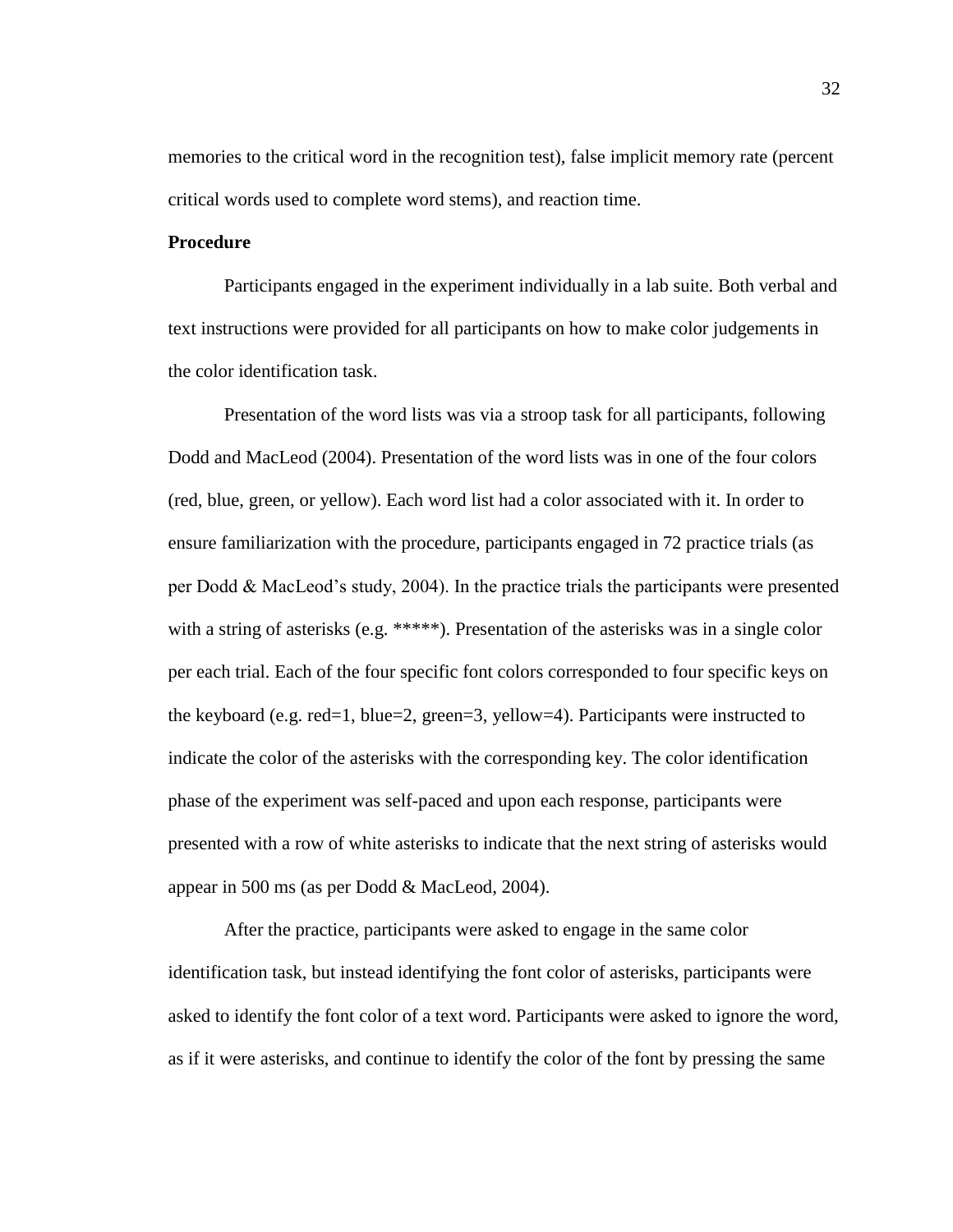memories to the critical word in the recognition test), false implicit memory rate (percent critical words used to complete word stems), and reaction time.

**Procedure**

Participants engaged in the experiment individually in a lab suite. Both verbal and text instructions were provided for all participants on how to make color judgements in the color identification task.

Presentation of the word lists was via a stroop task for all participants, following Dodd and MacLeod (2004). Presentation of the word lists was in one of the four colors (red, blue, green, or yellow). Each word list had a color associated with it. In order to ensure familiarization with the procedure, participants engaged in 72 practice trials (as per Dodd & MacLeod's study, 2004). In the practice trials the participants were presented with a string of asterisks (e.g. *****). Presentation of the asterisks was in a single color per each trial. Each of the four specific font colors corresponded to four specific keys on the keyboard (e.g. red=1, blue=2, green=3, yellow=4). Participants were instructed to indicate the color of the asterisks with the corresponding key. The color identification phase of the experiment was self-paced and upon each response, participants were presented with a row of white asterisks to indicate that the next string of asterisks would appear in 500 ms (as per Dodd & MacLeod, 2004).

After the practice, participants were asked to engage in the same color identification task, but instead identifying the font color of asterisks, participants were asked to identify the font color of a text word. Participants were asked to ignore the word, as if it were asterisks, and continue to identify the color of the font by pressing the same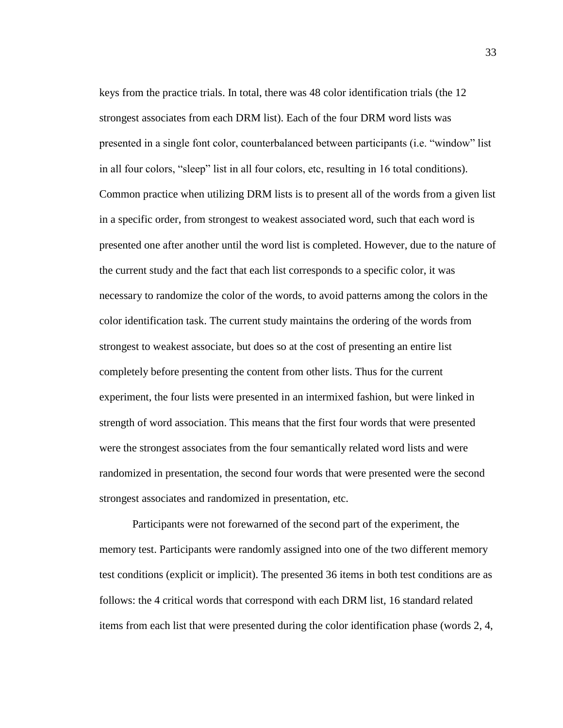keys from the practice trials. In total, there was 48 color identification trials (the 12 strongest associates from each DRM list). Each of the four DRM word lists was presented in a single font color, counterbalanced between participants (i.e. "window" list in all four colors, "sleep" list in all four colors, etc, resulting in 16 total conditions). Common practice when utilizing DRM lists is to present all of the words from a given list in a specific order, from strongest to weakest associated word, such that each word is presented one after another until the word list is completed. However, due to the nature of the current study and the fact that each list corresponds to a specific color, it was necessary to randomize the color of the words, to avoid patterns among the colors in the color identification task. The current study maintains the ordering of the words from strongest to weakest associate, but does so at the cost of presenting an entire list completely before presenting the content from other lists. Thus for the current experiment, the four lists were presented in an intermixed fashion, but were linked in strength of word association. This means that the first four words that were presented were the strongest associates from the four semantically related word lists and were randomized in presentation, the second four words that were presented were the second strongest associates and randomized in presentation, etc.

Participants were not forewarned of the second part of the experiment, the memory test. Participants were randomly assigned into one of the two different memory test conditions (explicit or implicit). The presented 36 items in both test conditions are as follows: the 4 critical words that correspond with each DRM list, 16 standard related items from each list that were presented during the color identification phase (words 2, 4,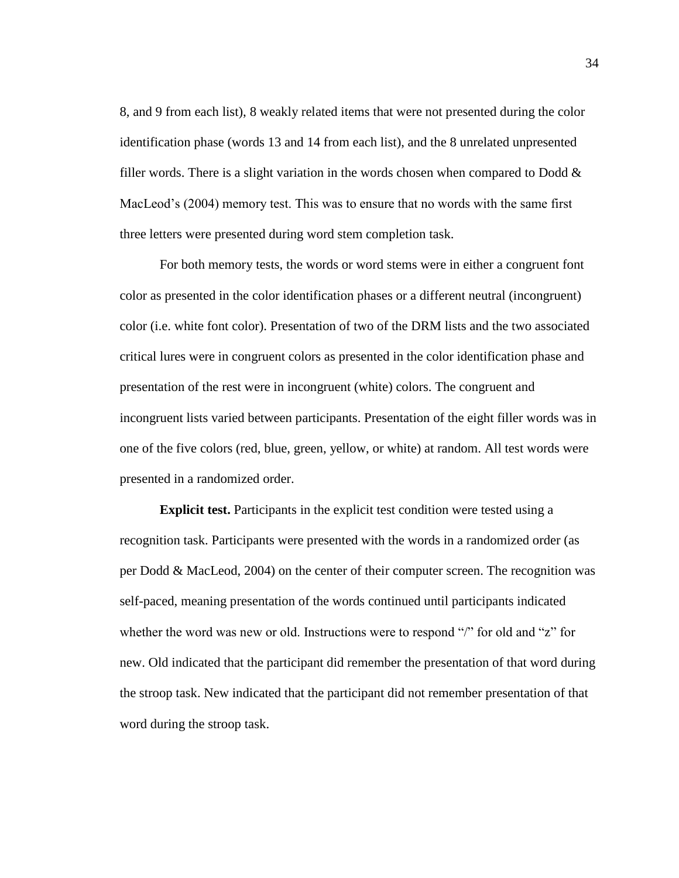8, and 9 from each list), 8 weakly related items that were not presented during the color identification phase (words 13 and 14 from each list), and the 8 unrelated unpresented filler words. There is a slight variation in the words chosen when compared to Dodd & MacLeod's (2004) memory test. This was to ensure that no words with the same first three letters were presented during word stem completion task.

For both memory tests, the words or word stems were in either a congruent font color as presented in the color identification phases or a different neutral (incongruent) color (i.e. white font color). Presentation of two of the DRM lists and the two associated critical lures were in congruent colors as presented in the color identification phase and presentation of the rest were in incongruent (white) colors. The congruent and incongruent lists varied between participants. Presentation of the eight filler words was in one of the five colors (red, blue, green, yellow, or white) at random. All test words were presented in a randomized order.

**Explicit test.** Participants in the explicit test condition were tested using a recognition task. Participants were presented with the words in a randomized order (as per Dodd & MacLeod, 2004) on the center of their computer screen. The recognition was self-paced, meaning presentation of the words continued until participants indicated whether the word was new or old. Instructions were to respond "/" for old and "z" for new. Old indicated that the participant did remember the presentation of that word during the stroop task. New indicated that the participant did not remember presentation of that word during the stroop task.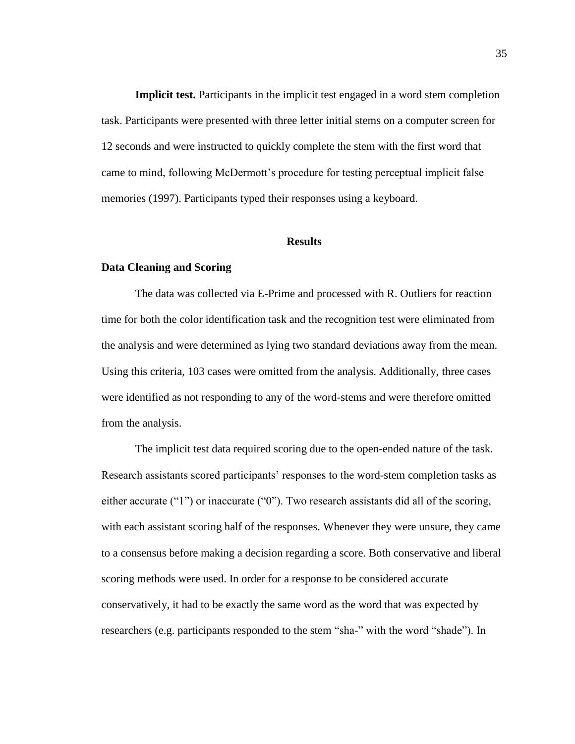**Implicit test.** Participants in the implicit test engaged in a word stem completion task. Participants were presented with three letter initial stems on a computer screen for 12 seconds and were instructed to quickly complete the stem with the first word that came to mind, following McDermott's procedure for testing perceptual implicit false memories (1997). Participants typed their responses using a keyboard.

## Results

### Data Cleaning and Scoring

The data was collected via E-Prime and processed with R. Outliers for reaction time for both the color identification task and the recognition test were eliminated from the analysis and were determined as lying two standard deviations away from the mean. Using this criteria, 103 cases were omitted from the analysis. Additionally, three cases were identified as not responding to any of the word-stems and were therefore omitted from the analysis.

The implicit test data required scoring due to the open-ended nature of the task. Research assistants scored participants' responses to the word-stem completion tasks as either accurate ("1") or inaccurate ("0"). Two research assistants did all of the scoring, with each assistant scoring half of the responses. Whenever they were unsure, they came to a consensus before making a decision regarding a score. Both conservative and liberal scoring methods were used. In order for a response to be considered accurate conservatively, it had to be exactly the same word as the word that was expected by researchers (e.g. participants responded to the stem "sha-" with the word "shade"). In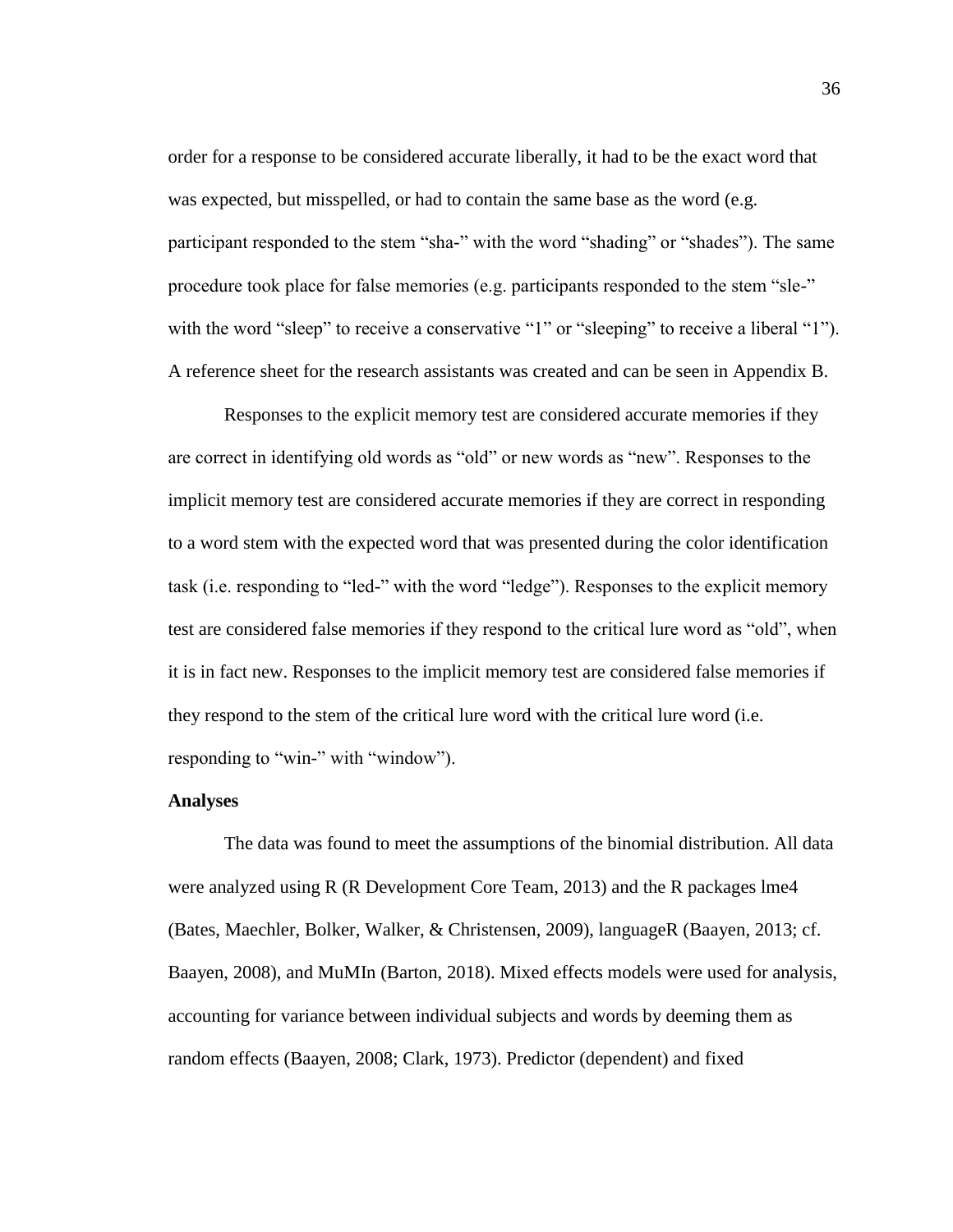order for a response to be considered accurate liberally, it had to be the exact word that was expected, but misspelled, or had to contain the same base as the word (e.g. participant responded to the stem "sha-" with the word "shading" or "shades"). The same procedure took place for false memories (e.g. participants responded to the stem "sle-" with the word "sleep" to receive a conservative "1" or "sleeping" to receive a liberal "1"). A reference sheet for the research assistants was created and can be seen in Appendix B.

Responses to the explicit memory test are considered accurate memories if they are correct in identifying old words as "old" or new words as "new". Responses to the implicit memory test are considered accurate memories if they are correct in responding to a word stem with the expected word that was presented during the color identification task (i.e. responding to "led-" with the word "ledge"). Responses to the explicit memory test are considered false memories if they respond to the critical lure word as "old", when it is in fact new. Responses to the implicit memory test are considered false memories if they respond to the stem of the critical lure word with the critical lure word (i.e. responding to "win-" with "window").

**Analyses**

The data was found to meet the assumptions of the binomial distribution. All data were analyzed using R (R Development Core Team, 2013) and the R packages lme4 (Bates, Maechler, Bolker, Walker, & Christensen, 2009), languageR (Baayen, 2013; cf. Baayen, 2008), and MuMIn (Barton, 2018). Mixed effects models were used for analysis, accounting for variance between individual subjects and words by deeming them as random effects (Baayen, 2008; Clark, 1973). Predictor (dependent) and fixed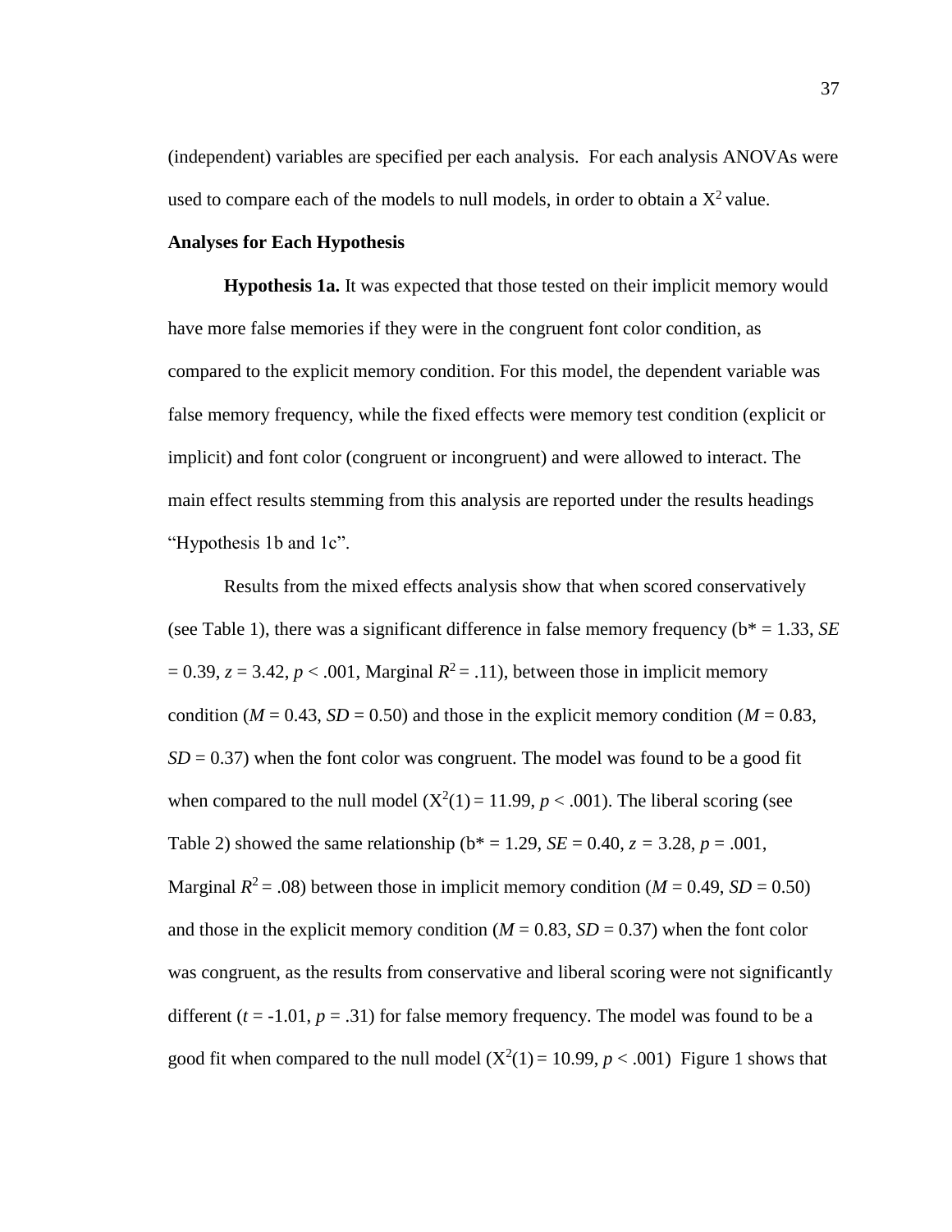(independent) variables are specified per each analysis. For each analysis ANOVAs were used to compare each of the models to null models, in order to obtain a $X^2$ value.

**Analyses for Each Hypothesis**

**Hypothesis 1a.** It was expected that those tested on their implicit memory would have more false memories if they were in the congruent font color condition, as compared to the explicit memory condition. For this model, the dependent variable was false memory frequency, while the fixed effects were memory test condition (explicit or implicit) and font color (congruent or incongruent) and were allowed to interact. The main effect results stemming from this analysis are reported under the results headings "Hypothesis 1b and 1c".

Results from the mixed effects analysis show that when scored conservatively (see Table 1), there was a significant difference in false memory frequency ($b^* = 1.33$, $SE = 0.39$, $z = 3.42$, $p < .001$, Marginal $R^2 = .11$), between those in implicit memory condition ($M = 0.43$, $SD = 0.50$) and those in the explicit memory condition ($M = 0.83$, $SD = 0.37$) when the font color was congruent. The model was found to be a good fit when compared to the null model ($X^2(1) = 11.99$, $p < .001$). The liberal scoring (see Table 2) showed the same relationship ($b^* = 1.29$, $SE = 0.40$, $z = 3.28$, $p = .001$, Marginal $R^2 = .08$) between those in implicit memory condition ($M = 0.49$, $SD = 0.50$) and those in the explicit memory condition ($M = 0.83$, $SD = 0.37$) when the font color was congruent, as the results from conservative and liberal scoring were not significantly different ($t = -1.01$, $p = .31$) for false memory frequency. The model was found to be a good fit when compared to the null model ($X^2(1) = 10.99$, $p < .001$) Figure 1 shows that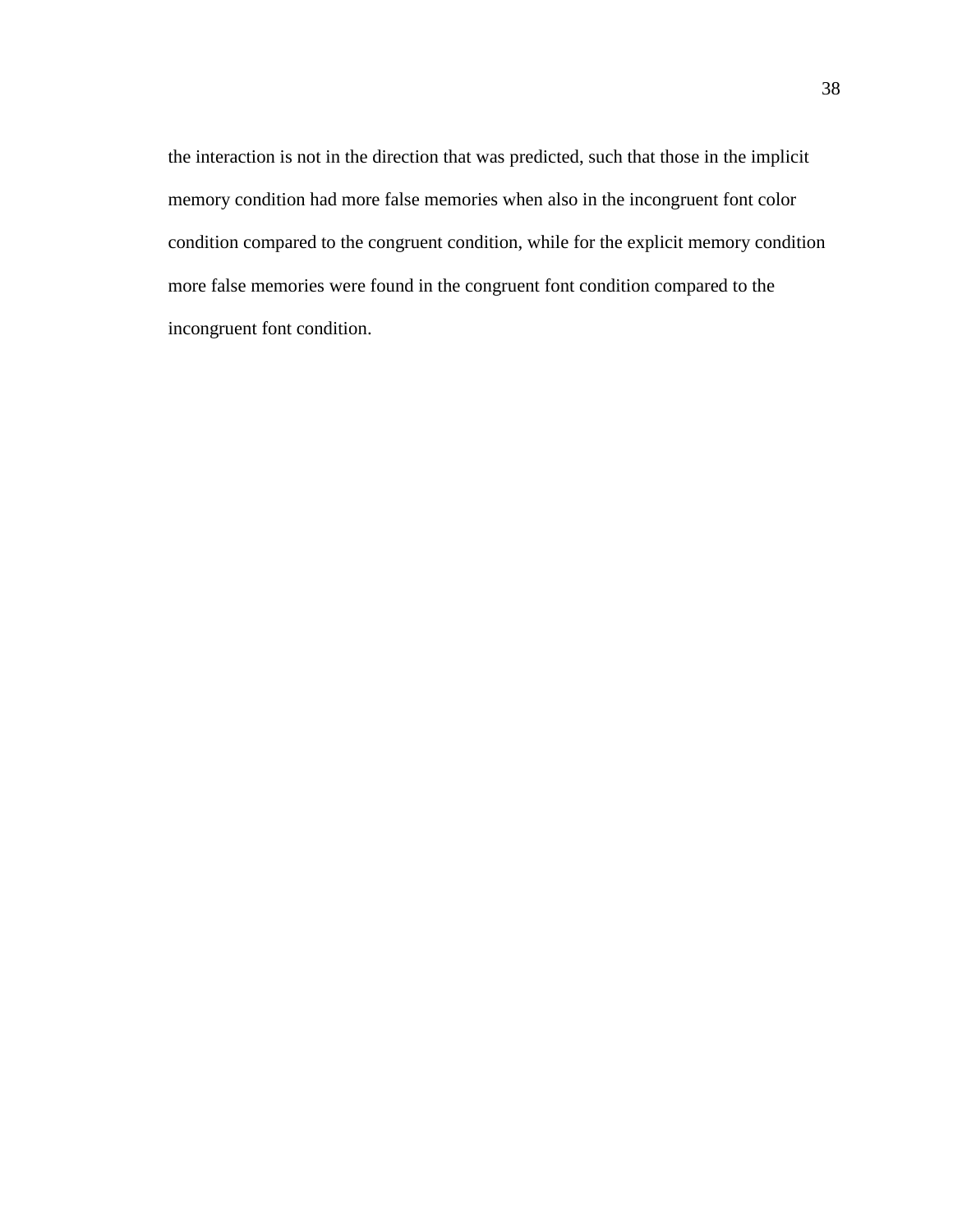the interaction is not in the direction that was predicted, such that those in the implicit memory condition had more false memories when also in the incongruent font color condition compared to the congruent condition, while for the explicit memory condition more false memories were found in the congruent font condition compared to the incongruent font condition.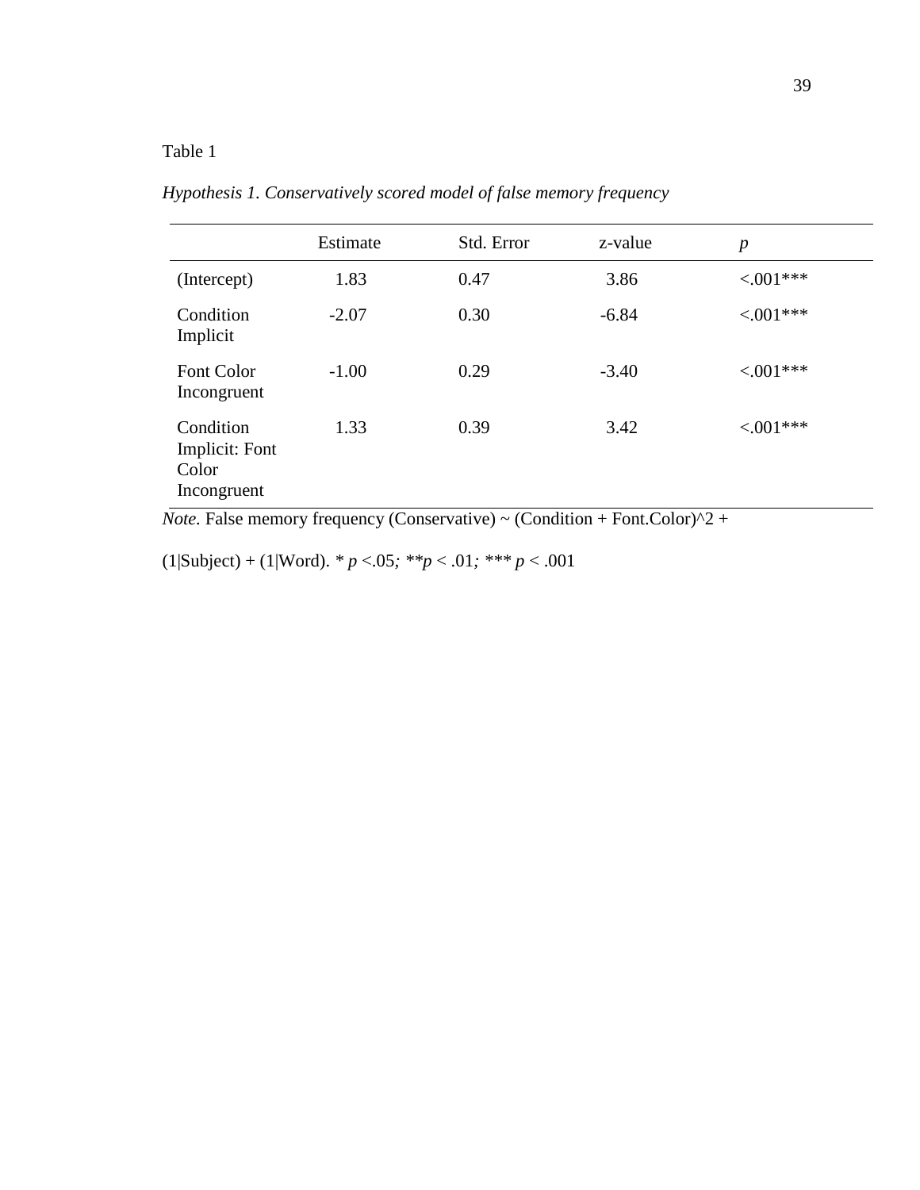Table 1

*Hypothesis 1. Conservatively scored model of false memory frequency*

| | Estimate | Std. Error | z-value | *p* |
|---|---|---|---|---|
| (Intercept) | 1.83 | 0.47 | 3.86 | <.001*** |
| Condition Implicit | -2.07 | 0.30 | -6.84 | <.001*** |
| Font Color Incongruent | -1.00 | 0.29 | -3.40 | <.001*** |
| Condition Implicit: Font Color Incongruent | 1.33 | 0.39 | 3.42 | <.001*** |

*Note.* False memory frequency (Conservative) ~ (Condition + Font.Color)^2 + (1|Subject) + (1|Word). * *p* <.05*;* ***p* < .01*;* *** *p* < .001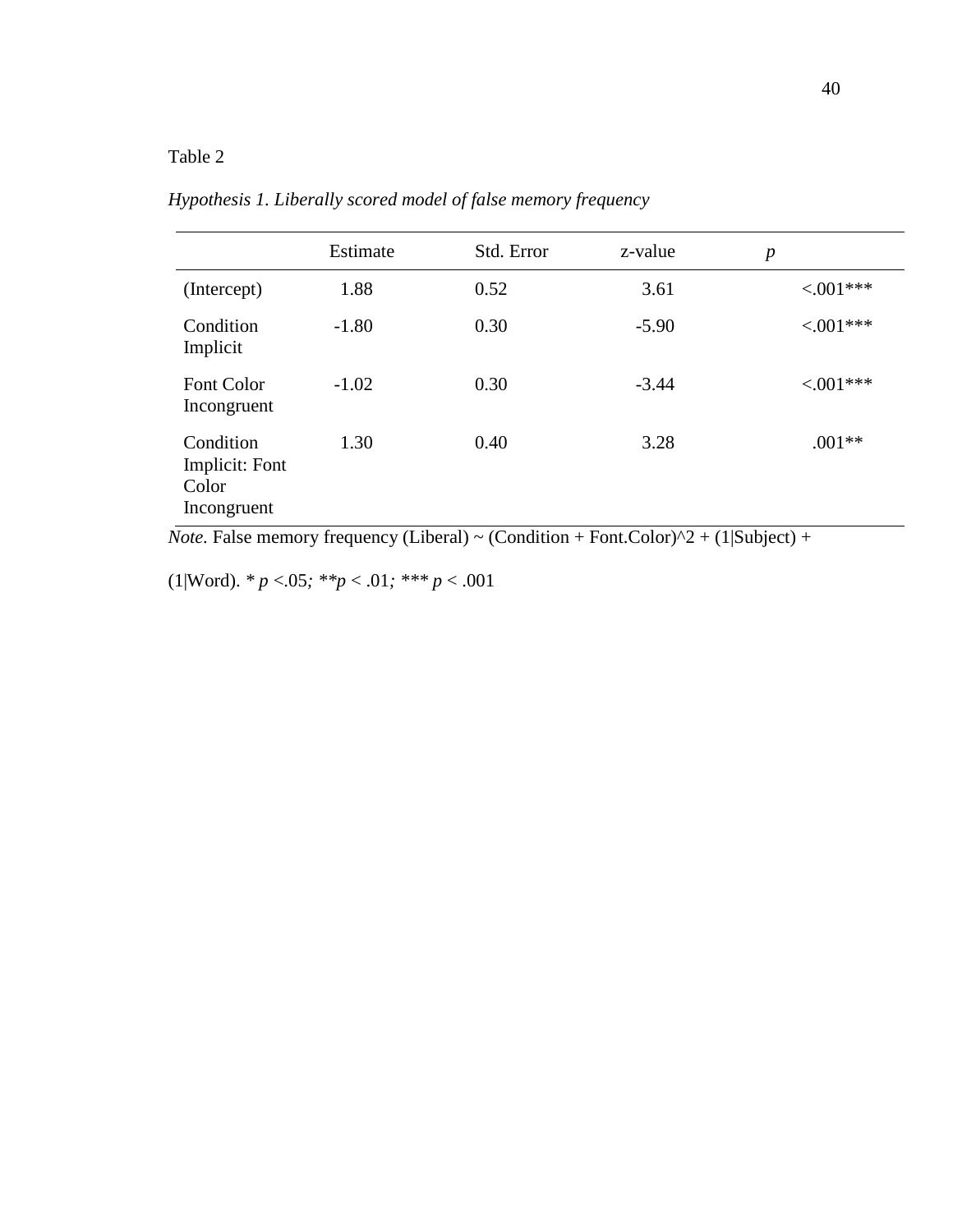Table 2

*Hypothesis 1. Liberally scored model of false memory frequency*

| | Estimate | Std. Error | z-value | *p* |
|---|---|---|---|---|
| (Intercept) | 1.88 | 0.52 | 3.61 | <.001*** |
| Condition Implicit | -1.80 | 0.30 | -5.90 | <.001*** |
| Font Color Incongruent | -1.02 | 0.30 | -3.44 | <.001*** |
| Condition Implicit: Font Color Incongruent | 1.30 | 0.40 | 3.28 | .001** |

*Note.* False memory frequency (Liberal) ~ (Condition + Font.Color)^2 + (1|Subject) + (1|Word). * $p < .05$; ** $p < .01$; *** $p < .001$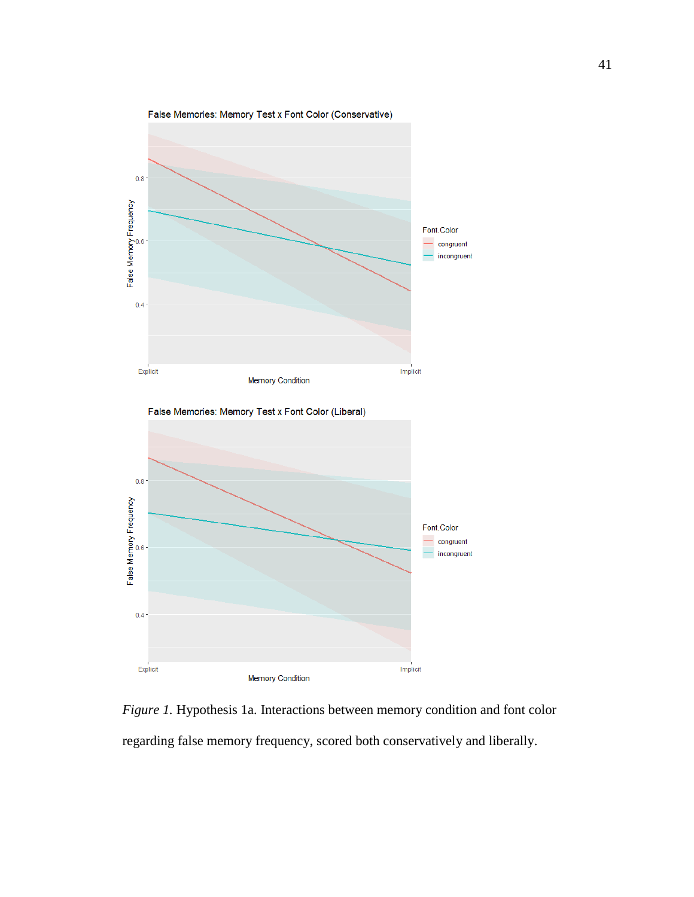*Figure 1.* Hypothesis 1a. Interactions between memory condition and font color regarding false memory frequency, scored both conservatively and liberally.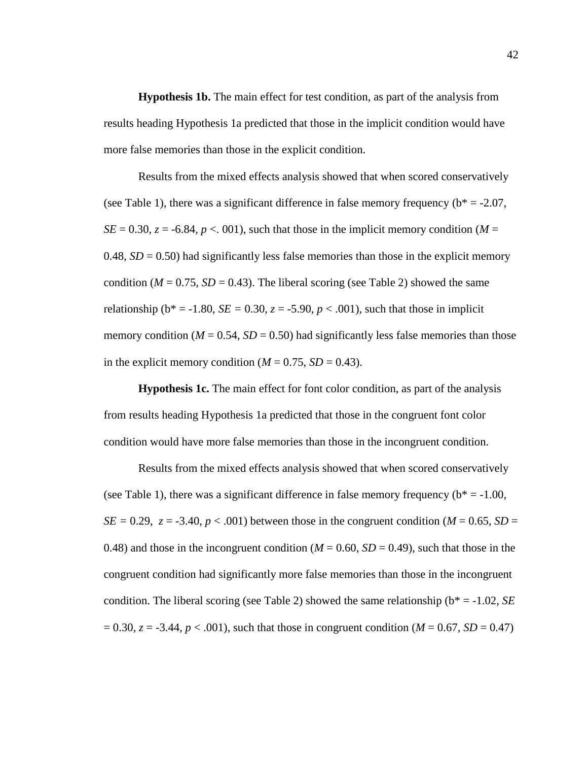**Hypothesis 1b.** The main effect for test condition, as part of the analysis from results heading Hypothesis 1a predicted that those in the implicit condition would have more false memories than those in the explicit condition.

Results from the mixed effects analysis showed that when scored conservatively (see Table 1), there was a significant difference in false memory frequency (b* = -2.07, *SE* = 0.30, *z* = -6.84, *p* <. 001), such that those in the implicit memory condition (*M* = 0.48, *SD* = 0.50) had significantly less false memories than those in the explicit memory condition (*M* = 0.75, *SD* = 0.43). The liberal scoring (see Table 2) showed the same relationship (b* = -1.80, *SE* = 0.30, *z* = -5.90, *p* < .001), such that those in implicit memory condition (*M* = 0.54, *SD* = 0.50) had significantly less false memories than those in the explicit memory condition (*M* = 0.75, *SD* = 0.43).

**Hypothesis 1c.** The main effect for font color condition, as part of the analysis from results heading Hypothesis 1a predicted that those in the congruent font color condition would have more false memories than those in the incongruent condition.

Results from the mixed effects analysis showed that when scored conservatively (see Table 1), there was a significant difference in false memory frequency (b* = -1.00, *SE* = 0.29, *z* = -3.40, *p* < .001) between those in the congruent condition (*M* = 0.65, *SD* = 0.48) and those in the incongruent condition (*M* = 0.60, *SD* = 0.49), such that those in the congruent condition had significantly more false memories than those in the incongruent condition. The liberal scoring (see Table 2) showed the same relationship (b* = -1.02, *SE* = 0.30, *z* = -3.44, *p* < .001), such that those in congruent condition (*M* = 0.67, *SD* = 0.47)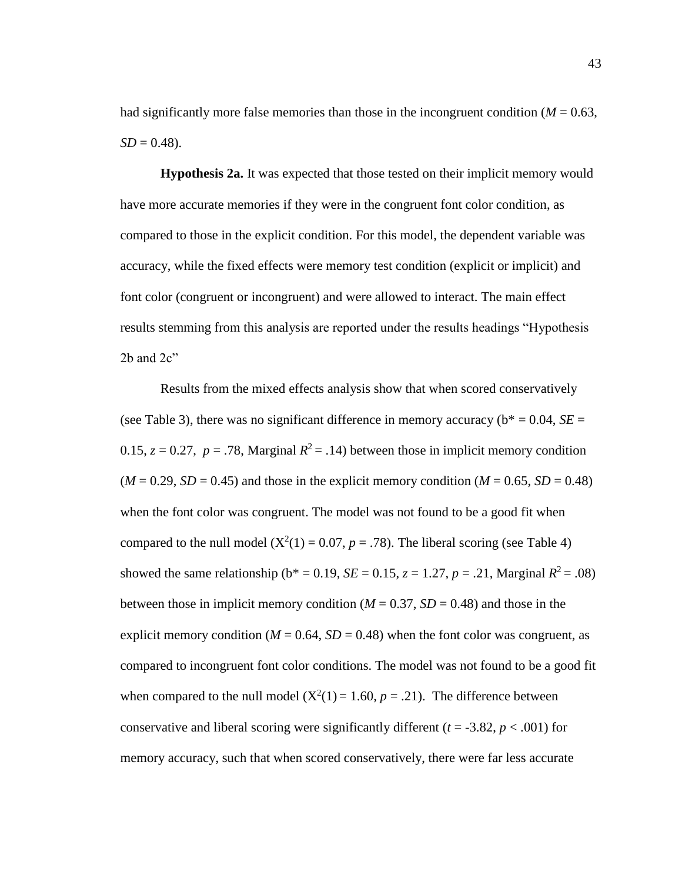had significantly more false memories than those in the incongruent condition ($M = 0.63$, $SD = 0.48$).

**Hypothesis 2a.** It was expected that those tested on their implicit memory would have more accurate memories if they were in the congruent font color condition, as compared to those in the explicit condition. For this model, the dependent variable was accuracy, while the fixed effects were memory test condition (explicit or implicit) and font color (congruent or incongruent) and were allowed to interact. The main effect results stemming from this analysis are reported under the results headings "Hypothesis 2b and 2c"

Results from the mixed effects analysis show that when scored conservatively (see Table 3), there was no significant difference in memory accuracy ($b^* = 0.04$, $SE = 0.15$, $z = 0.27$, $p = .78$, Marginal $R^2 = .14$) between those in implicit memory condition ($M = 0.29$, $SD = 0.45$) and those in the explicit memory condition ($M = 0.65$, $SD = 0.48$) when the font color was congruent. The model was not found to be a good fit when compared to the null model ($X^2(1) = 0.07$, $p = .78$). The liberal scoring (see Table 4) showed the same relationship ($b^* = 0.19$, $SE = 0.15$, $z = 1.27$, $p = .21$, Marginal $R^2 = .08$) between those in implicit memory condition ($M = 0.37$, $SD = 0.48$) and those in the explicit memory condition ($M = 0.64$, $SD = 0.48$) when the font color was congruent, as compared to incongruent font color conditions. The model was not found to be a good fit when compared to the null model ($X^2(1) = 1.60$, $p = .21$). The difference between conservative and liberal scoring were significantly different ($t = -3.82$, $p < .001$) for memory accuracy, such that when scored conservatively, there were far less accurate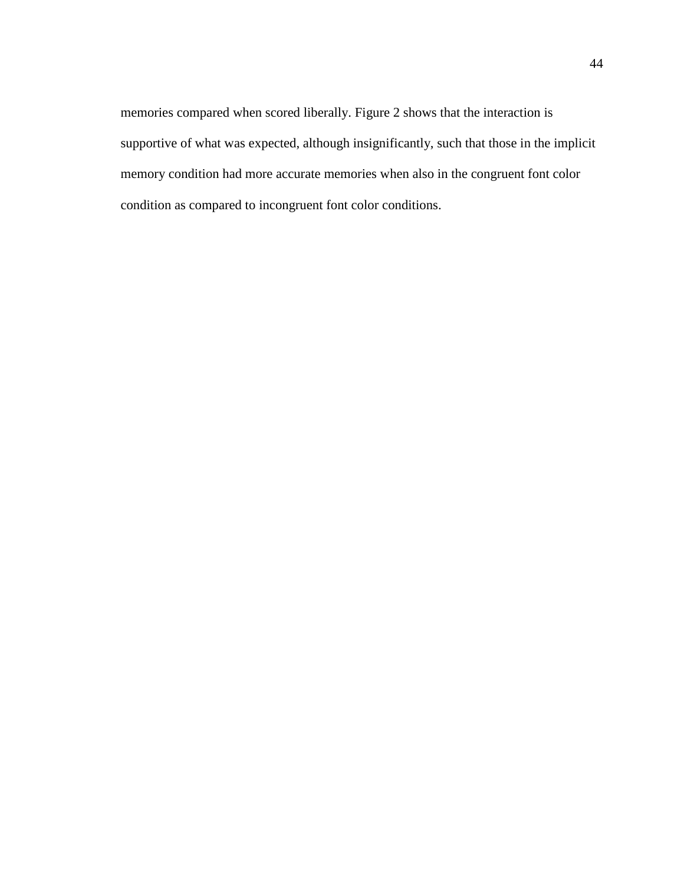memories compared when scored liberally. Figure 2 shows that the interaction is supportive of what was expected, although insignificantly, such that those in the implicit memory condition had more accurate memories when also in the congruent font color condition as compared to incongruent font color conditions.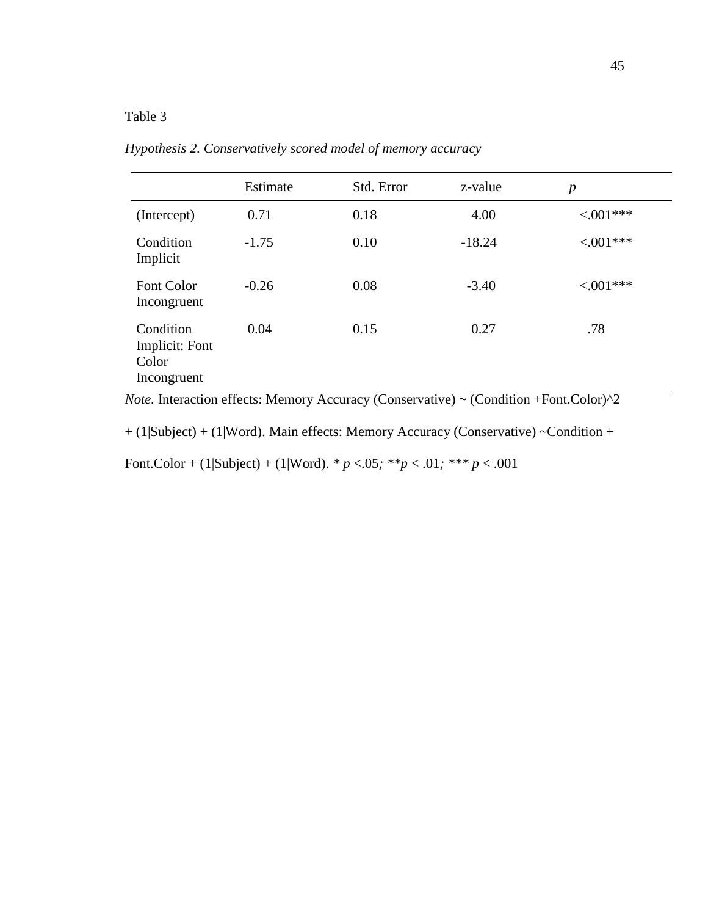Table 3

*Hypothesis 2. Conservatively scored model of memory accuracy*

| | Estimate | Std. Error | z-value | *p* |
|---|---|---|---|---|
| (Intercept) | 0.71 | 0.18 | 4.00 | <.001*** |
| Condition Implicit | -1.75 | 0.10 | -18.24 | <.001*** |
| Font Color Incongruent | -0.26 | 0.08 | -3.40 | <.001*** |
| Condition Implicit: Font Color Incongruent | 0.04 | 0.15 | 0.27 | .78 |

*Note.* Interaction effects: Memory Accuracy (Conservative) ~ (Condition +Font.Color)^2 + (1|Subject) + (1|Word). Main effects: Memory Accuracy (Conservative) ~Condition + Font.Color + (1|Subject) + (1|Word). * $p$ <.05; ** $p$ < .01; *** $p$ < .001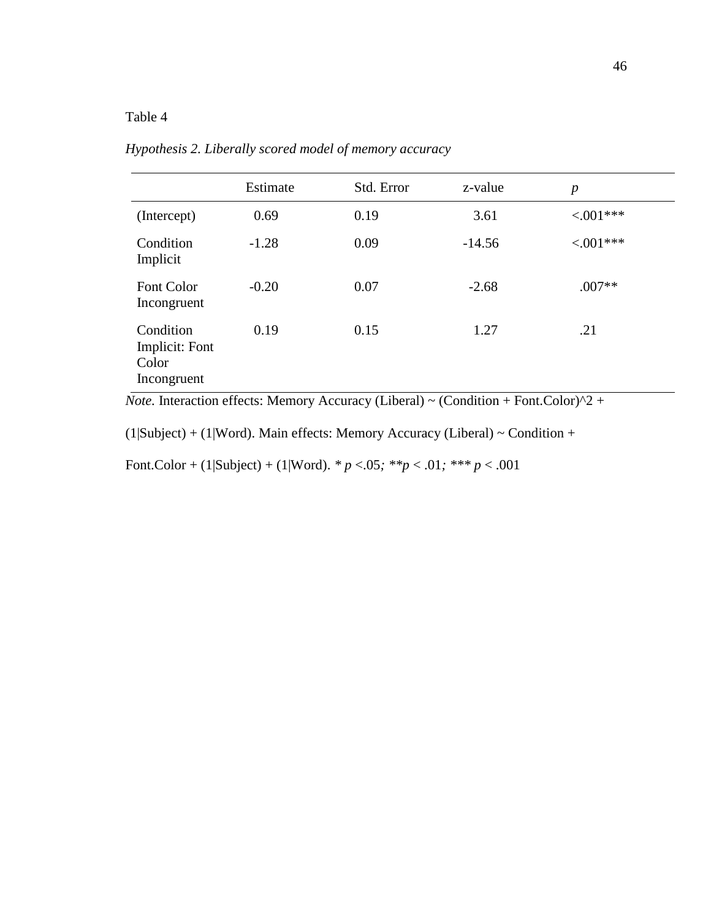Table 4

*Hypothesis 2. Liberally scored model of memory accuracy*

| | Estimate | Std. Error | z-value | *p* |
|---|---|---|---|---|
| (Intercept) | 0.69 | 0.19 | 3.61 | <.001*** |
| Condition Implicit | -1.28 | 0.09 | -14.56 | <.001*** |
| Font Color Incongruent | -0.20 | 0.07 | -2.68 | .007** |
| Condition Implicit: Font Color Incongruent | 0.19 | 0.15 | 1.27 | .21 |

*Note.* Interaction effects: Memory Accuracy (Liberal) ~ (Condition + Font.Color)^2 + (1|Subject) + (1|Word). Main effects: Memory Accuracy (Liberal) ~ Condition + Font.Color + (1|Subject) + (1|Word). * $p$ <.05; ** $p$ < .01; *** $p$ < .001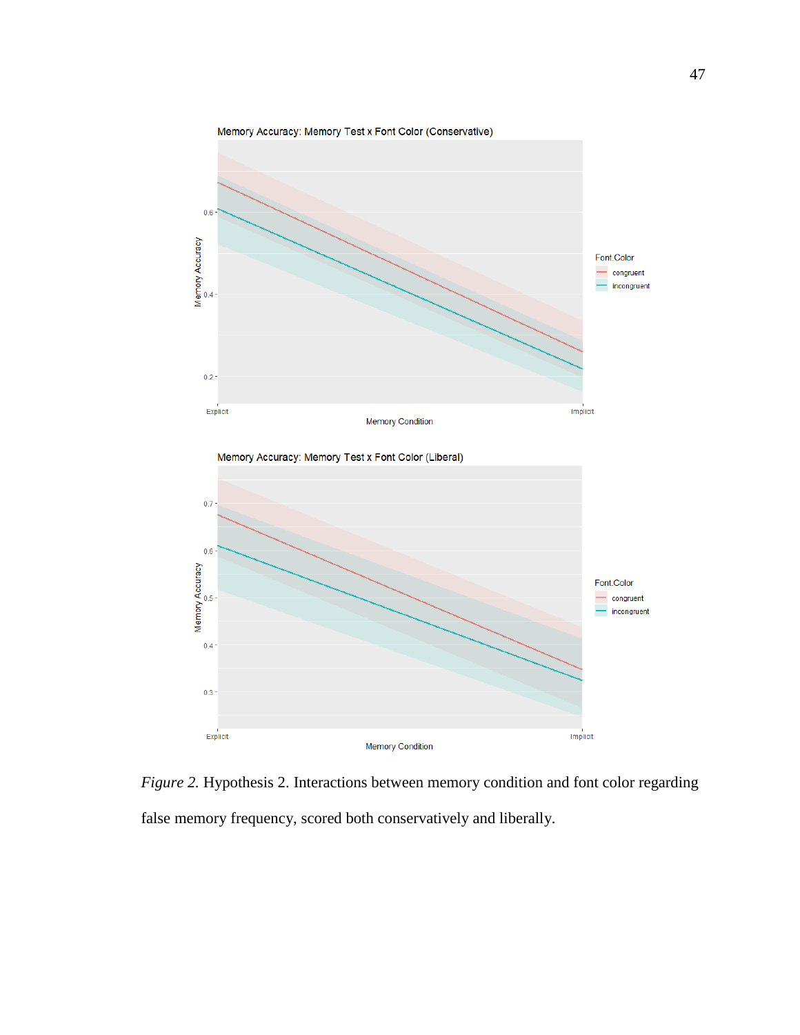*Figure 2.* Hypothesis 2. Interactions between memory condition and font color regarding false memory frequency, scored both conservatively and liberally.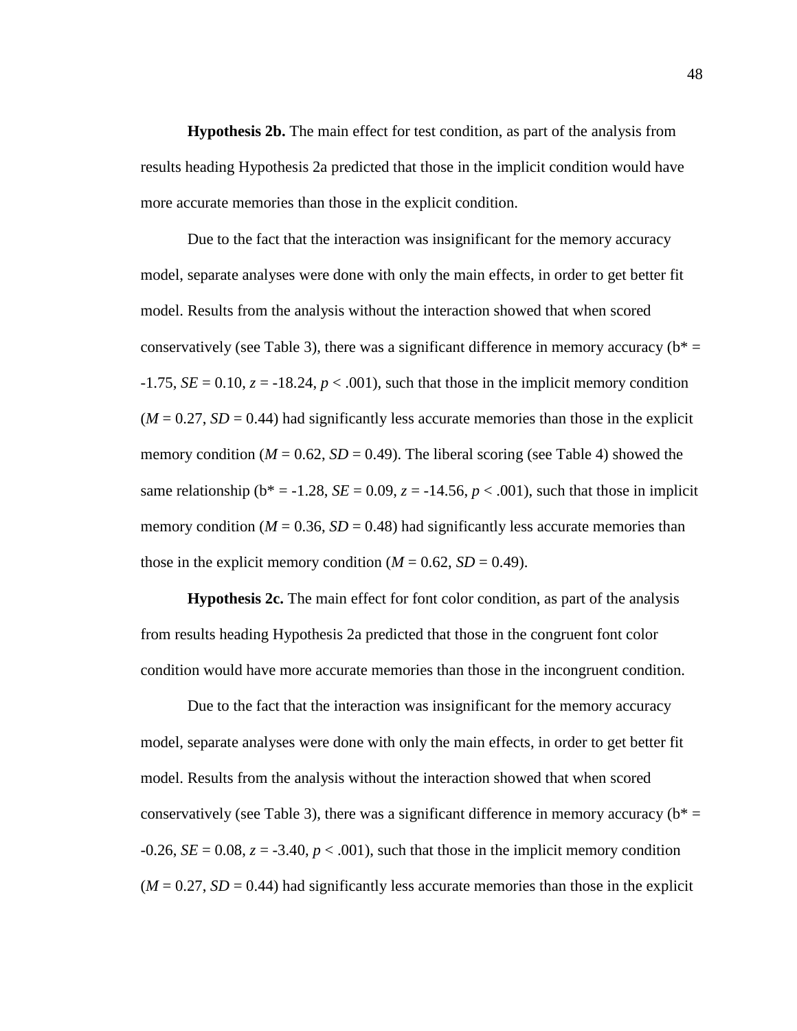**Hypothesis 2b.** The main effect for test condition, as part of the analysis from results heading Hypothesis 2a predicted that those in the implicit condition would have more accurate memories than those in the explicit condition.

Due to the fact that the interaction was insignificant for the memory accuracy model, separate analyses were done with only the main effects, in order to get better fit model. Results from the analysis without the interaction showed that when scored conservatively (see Table 3), there was a significant difference in memory accuracy (b* = -1.75, *SE* = 0.10, $z = -18.24$, $p < .001$), such that those in the implicit memory condition ($M = 0.27$, $SD = 0.44$) had significantly less accurate memories than those in the explicit memory condition ($M = 0.62$, $SD = 0.49$). The liberal scoring (see Table 4) showed the same relationship (b* = -1.28, *SE* = 0.09, $z = -14.56$, $p < .001$), such that those in implicit memory condition ($M = 0.36$, $SD = 0.48$) had significantly less accurate memories than those in the explicit memory condition ($M = 0.62$, $SD = 0.49$).

**Hypothesis 2c.** The main effect for font color condition, as part of the analysis from results heading Hypothesis 2a predicted that those in the congruent font color condition would have more accurate memories than those in the incongruent condition.

Due to the fact that the interaction was insignificant for the memory accuracy model, separate analyses were done with only the main effects, in order to get better fit model. Results from the analysis without the interaction showed that when scored conservatively (see Table 3), there was a significant difference in memory accuracy (b* = -0.26, *SE* = 0.08, $z = -3.40$, $p < .001$), such that those in the implicit memory condition ($M = 0.27$, $SD = 0.44$) had significantly less accurate memories than those in the explicit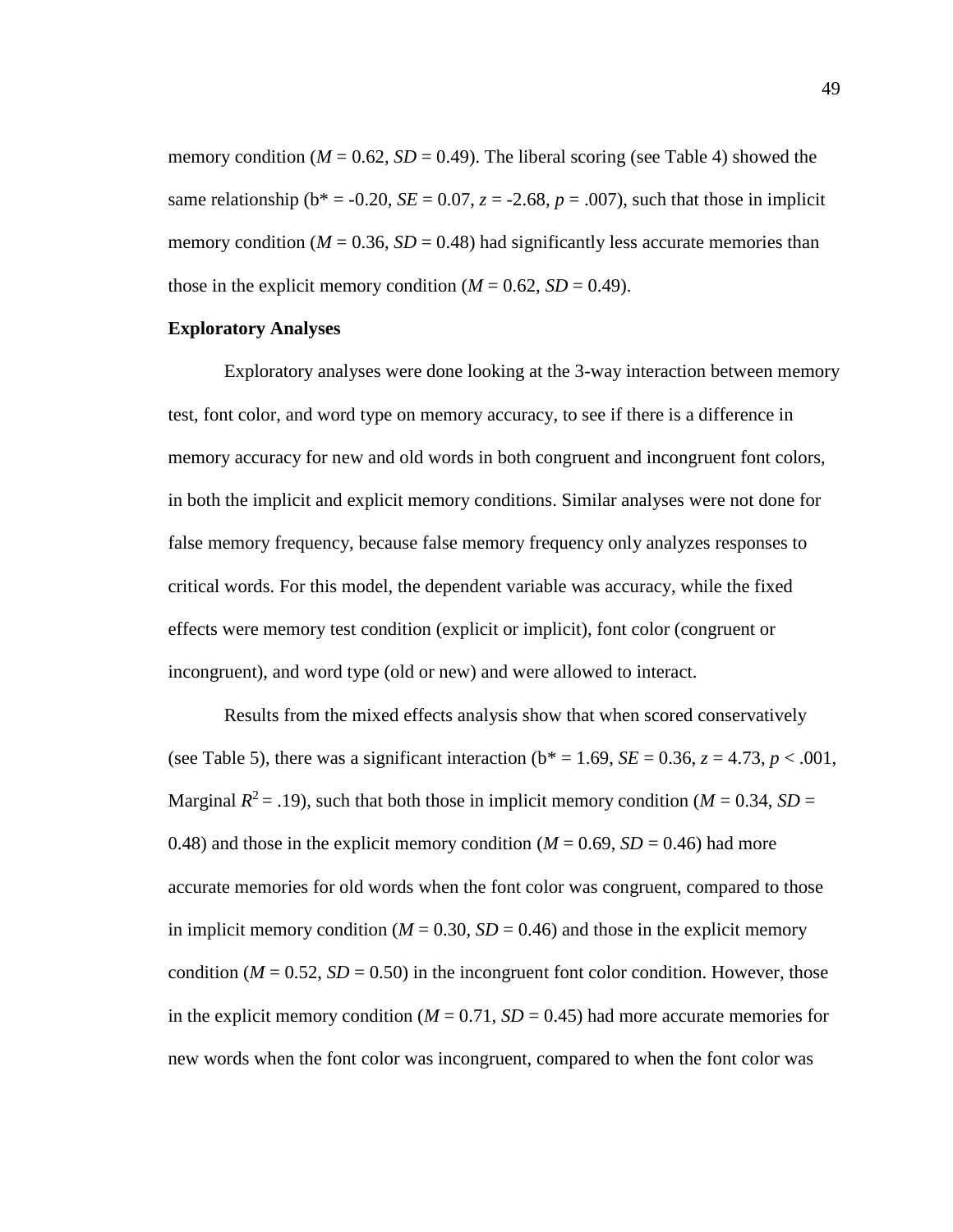memory condition ($M$ = 0.62, $SD$ = 0.49). The liberal scoring (see Table 4) showed the same relationship ($b^*$ = -0.20, $SE$ = 0.07, $z$ = -2.68, $p$ = .007), such that those in implicit memory condition ($M$ = 0.36, $SD$ = 0.48) had significantly less accurate memories than those in the explicit memory condition ($M$ = 0.62, $SD$ = 0.49).

**Exploratory Analyses**

Exploratory analyses were done looking at the 3-way interaction between memory test, font color, and word type on memory accuracy, to see if there is a difference in memory accuracy for new and old words in both congruent and incongruent font colors, in both the implicit and explicit memory conditions. Similar analyses were not done for false memory frequency, because false memory frequency only analyzes responses to critical words. For this model, the dependent variable was accuracy, while the fixed effects were memory test condition (explicit or implicit), font color (congruent or incongruent), and word type (old or new) and were allowed to interact.

Results from the mixed effects analysis show that when scored conservatively (see Table 5), there was a significant interaction ($b^*$ = 1.69, $SE$ = 0.36, $z$ = 4.73, $p$ < .001, Marginal $R^2$ = .19), such that both those in implicit memory condition ($M$ = 0.34, $SD$ = 0.48) and those in the explicit memory condition ($M$ = 0.69, $SD$ = 0.46) had more accurate memories for old words when the font color was congruent, compared to those in implicit memory condition ($M$ = 0.30, $SD$ = 0.46) and those in the explicit memory condition ($M$ = 0.52, $SD$ = 0.50) in the incongruent font color condition. However, those in the explicit memory condition ($M$ = 0.71, $SD$ = 0.45) had more accurate memories for new words when the font color was incongruent, compared to when the font color was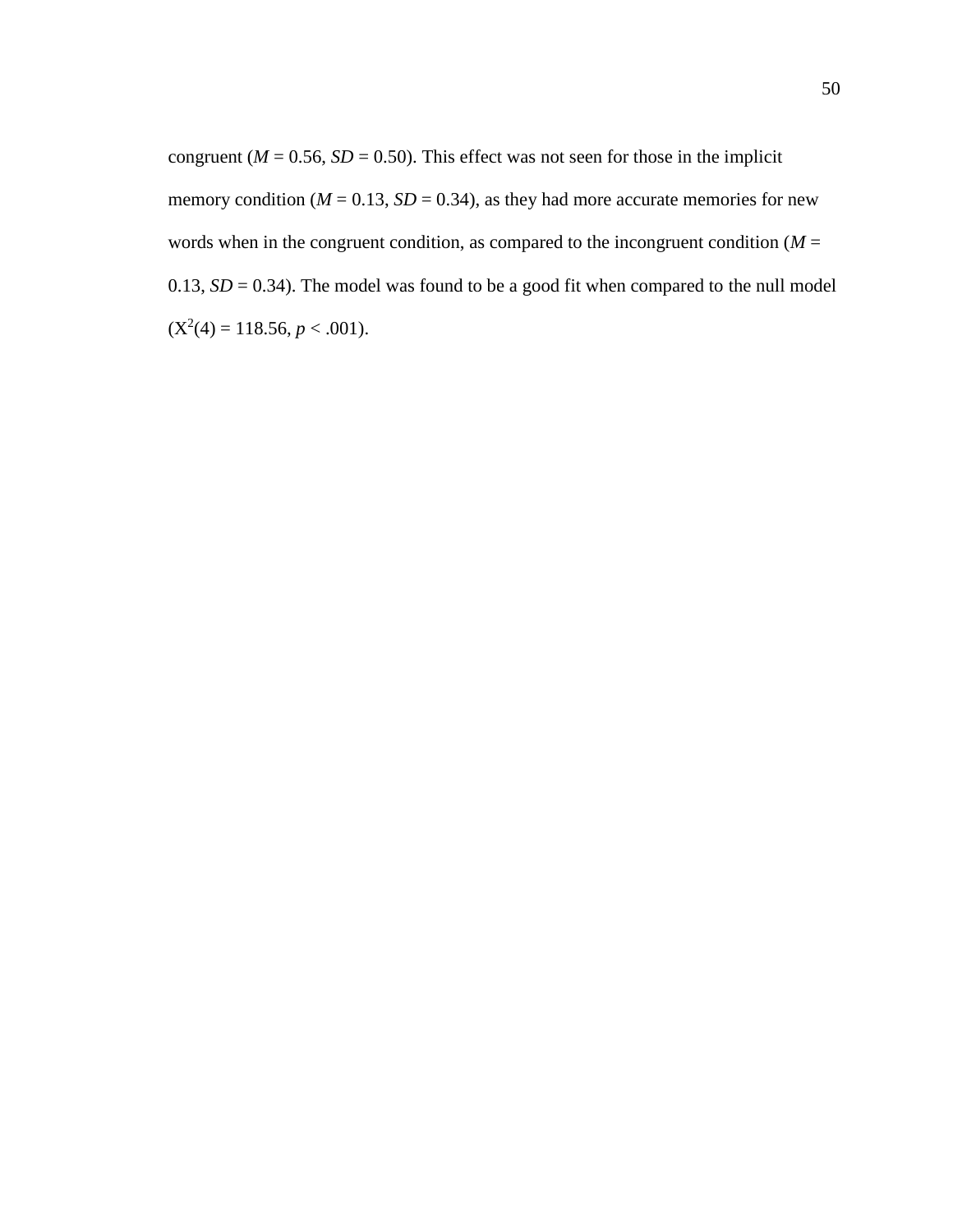congruent ($M$ = 0.56, $SD$ = 0.50). This effect was not seen for those in the implicit memory condition ($M$ = 0.13, $SD$ = 0.34), as they had more accurate memories for new words when in the congruent condition, as compared to the incongruent condition ($M$ = 0.13, $SD$ = 0.34). The model was found to be a good fit when compared to the null model ($X^2(4) = 118.56$, $p < .001$).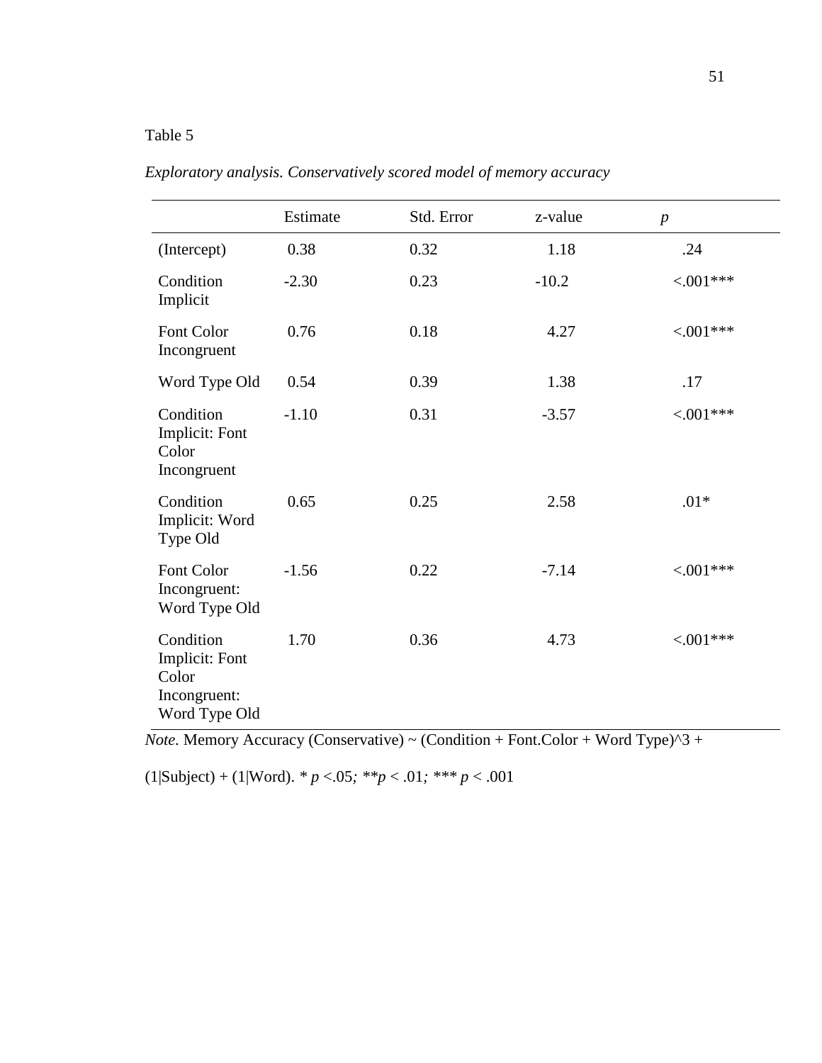Table 5

*Exploratory analysis. Conservatively scored model of memory accuracy*

| | Estimate | Std. Error | z-value | *p* |
|---|---|---|---|---|
| (Intercept) | 0.38 | 0.32 | 1.18 | .24 |
| Condition Implicit | -2.30 | 0.23 | -10.2 | <.001*** |
| Font Color Incongruent | 0.76 | 0.18 | 4.27 | <.001*** |
| Word Type Old | 0.54 | 0.39 | 1.38 | .17 |
| Condition Implicit: Font Color Incongruent | -1.10 | 0.31 | -3.57 | <.001*** |
| Condition Implicit: Word Type Old | 0.65 | 0.25 | 2.58 | .01* |
| Font Color Incongruent: Word Type Old | -1.56 | 0.22 | -7.14 | <.001*** |
| Condition Implicit: Font Color Incongruent: Word Type Old | 1.70 | 0.36 | 4.73 | <.001*** |

*Note.* Memory Accuracy (Conservative) ~ (Condition + Font.Color + Word Type)^3 + (1|Subject) + (1|Word). * $p < .05$; ** $p < .01$; *** $p < .001$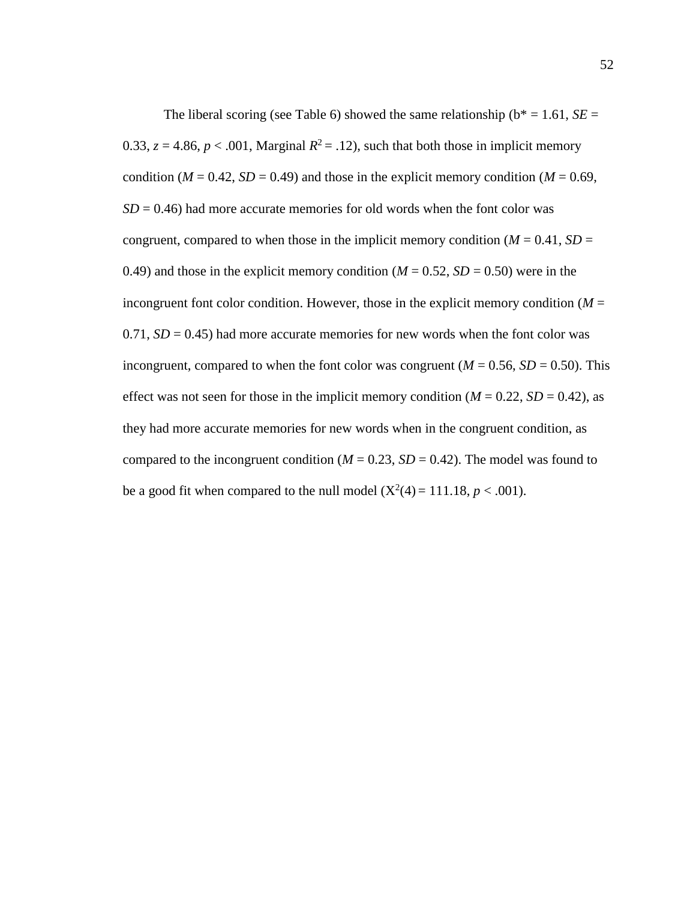The liberal scoring (see Table 6) showed the same relationship (b* = 1.61, *SE* = 0.33, *z* = 4.86, *p* < .001, Marginal $R^2$ = .12), such that both those in implicit memory condition (*M* = 0.42, *SD* = 0.49) and those in the explicit memory condition (*M* = 0.69, *SD* = 0.46) had more accurate memories for old words when the font color was congruent, compared to when those in the implicit memory condition (*M* = 0.41, *SD* = 0.49) and those in the explicit memory condition (*M* = 0.52, *SD* = 0.50) were in the incongruent font color condition. However, those in the explicit memory condition (*M* = 0.71, *SD* = 0.45) had more accurate memories for new words when the font color was incongruent, compared to when the font color was congruent (*M* = 0.56, *SD* = 0.50). This effect was not seen for those in the implicit memory condition (*M* = 0.22, *SD* = 0.42), as they had more accurate memories for new words when in the congruent condition, as compared to the incongruent condition (*M* = 0.23, *SD* = 0.42). The model was found to be a good fit when compared to the null model ($X^2(4) = 111.18$, *p* < .001).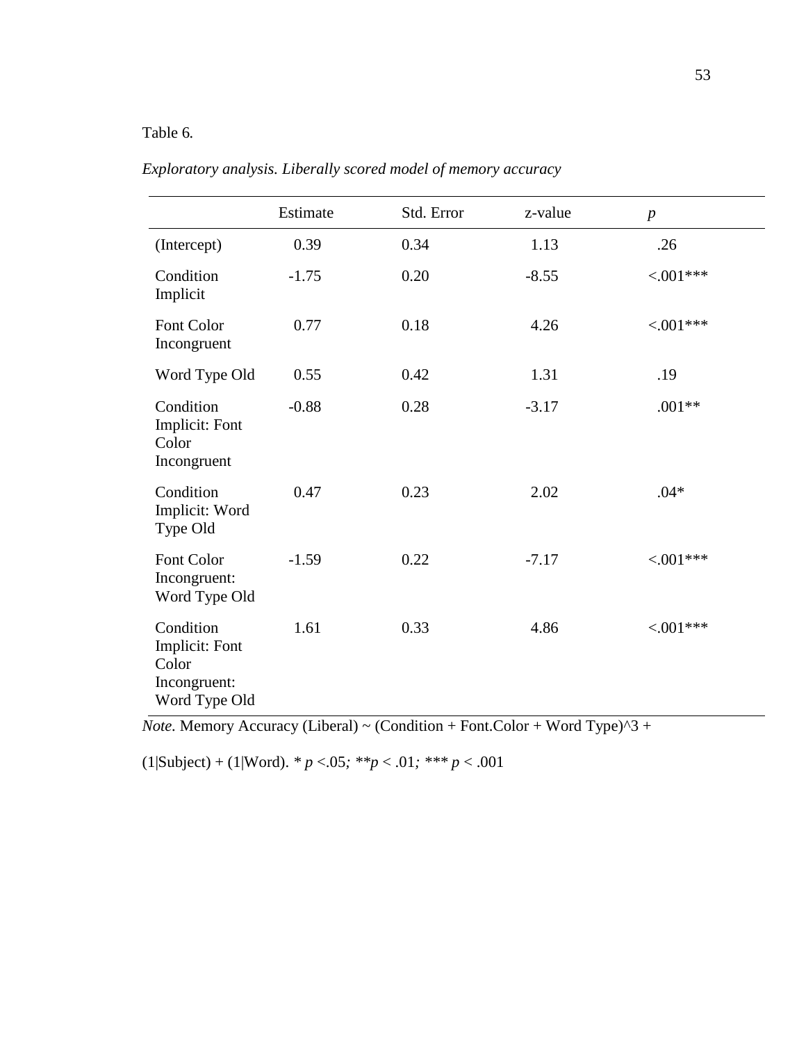Table 6.

*Exploratory analysis. Liberally scored model of memory accuracy*

| | Estimate | Std. Error | z-value | *p* |
|---|---|---|---|---|
| (Intercept) | 0.39 | 0.34 | 1.13 | .26 |
| Condition Implicit | -1.75 | 0.20 | -8.55 | <.001*** |
| Font Color Incongruent | 0.77 | 0.18 | 4.26 | <.001*** |
| Word Type Old | 0.55 | 0.42 | 1.31 | .19 |
| Condition Implicit: Font Color Incongruent | -0.88 | 0.28 | -3.17 | .001** |
| Condition Implicit: Word Type Old | 0.47 | 0.23 | 2.02 | .04* |
| Font Color Incongruent: Word Type Old | -1.59 | 0.22 | -7.17 | <.001*** |
| Condition Implicit: Font Color Incongruent: Word Type Old | 1.61 | 0.33 | 4.86 | <.001*** |

*Note.* Memory Accuracy (Liberal) ~ (Condition + Font.Color + Word Type)^3 + (1|Subject) + (1|Word). * $p < .05$; ** $p < .01$; *** $p < .001$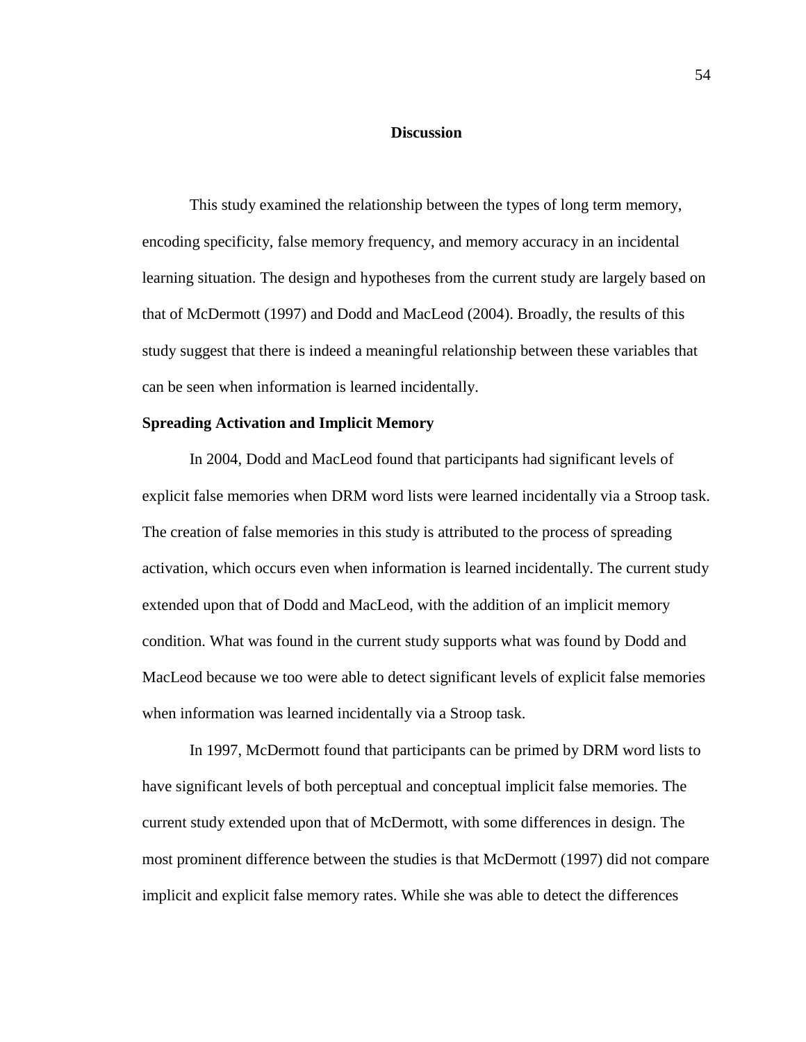# Discussion

This study examined the relationship between the types of long term memory, encoding specificity, false memory frequency, and memory accuracy in an incidental learning situation. The design and hypotheses from the current study are largely based on that of McDermott (1997) and Dodd and MacLeod (2004). Broadly, the results of this study suggest that there is indeed a meaningful relationship between these variables that can be seen when information is learned incidentally.

## Spreading Activation and Implicit Memory

In 2004, Dodd and MacLeod found that participants had significant levels of explicit false memories when DRM word lists were learned incidentally via a Stroop task. The creation of false memories in this study is attributed to the process of spreading activation, which occurs even when information is learned incidentally. The current study extended upon that of Dodd and MacLeod, with the addition of an implicit memory condition. What was found in the current study supports what was found by Dodd and MacLeod because we too were able to detect significant levels of explicit false memories when information was learned incidentally via a Stroop task.

In 1997, McDermott found that participants can be primed by DRM word lists to have significant levels of both perceptual and conceptual implicit false memories. The current study extended upon that of McDermott, with some differences in design. The most prominent difference between the studies is that McDermott (1997) did not compare implicit and explicit false memory rates. While she was able to detect the differences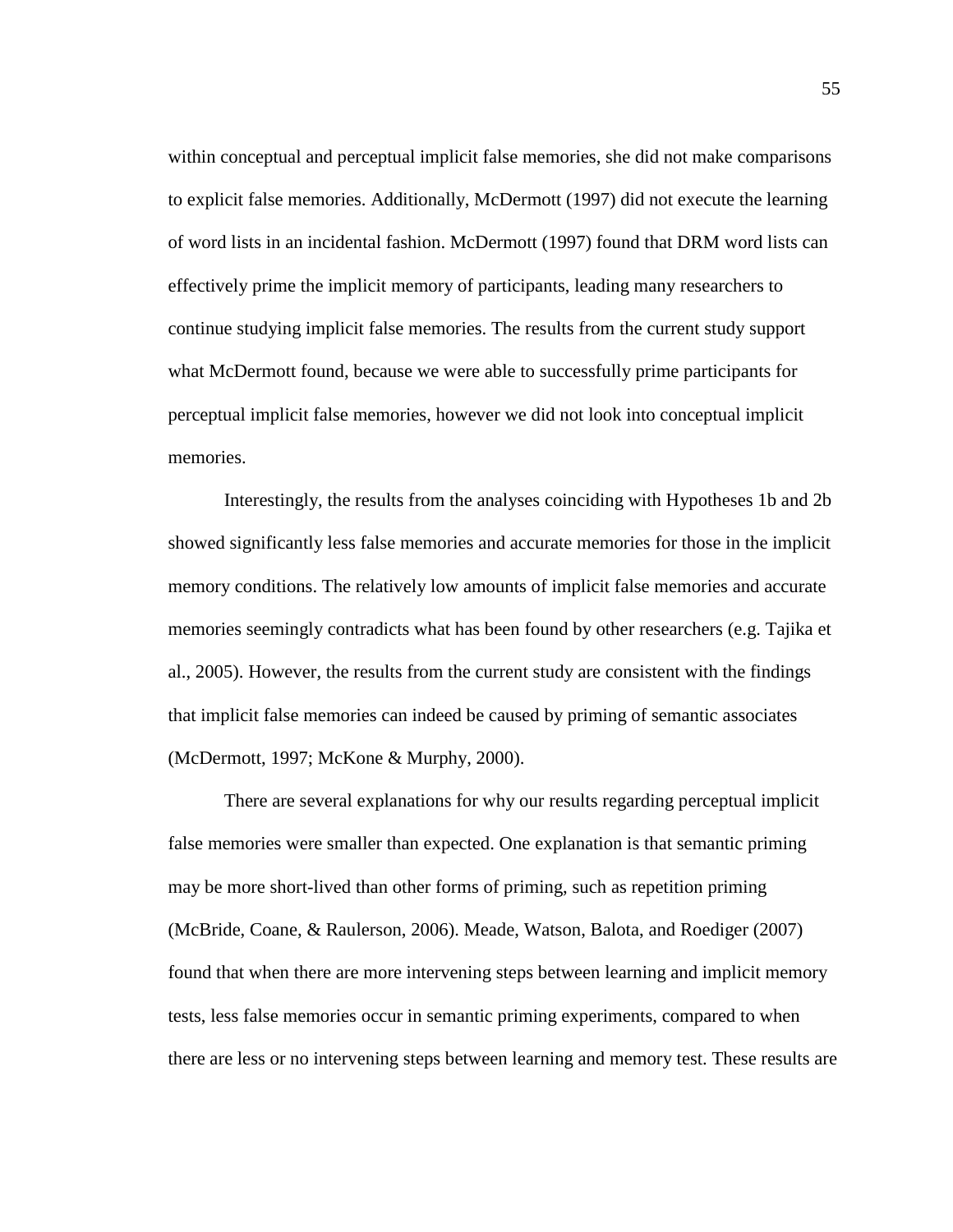within conceptual and perceptual implicit false memories, she did not make comparisons to explicit false memories. Additionally, McDermott (1997) did not execute the learning of word lists in an incidental fashion. McDermott (1997) found that DRM word lists can effectively prime the implicit memory of participants, leading many researchers to continue studying implicit false memories. The results from the current study support what McDermott found, because we were able to successfully prime participants for perceptual implicit false memories, however we did not look into conceptual implicit memories.

Interestingly, the results from the analyses coinciding with Hypotheses 1b and 2b showed significantly less false memories and accurate memories for those in the implicit memory conditions. The relatively low amounts of implicit false memories and accurate memories seemingly contradicts what has been found by other researchers (e.g. Tajika et al., 2005). However, the results from the current study are consistent with the findings that implicit false memories can indeed be caused by priming of semantic associates (McDermott, 1997; McKone & Murphy, 2000).

There are several explanations for why our results regarding perceptual implicit false memories were smaller than expected. One explanation is that semantic priming may be more short-lived than other forms of priming, such as repetition priming (McBride, Coane, & Raulerson, 2006). Meade, Watson, Balota, and Roediger (2007) found that when there are more intervening steps between learning and implicit memory tests, less false memories occur in semantic priming experiments, compared to when there are less or no intervening steps between learning and memory test. These results are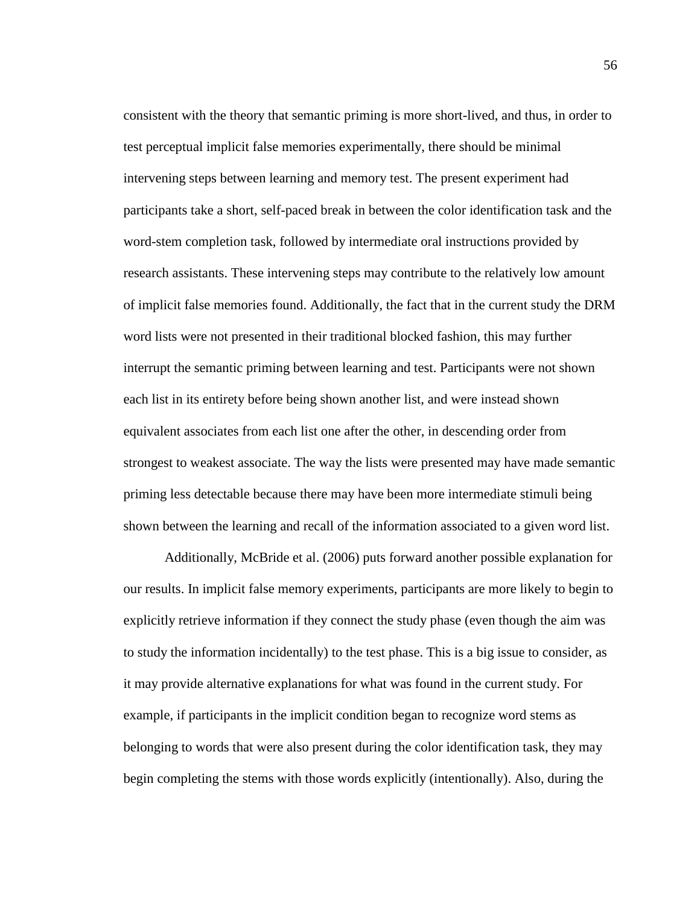consistent with the theory that semantic priming is more short-lived, and thus, in order to test perceptual implicit false memories experimentally, there should be minimal intervening steps between learning and memory test. The present experiment had participants take a short, self-paced break in between the color identification task and the word-stem completion task, followed by intermediate oral instructions provided by research assistants. These intervening steps may contribute to the relatively low amount of implicit false memories found. Additionally, the fact that in the current study the DRM word lists were not presented in their traditional blocked fashion, this may further interrupt the semantic priming between learning and test. Participants were not shown each list in its entirety before being shown another list, and were instead shown equivalent associates from each list one after the other, in descending order from strongest to weakest associate. The way the lists were presented may have made semantic priming less detectable because there may have been more intermediate stimuli being shown between the learning and recall of the information associated to a given word list.

Additionally, McBride et al. (2006) puts forward another possible explanation for our results. In implicit false memory experiments, participants are more likely to begin to explicitly retrieve information if they connect the study phase (even though the aim was to study the information incidentally) to the test phase. This is a big issue to consider, as it may provide alternative explanations for what was found in the current study. For example, if participants in the implicit condition began to recognize word stems as belonging to words that were also present during the color identification task, they may begin completing the stems with those words explicitly (intentionally). Also, during the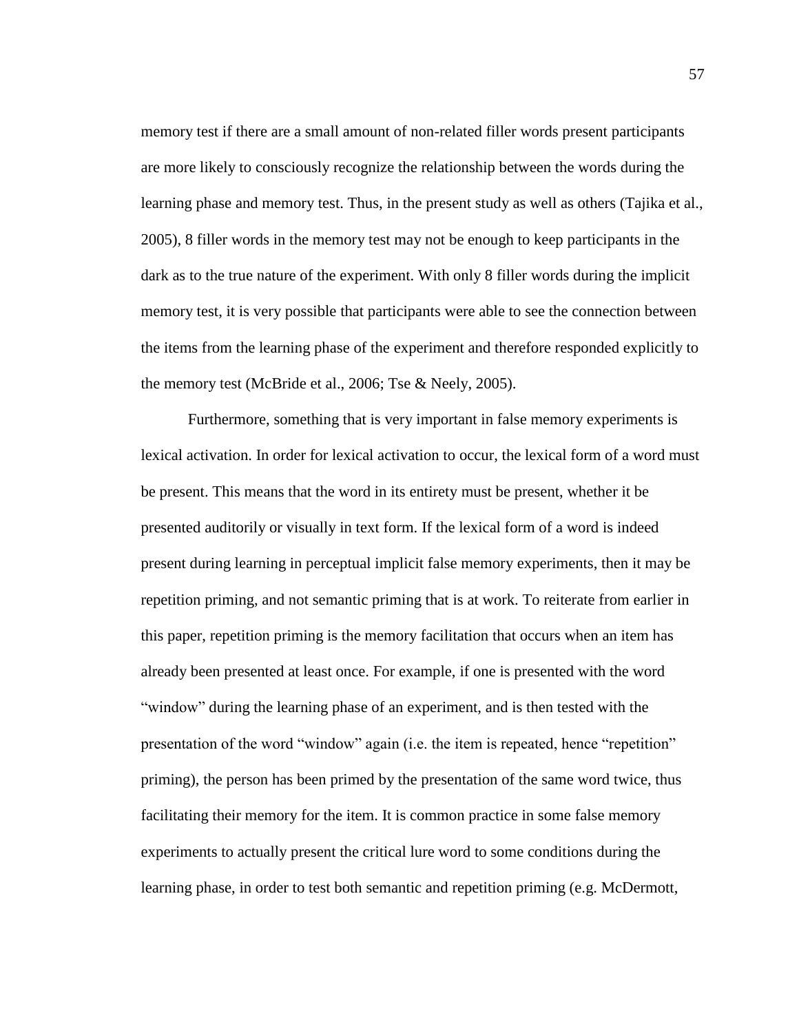memory test if there are a small amount of non-related filler words present participants are more likely to consciously recognize the relationship between the words during the learning phase and memory test. Thus, in the present study as well as others (Tajika et al., 2005), 8 filler words in the memory test may not be enough to keep participants in the dark as to the true nature of the experiment. With only 8 filler words during the implicit memory test, it is very possible that participants were able to see the connection between the items from the learning phase of the experiment and therefore responded explicitly to the memory test (McBride et al., 2006; Tse & Neely, 2005).

Furthermore, something that is very important in false memory experiments is lexical activation. In order for lexical activation to occur, the lexical form of a word must be present. This means that the word in its entirety must be present, whether it be presented auditorily or visually in text form. If the lexical form of a word is indeed present during learning in perceptual implicit false memory experiments, then it may be repetition priming, and not semantic priming that is at work. To reiterate from earlier in this paper, repetition priming is the memory facilitation that occurs when an item has already been presented at least once. For example, if one is presented with the word "window" during the learning phase of an experiment, and is then tested with the presentation of the word "window" again (i.e. the item is repeated, hence "repetition" priming), the person has been primed by the presentation of the same word twice, thus facilitating their memory for the item. It is common practice in some false memory experiments to actually present the critical lure word to some conditions during the learning phase, in order to test both semantic and repetition priming (e.g. McDermott,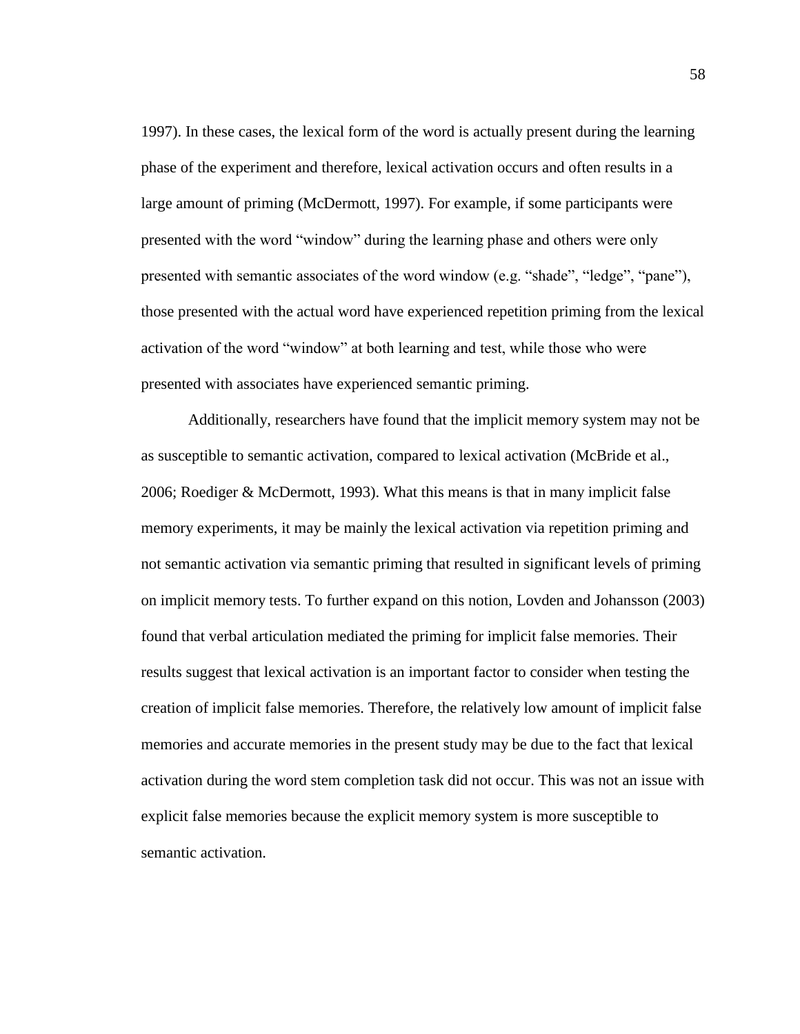1997). In these cases, the lexical form of the word is actually present during the learning phase of the experiment and therefore, lexical activation occurs and often results in a large amount of priming (McDermott, 1997). For example, if some participants were presented with the word "window" during the learning phase and others were only presented with semantic associates of the word window (e.g. "shade", "ledge", "pane"), those presented with the actual word have experienced repetition priming from the lexical activation of the word "window" at both learning and test, while those who were presented with associates have experienced semantic priming.

Additionally, researchers have found that the implicit memory system may not be as susceptible to semantic activation, compared to lexical activation (McBride et al., 2006; Roediger & McDermott, 1993). What this means is that in many implicit false memory experiments, it may be mainly the lexical activation via repetition priming and not semantic activation via semantic priming that resulted in significant levels of priming on implicit memory tests. To further expand on this notion, Lovden and Johansson (2003) found that verbal articulation mediated the priming for implicit false memories. Their results suggest that lexical activation is an important factor to consider when testing the creation of implicit false memories. Therefore, the relatively low amount of implicit false memories and accurate memories in the present study may be due to the fact that lexical activation during the word stem completion task did not occur. This was not an issue with explicit false memories because the explicit memory system is more susceptible to semantic activation.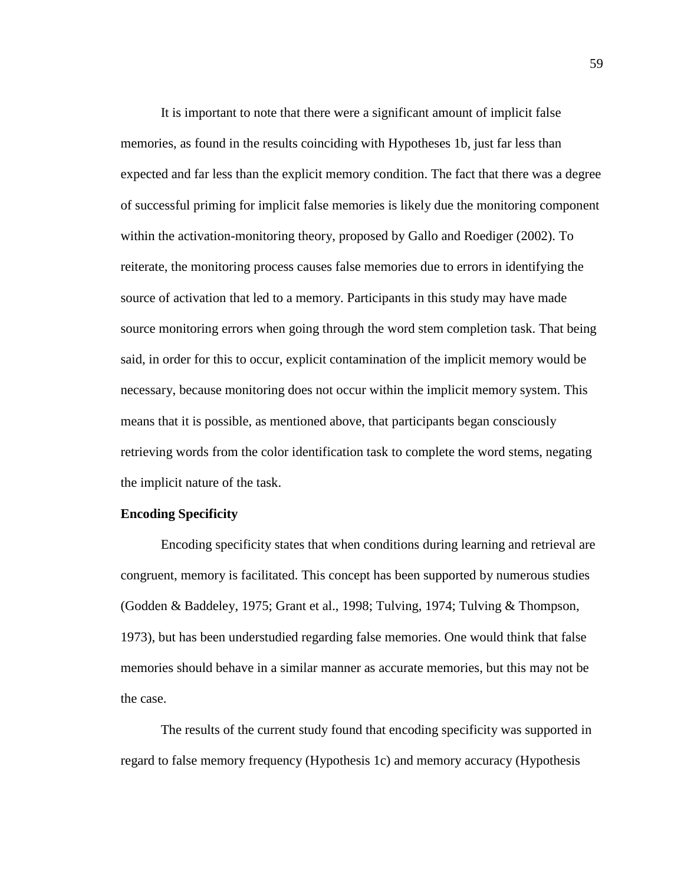It is important to note that there were a significant amount of implicit false memories, as found in the results coinciding with Hypotheses 1b, just far less than expected and far less than the explicit memory condition. The fact that there was a degree of successful priming for implicit false memories is likely due the monitoring component within the activation-monitoring theory, proposed by Gallo and Roediger (2002). To reiterate, the monitoring process causes false memories due to errors in identifying the source of activation that led to a memory. Participants in this study may have made source monitoring errors when going through the word stem completion task. That being said, in order for this to occur, explicit contamination of the implicit memory would be necessary, because monitoring does not occur within the implicit memory system. This means that it is possible, as mentioned above, that participants began consciously retrieving words from the color identification task to complete the word stems, negating the implicit nature of the task.

**Encoding Specificity**

Encoding specificity states that when conditions during learning and retrieval are congruent, memory is facilitated. This concept has been supported by numerous studies (Godden & Baddeley, 1975; Grant et al., 1998; Tulving, 1974; Tulving & Thompson, 1973), but has been understudied regarding false memories. One would think that false memories should behave in a similar manner as accurate memories, but this may not be the case.

The results of the current study found that encoding specificity was supported in regard to false memory frequency (Hypothesis 1c) and memory accuracy (Hypothesis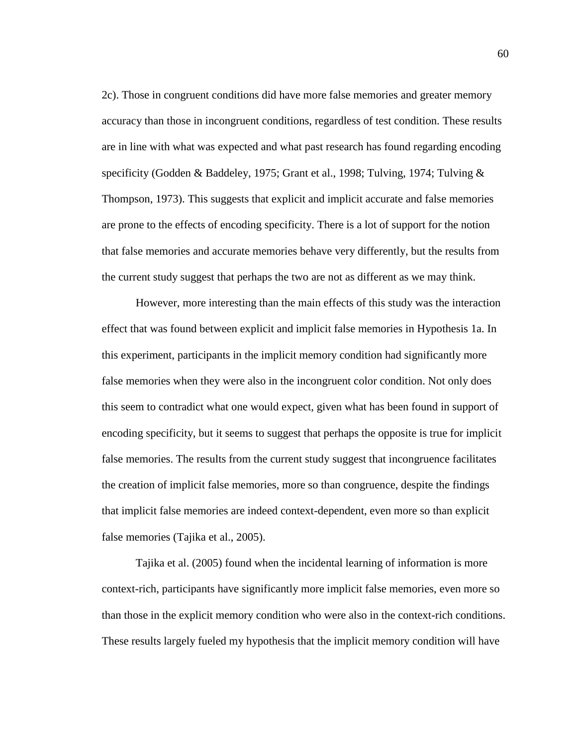2c). Those in congruent conditions did have more false memories and greater memory accuracy than those in incongruent conditions, regardless of test condition. These results are in line with what was expected and what past research has found regarding encoding specificity (Godden & Baddeley, 1975; Grant et al., 1998; Tulving, 1974; Tulving & Thompson, 1973). This suggests that explicit and implicit accurate and false memories are prone to the effects of encoding specificity. There is a lot of support for the notion that false memories and accurate memories behave very differently, but the results from the current study suggest that perhaps the two are not as different as we may think.

However, more interesting than the main effects of this study was the interaction effect that was found between explicit and implicit false memories in Hypothesis 1a. In this experiment, participants in the implicit memory condition had significantly more false memories when they were also in the incongruent color condition. Not only does this seem to contradict what one would expect, given what has been found in support of encoding specificity, but it seems to suggest that perhaps the opposite is true for implicit false memories. The results from the current study suggest that incongruence facilitates the creation of implicit false memories, more so than congruence, despite the findings that implicit false memories are indeed context-dependent, even more so than explicit false memories (Tajika et al., 2005).

Tajika et al. (2005) found when the incidental learning of information is more context-rich, participants have significantly more implicit false memories, even more so than those in the explicit memory condition who were also in the context-rich conditions. These results largely fueled my hypothesis that the implicit memory condition will have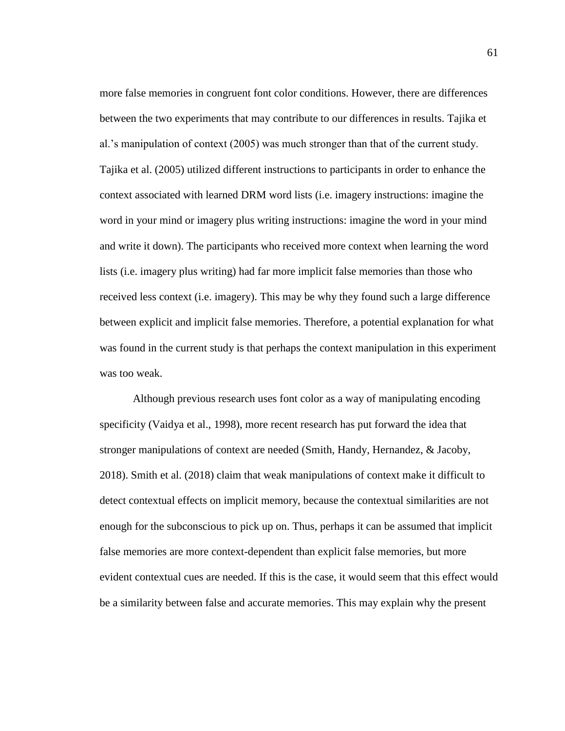more false memories in congruent font color conditions. However, there are differences between the two experiments that may contribute to our differences in results. Tajika et al.'s manipulation of context (2005) was much stronger than that of the current study. Tajika et al. (2005) utilized different instructions to participants in order to enhance the context associated with learned DRM word lists (i.e. imagery instructions: imagine the word in your mind or imagery plus writing instructions: imagine the word in your mind and write it down). The participants who received more context when learning the word lists (i.e. imagery plus writing) had far more implicit false memories than those who received less context (i.e. imagery). This may be why they found such a large difference between explicit and implicit false memories. Therefore, a potential explanation for what was found in the current study is that perhaps the context manipulation in this experiment was too weak.

Although previous research uses font color as a way of manipulating encoding specificity (Vaidya et al., 1998), more recent research has put forward the idea that stronger manipulations of context are needed (Smith, Handy, Hernandez, & Jacoby, 2018). Smith et al. (2018) claim that weak manipulations of context make it difficult to detect contextual effects on implicit memory, because the contextual similarities are not enough for the subconscious to pick up on. Thus, perhaps it can be assumed that implicit false memories are more context-dependent than explicit false memories, but more evident contextual cues are needed. If this is the case, it would seem that this effect would be a similarity between false and accurate memories. This may explain why the present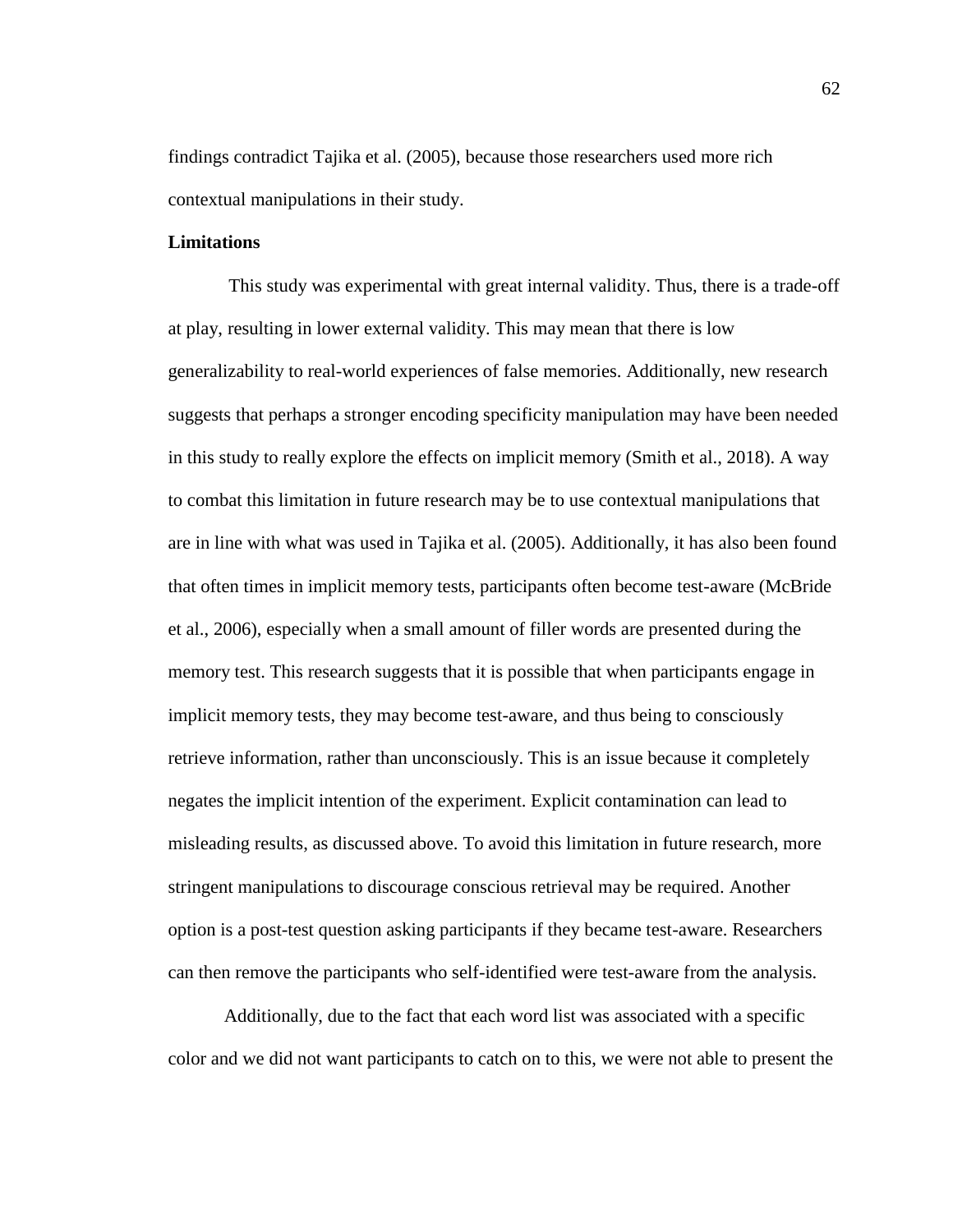findings contradict Tajika et al. (2005), because those researchers used more rich contextual manipulations in their study.

### Limitations

This study was experimental with great internal validity. Thus, there is a trade-off at play, resulting in lower external validity. This may mean that there is low generalizability to real-world experiences of false memories. Additionally, new research suggests that perhaps a stronger encoding specificity manipulation may have been needed in this study to really explore the effects on implicit memory (Smith et al., 2018). A way to combat this limitation in future research may be to use contextual manipulations that are in line with what was used in Tajika et al. (2005). Additionally, it has also been found that often times in implicit memory tests, participants often become test-aware (McBride et al., 2006), especially when a small amount of filler words are presented during the memory test. This research suggests that it is possible that when participants engage in implicit memory tests, they may become test-aware, and thus being to consciously retrieve information, rather than unconsciously. This is an issue because it completely negates the implicit intention of the experiment. Explicit contamination can lead to misleading results, as discussed above. To avoid this limitation in future research, more stringent manipulations to discourage conscious retrieval may be required. Another option is a post-test question asking participants if they became test-aware. Researchers can then remove the participants who self-identified were test-aware from the analysis.

Additionally, due to the fact that each word list was associated with a specific color and we did not want participants to catch on to this, we were not able to present the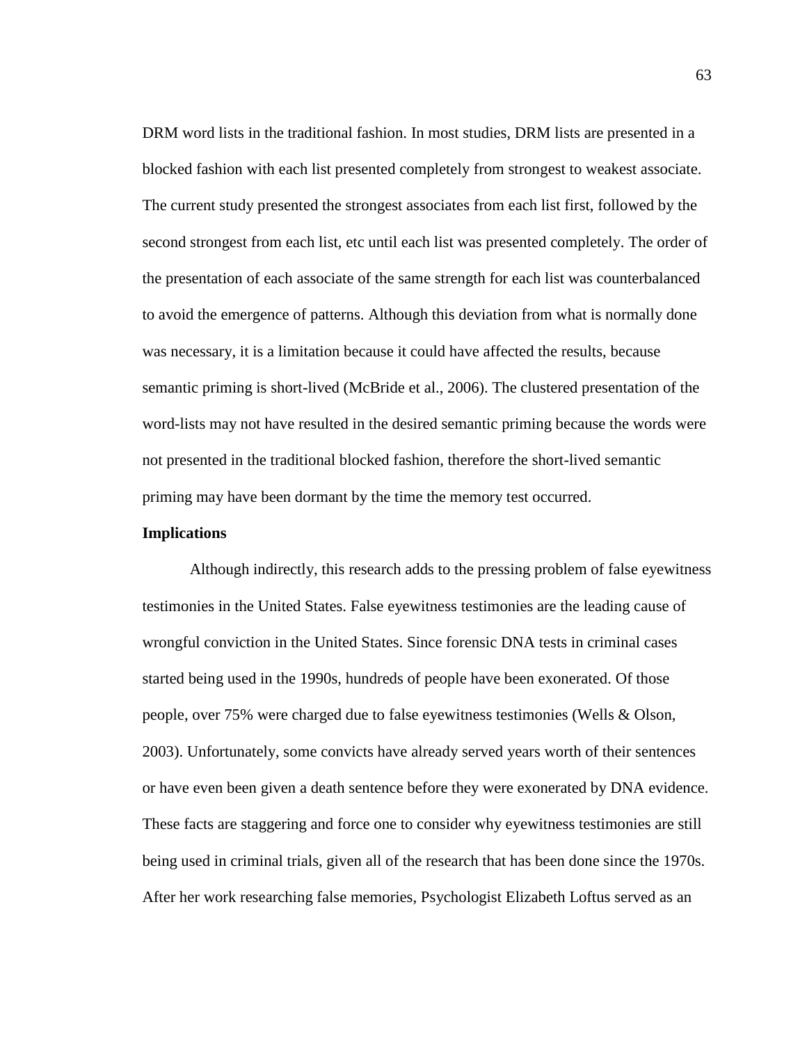DRM word lists in the traditional fashion. In most studies, DRM lists are presented in a blocked fashion with each list presented completely from strongest to weakest associate. The current study presented the strongest associates from each list first, followed by the second strongest from each list, etc until each list was presented completely. The order of the presentation of each associate of the same strength for each list was counterbalanced to avoid the emergence of patterns. Although this deviation from what is normally done was necessary, it is a limitation because it could have affected the results, because semantic priming is short-lived (McBride et al., 2006). The clustered presentation of the word-lists may not have resulted in the desired semantic priming because the words were not presented in the traditional blocked fashion, therefore the short-lived semantic priming may have been dormant by the time the memory test occurred.

**Implications**

Although indirectly, this research adds to the pressing problem of false eyewitness testimonies in the United States. False eyewitness testimonies are the leading cause of wrongful conviction in the United States. Since forensic DNA tests in criminal cases started being used in the 1990s, hundreds of people have been exonerated. Of those people, over 75% were charged due to false eyewitness testimonies (Wells & Olson, 2003). Unfortunately, some convicts have already served years worth of their sentences or have even been given a death sentence before they were exonerated by DNA evidence. These facts are staggering and force one to consider why eyewitness testimonies are still being used in criminal trials, given all of the research that has been done since the 1970s. After her work researching false memories, Psychologist Elizabeth Loftus served as an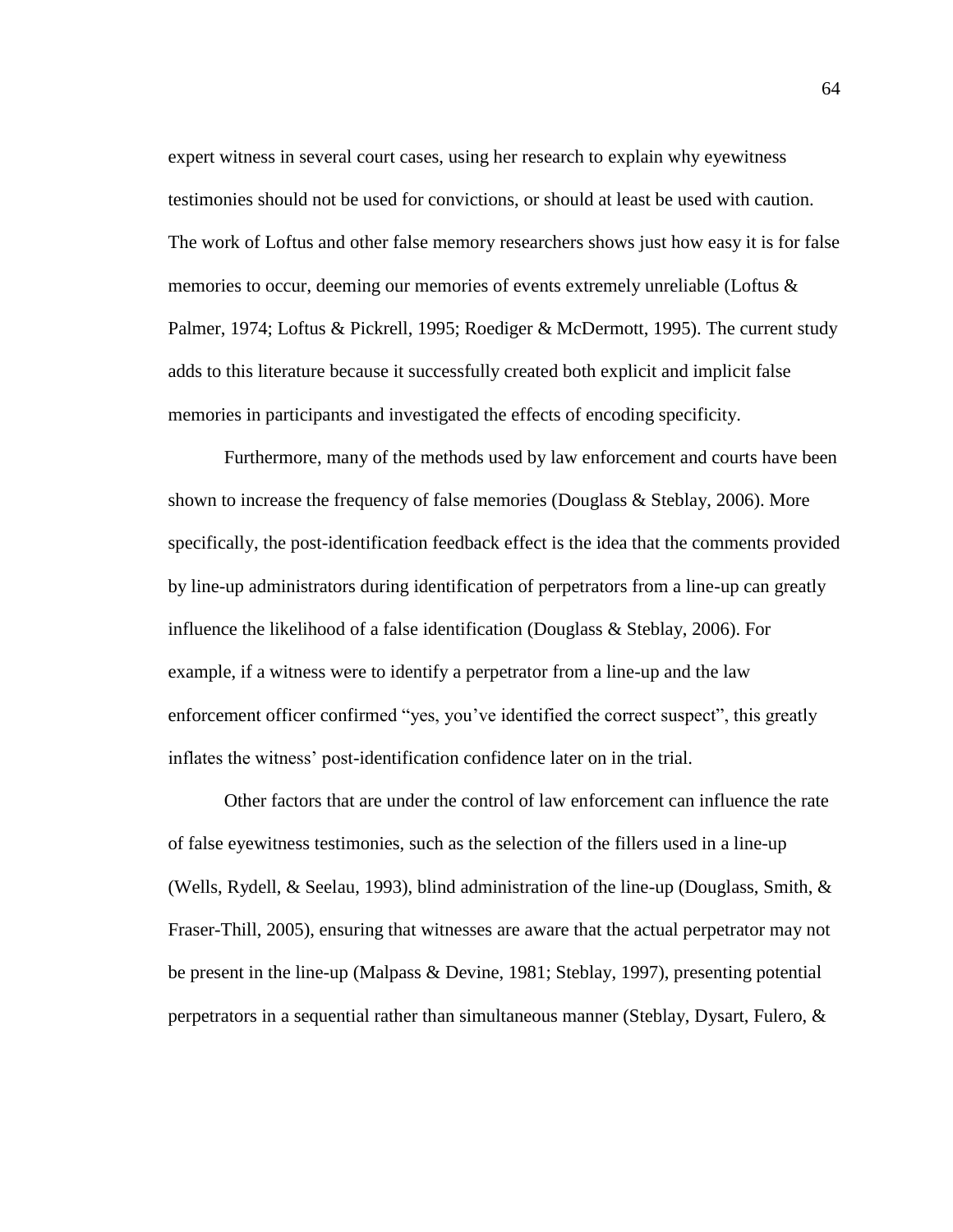expert witness in several court cases, using her research to explain why eyewitness testimonies should not be used for convictions, or should at least be used with caution. The work of Loftus and other false memory researchers shows just how easy it is for false memories to occur, deeming our memories of events extremely unreliable (Loftus & Palmer, 1974; Loftus & Pickrell, 1995; Roediger & McDermott, 1995). The current study adds to this literature because it successfully created both explicit and implicit false memories in participants and investigated the effects of encoding specificity.

Furthermore, many of the methods used by law enforcement and courts have been shown to increase the frequency of false memories (Douglass & Steblay, 2006). More specifically, the post-identification feedback effect is the idea that the comments provided by line-up administrators during identification of perpetrators from a line-up can greatly influence the likelihood of a false identification (Douglass & Steblay, 2006). For example, if a witness were to identify a perpetrator from a line-up and the law enforcement officer confirmed "yes, you've identified the correct suspect", this greatly inflates the witness' post-identification confidence later on in the trial.

Other factors that are under the control of law enforcement can influence the rate of false eyewitness testimonies, such as the selection of the fillers used in a line-up (Wells, Rydell, & Seelau, 1993), blind administration of the line-up (Douglass, Smith, & Fraser-Thill, 2005), ensuring that witnesses are aware that the actual perpetrator may not be present in the line-up (Malpass & Devine, 1981; Steblay, 1997), presenting potential perpetrators in a sequential rather than simultaneous manner (Steblay, Dysart, Fulero, &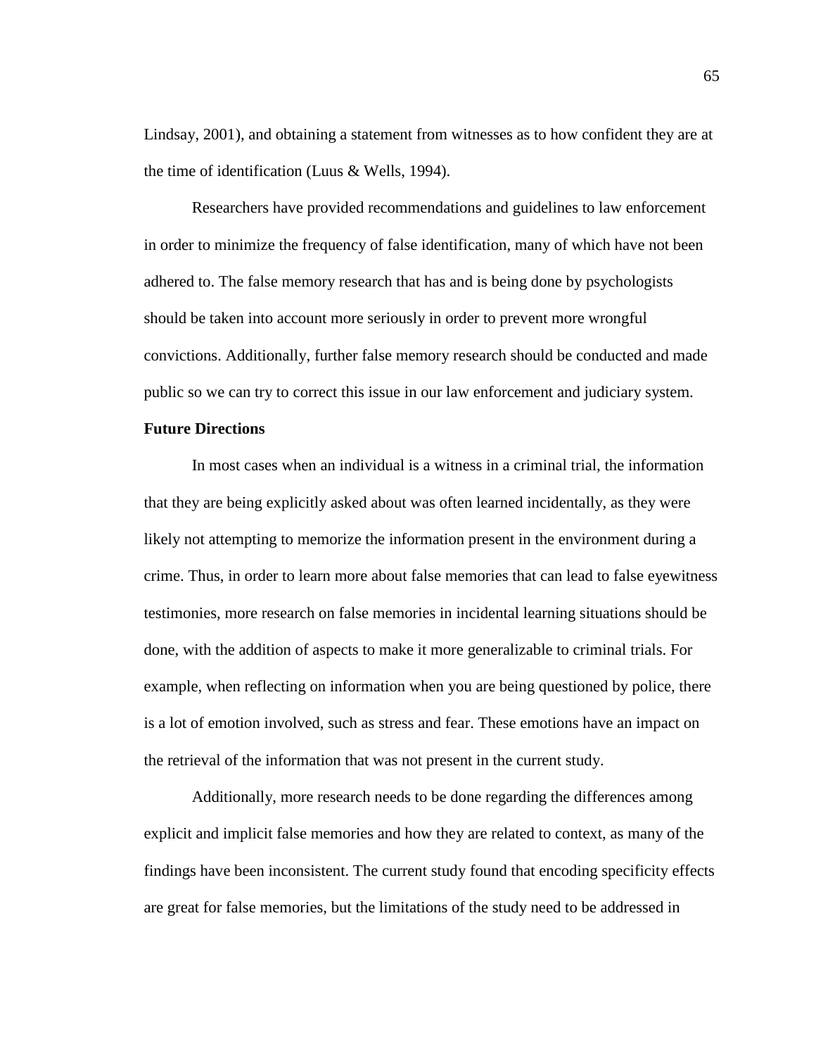Lindsay, 2001), and obtaining a statement from witnesses as to how confident they are at the time of identification (Luus & Wells, 1994).

Researchers have provided recommendations and guidelines to law enforcement in order to minimize the frequency of false identification, many of which have not been adhered to. The false memory research that has and is being done by psychologists should be taken into account more seriously in order to prevent more wrongful convictions. Additionally, further false memory research should be conducted and made public so we can try to correct this issue in our law enforcement and judiciary system.

**Future Directions**

In most cases when an individual is a witness in a criminal trial, the information that they are being explicitly asked about was often learned incidentally, as they were likely not attempting to memorize the information present in the environment during a crime. Thus, in order to learn more about false memories that can lead to false eyewitness testimonies, more research on false memories in incidental learning situations should be done, with the addition of aspects to make it more generalizable to criminal trials. For example, when reflecting on information when you are being questioned by police, there is a lot of emotion involved, such as stress and fear. These emotions have an impact on the retrieval of the information that was not present in the current study.

Additionally, more research needs to be done regarding the differences among explicit and implicit false memories and how they are related to context, as many of the findings have been inconsistent. The current study found that encoding specificity effects are great for false memories, but the limitations of the study need to be addressed in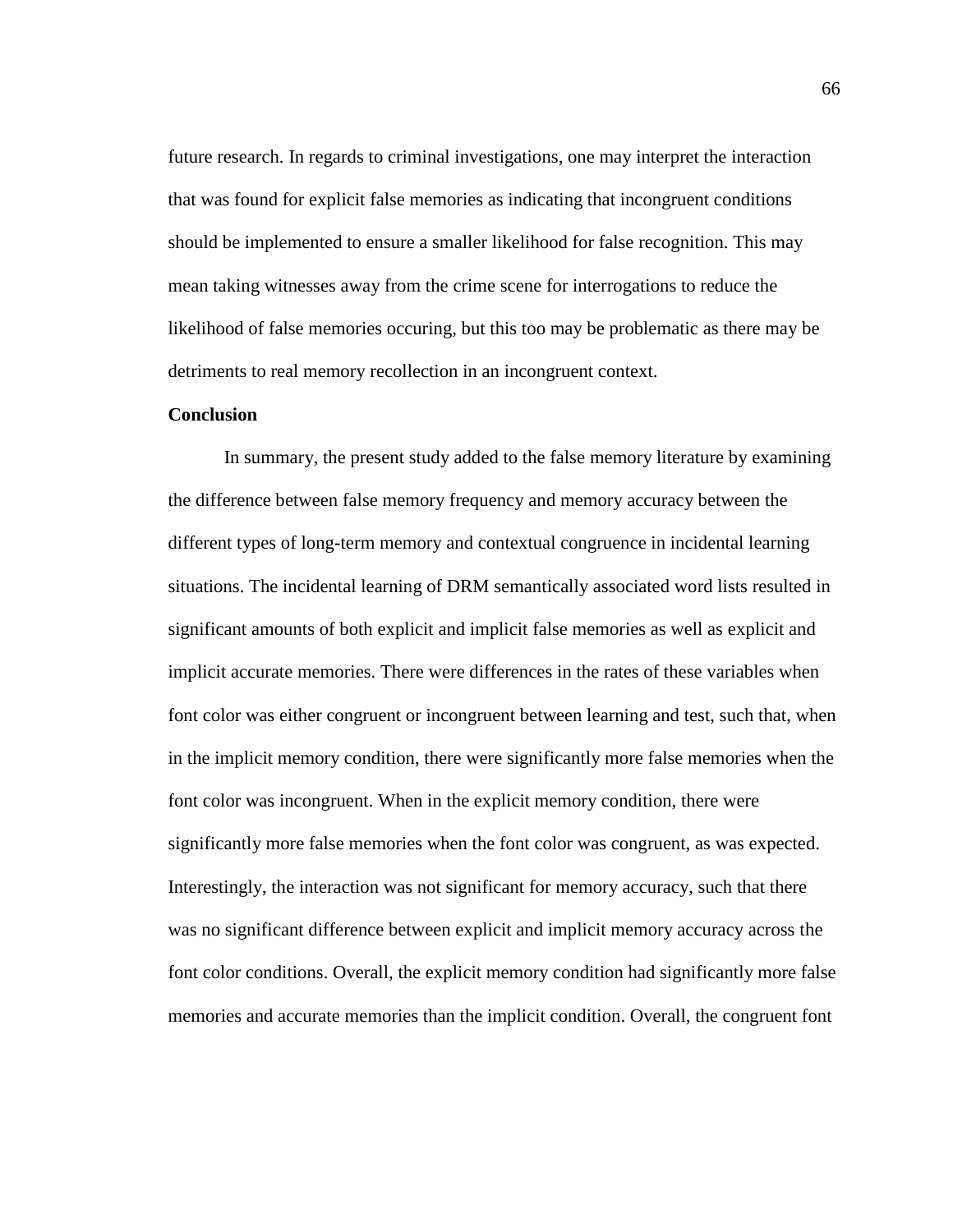future research. In regards to criminal investigations, one may interpret the interaction that was found for explicit false memories as indicating that incongruent conditions should be implemented to ensure a smaller likelihood for false recognition. This may mean taking witnesses away from the crime scene for interrogations to reduce the likelihood of false memories occuring, but this too may be problematic as there may be detriments to real memory recollection in an incongruent context.

**Conclusion**

In summary, the present study added to the false memory literature by examining the difference between false memory frequency and memory accuracy between the different types of long-term memory and contextual congruence in incidental learning situations. The incidental learning of DRM semantically associated word lists resulted in significant amounts of both explicit and implicit false memories as well as explicit and implicit accurate memories. There were differences in the rates of these variables when font color was either congruent or incongruent between learning and test, such that, when in the implicit memory condition, there were significantly more false memories when the font color was incongruent. When in the explicit memory condition, there were significantly more false memories when the font color was congruent, as was expected. Interestingly, the interaction was not significant for memory accuracy, such that there was no significant difference between explicit and implicit memory accuracy across the font color conditions. Overall, the explicit memory condition had significantly more false memories and accurate memories than the implicit condition. Overall, the congruent font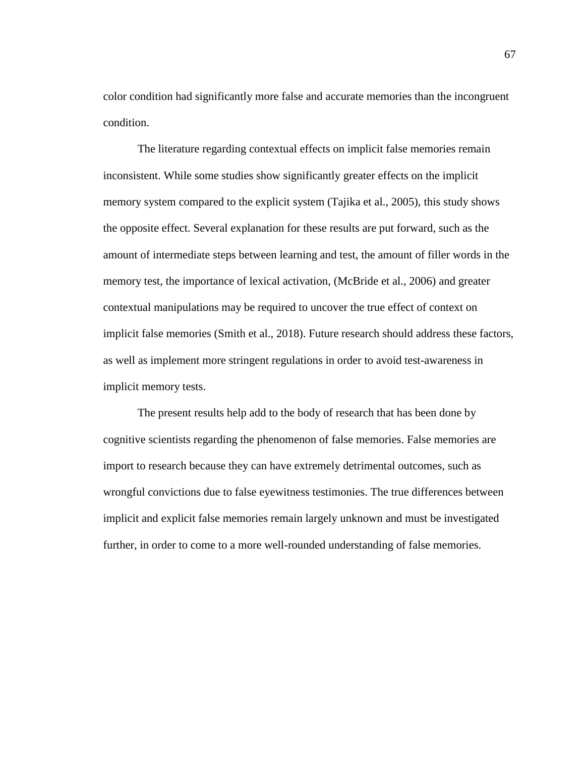color condition had significantly more false and accurate memories than the incongruent condition.

The literature regarding contextual effects on implicit false memories remain inconsistent. While some studies show significantly greater effects on the implicit memory system compared to the explicit system (Tajika et al., 2005), this study shows the opposite effect. Several explanation for these results are put forward, such as the amount of intermediate steps between learning and test, the amount of filler words in the memory test, the importance of lexical activation, (McBride et al., 2006) and greater contextual manipulations may be required to uncover the true effect of context on implicit false memories (Smith et al., 2018). Future research should address these factors, as well as implement more stringent regulations in order to avoid test-awareness in implicit memory tests.

The present results help add to the body of research that has been done by cognitive scientists regarding the phenomenon of false memories. False memories are import to research because they can have extremely detrimental outcomes, such as wrongful convictions due to false eyewitness testimonies. The true differences between implicit and explicit false memories remain largely unknown and must be investigated further, in order to come to a more well-rounded understanding of false memories.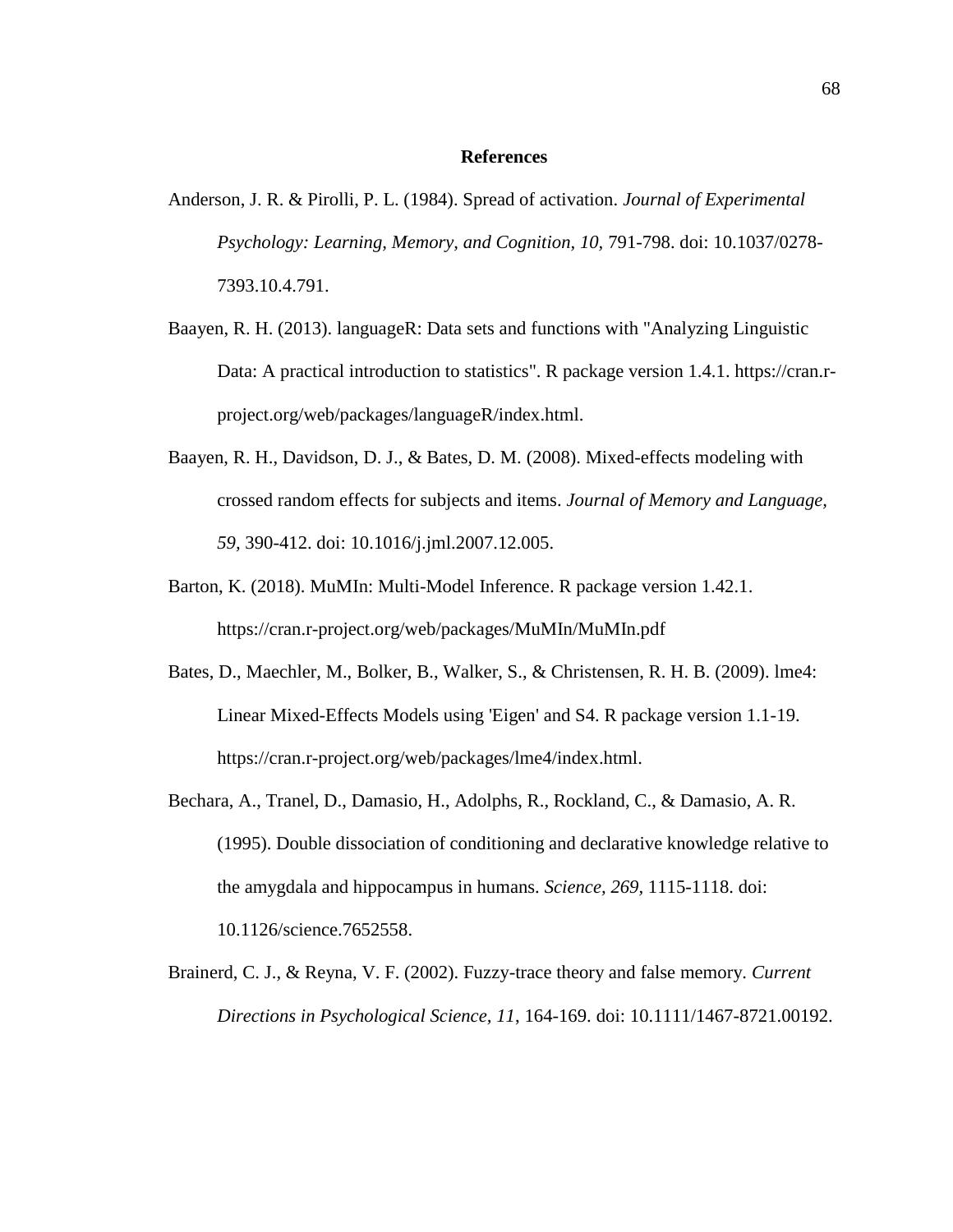## References

Anderson, J. R. & Pirolli, P. L. (1984). Spread of activation. *Journal of Experimental Psychology: Learning, Memory, and Cognition, 10*, 791-798. doi: 10.1037/0278-7393.10.4.791.

Baayen, R. H. (2013). languageR: Data sets and functions with "Analyzing Linguistic Data: A practical introduction to statistics". R package version 1.4.1. https://cran.r-project.org/web/packages/languageR/index.html.

Baayen, R. H., Davidson, D. J., & Bates, D. M. (2008). Mixed-effects modeling with crossed random effects for subjects and items. *Journal of Memory and Language, 59*, 390-412. doi: 10.1016/j.jml.2007.12.005.

Barton, K. (2018). MuMIn: Multi-Model Inference. R package version 1.42.1. https://cran.r-project.org/web/packages/MuMIn/MuMIn.pdf

Bates, D., Maechler, M., Bolker, B., Walker, S., & Christensen, R. H. B. (2009). lme4: Linear Mixed-Effects Models using 'Eigen' and S4. R package version 1.1-19. https://cran.r-project.org/web/packages/lme4/index.html.

Bechara, A., Tranel, D., Damasio, H., Adolphs, R., Rockland, C., & Damasio, A. R. (1995). Double dissociation of conditioning and declarative knowledge relative to the amygdala and hippocampus in humans. *Science, 269*, 1115-1118. doi: 10.1126/science.7652558.

Brainerd, C. J., & Reyna, V. F. (2002). Fuzzy-trace theory and false memory. *Current Directions in Psychological Science, 11*, 164-169. doi: 10.1111/1467-8721.00192.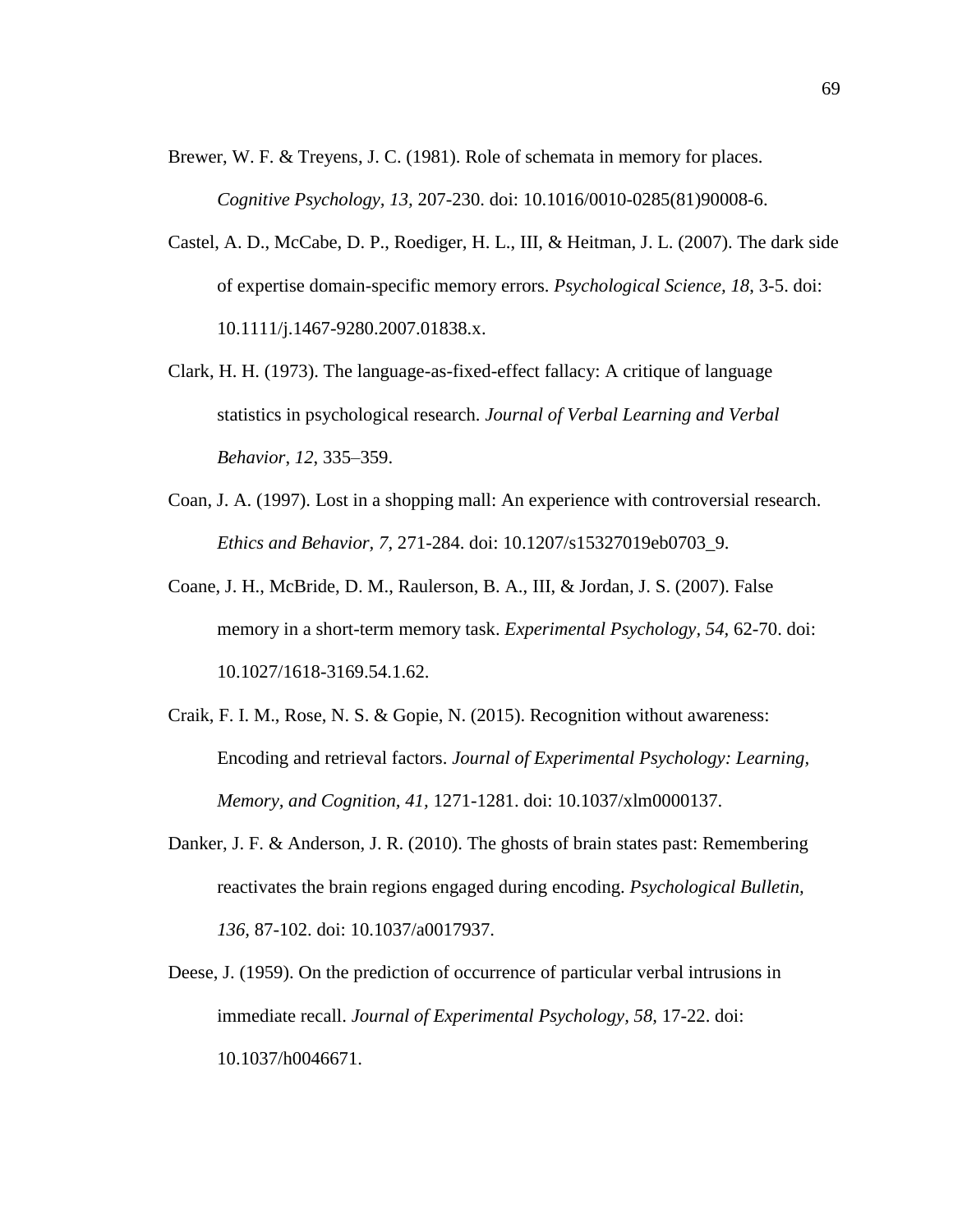Brewer, W. F. & Treyens, J. C. (1981). Role of schemata in memory for places. *Cognitive Psychology, 13,* 207-230. doi: 10.1016/0010-0285(81)90008-6.

Castel, A. D., McCabe, D. P., Roediger, H. L., III, & Heitman, J. L. (2007). The dark side of expertise domain-specific memory errors. *Psychological Science, 18*, 3-5. doi: 10.1111/j.1467-9280.2007.01838.x.

Clark, H. H. (1973). The language-as-fixed-effect fallacy: A critique of language statistics in psychological research. *Journal of Verbal Learning and Verbal Behavior*, *12*, 335–359.

Coan, J. A. (1997). Lost in a shopping mall: An experience with controversial research. *Ethics and Behavior, 7*, 271-284. doi: 10.1207/s15327019eb0703_9.

Coane, J. H., McBride, D. M., Raulerson, B. A., III, & Jordan, J. S. (2007). False memory in a short-term memory task. *Experimental Psychology, 54,* 62-70. doi: 10.1027/1618-3169.54.1.62.

Craik, F. I. M., Rose, N. S. & Gopie, N. (2015). Recognition without awareness: Encoding and retrieval factors. *Journal of Experimental Psychology: Learning, Memory, and Cognition, 41,* 1271-1281. doi: 10.1037/xlm0000137.

Danker, J. F. & Anderson, J. R. (2010). The ghosts of brain states past: Remembering reactivates the brain regions engaged during encoding. *Psychological Bulletin, 136,* 87-102. doi: 10.1037/a0017937.

Deese, J. (1959). On the prediction of occurrence of particular verbal intrusions in immediate recall. *Journal of Experimental Psychology, 58,* 17-22. doi: 10.1037/h0046671.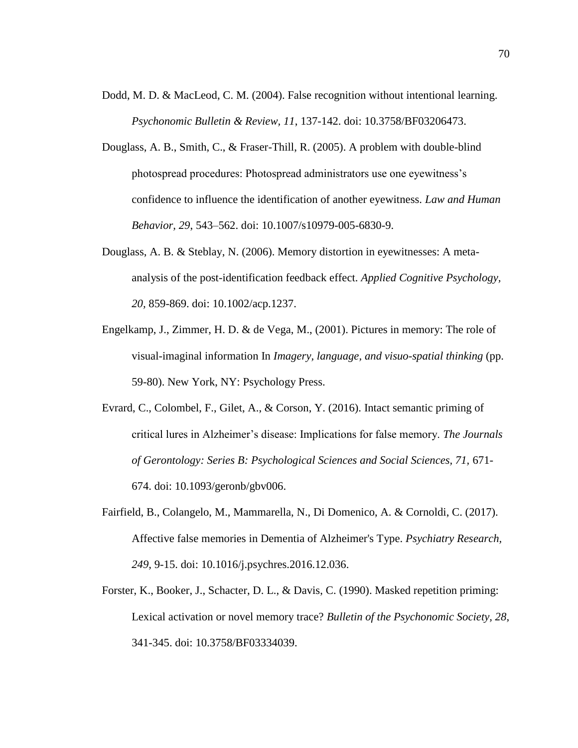Dodd, M. D. & MacLeod, C. M. (2004). False recognition without intentional learning. *Psychonomic Bulletin & Review, 11*, 137-142. doi: 10.3758/BF03206473.

Douglass, A. B., Smith, C., & Fraser-Thill, R. (2005). A problem with double-blind photospread procedures: Photospread administrators use one eyewitness's confidence to influence the identification of another eyewitness. *Law and Human Behavior, 29*, 543–562. doi: 10.1007/s10979-005-6830-9.

Douglass, A. B. & Steblay, N. (2006). Memory distortion in eyewitnesses: A meta-analysis of the post-identification feedback effect. *Applied Cognitive Psychology, 20,* 859-869. doi: 10.1002/acp.1237.

Engelkamp, J., Zimmer, H. D. & de Vega, M., (2001). Pictures in memory: The role of visual-imaginal information In *Imagery, language, and visuo-spatial thinking* (pp. 59-80). New York, NY: Psychology Press.

Evrard, C., Colombel, F., Gilet, A., & Corson, Y. (2016). Intact semantic priming of critical lures in Alzheimer's disease: Implications for false memory. *The Journals of Gerontology: Series B: Psychological Sciences and Social Sciences, 71,* 671-674. doi: 10.1093/geronb/gbv006.

Fairfield, B., Colangelo, M., Mammarella, N., Di Domenico, A. & Cornoldi, C. (2017). Affective false memories in Dementia of Alzheimer's Type. *Psychiatry Research, 249,* 9-15. doi: 10.1016/j.psychres.2016.12.036.

Forster, K., Booker, J., Schacter, D. L., & Davis, C. (1990). Masked repetition priming: Lexical activation or novel memory trace? *Bulletin of the Psychonomic Society, 28*, 341-345. doi: 10.3758/BF03334039.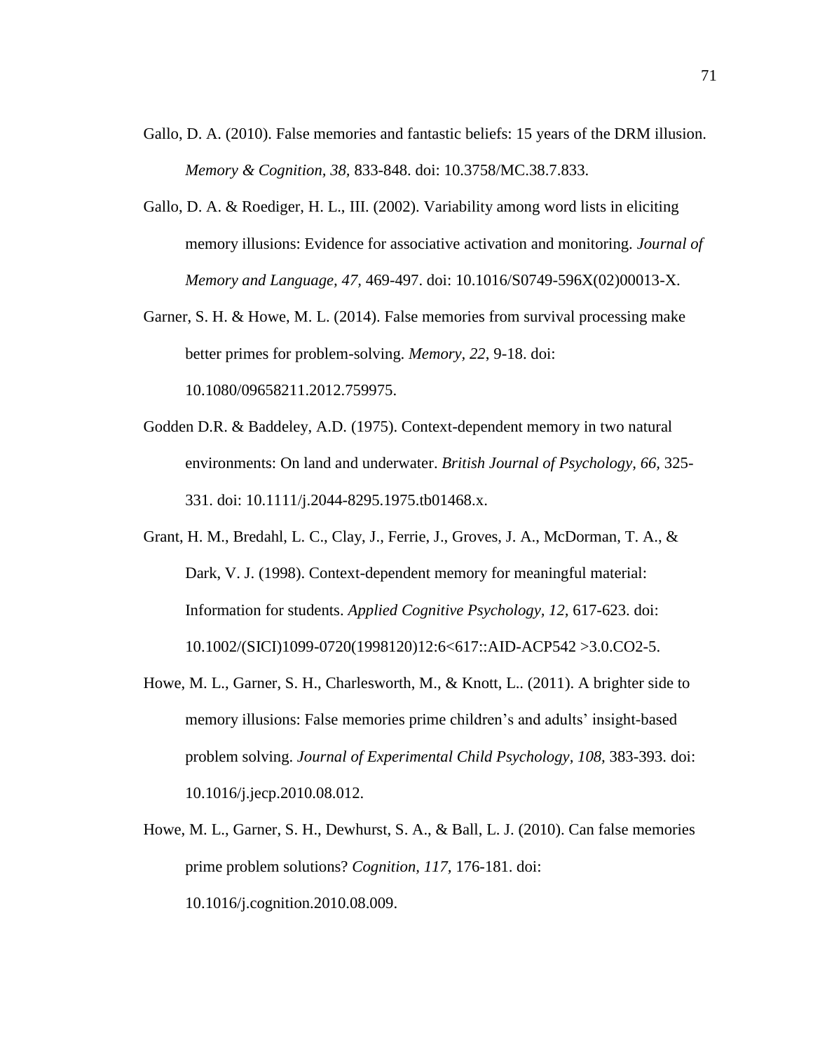Gallo, D. A. (2010). False memories and fantastic beliefs: 15 years of the DRM illusion. *Memory & Cognition, 38,* 833-848. doi: 10.3758/MC.38.7.833.

Gallo, D. A. & Roediger, H. L., III. (2002). Variability among word lists in eliciting memory illusions: Evidence for associative activation and monitoring. *Journal of Memory and Language, 47,* 469-497. doi: 10.1016/S0749-596X(02)00013-X.

Garner, S. H. & Howe, M. L. (2014). False memories from survival processing make better primes for problem-solving. *Memory, 22,* 9-18. doi: 10.1080/09658211.2012.759975.

Godden D.R. & Baddeley, A.D. (1975). Context-dependent memory in two natural environments: On land and underwater. *British Journal of Psychology, 66,* 325-331. doi: 10.1111/j.2044-8295.1975.tb01468.x.

Grant, H. M., Bredahl, L. C., Clay, J., Ferrie, J., Groves, J. A., McDorman, T. A., & Dark, V. J. (1998). Context-dependent memory for meaningful material: Information for students. *Applied Cognitive Psychology, 12,* 617-623. doi: 10.1002/(SICI)1099-0720(1998120)12:6<617::AID-ACP542 >3.0.CO2-5.

Howe, M. L., Garner, S. H., Charlesworth, M., & Knott, L.. (2011). A brighter side to memory illusions: False memories prime children's and adults' insight-based problem solving. *Journal of Experimental Child Psychology, 108,* 383-393. doi: 10.1016/j.jecp.2010.08.012.

Howe, M. L., Garner, S. H., Dewhurst, S. A., & Ball, L. J. (2010). Can false memories prime problem solutions? *Cognition, 117,* 176-181. doi: 10.1016/j.cognition.2010.08.009.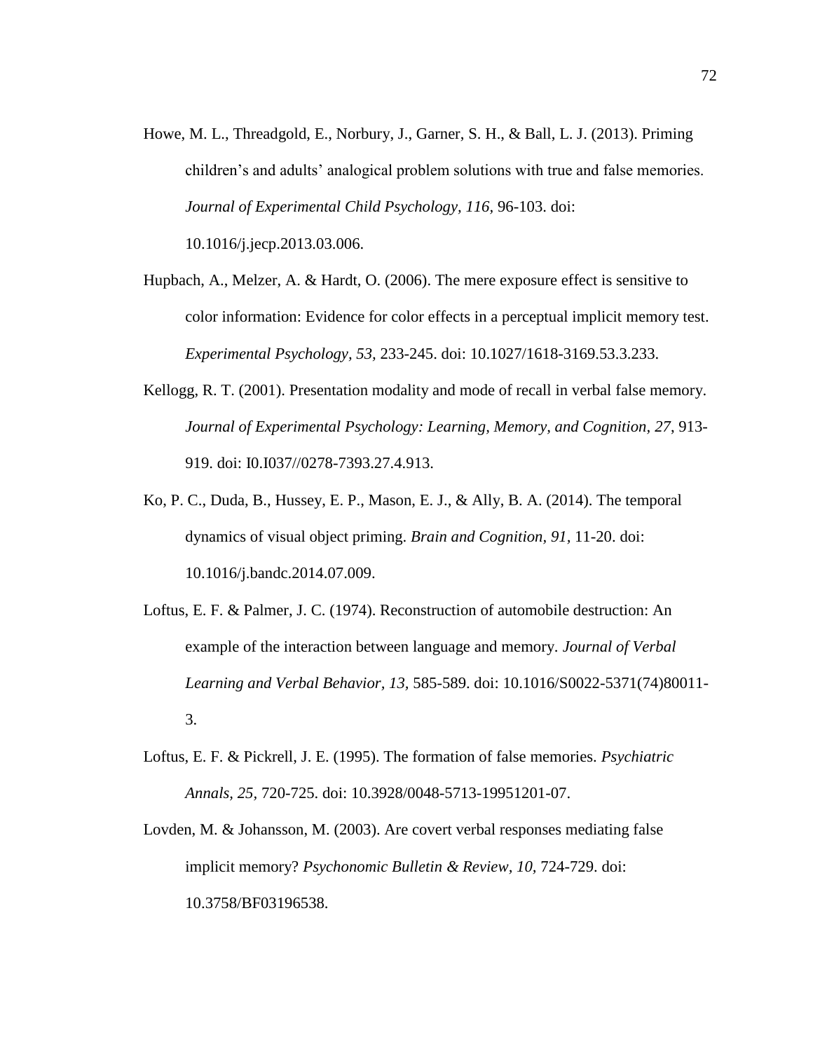Howe, M. L., Threadgold, E., Norbury, J., Garner, S. H., & Ball, L. J. (2013). Priming children's and adults' analogical problem solutions with true and false memories. *Journal of Experimental Child Psychology, 116*, 96-103. doi: 10.1016/j.jecp.2013.03.006.

Hupbach, A., Melzer, A. & Hardt, O. (2006). The mere exposure effect is sensitive to color information: Evidence for color effects in a perceptual implicit memory test. *Experimental Psychology, 53,* 233-245. doi: 10.1027/1618-3169.53.3.233.

Kellogg, R. T. (2001). Presentation modality and mode of recall in verbal false memory. *Journal of Experimental Psychology: Learning, Memory, and Cognition, 27*, 913-919. doi: I0.I037//0278-7393.27.4.913.

Ko, P. C., Duda, B., Hussey, E. P., Mason, E. J., & Ally, B. A. (2014). The temporal dynamics of visual object priming. *Brain and Cognition, 91*, 11-20. doi: 10.1016/j.bandc.2014.07.009.

Loftus, E. F. & Palmer, J. C. (1974). Reconstruction of automobile destruction: An example of the interaction between language and memory. *Journal of Verbal Learning and Verbal Behavior, 13,* 585-589. doi: 10.1016/S0022-5371(74)80011-3.

Loftus, E. F. & Pickrell, J. E. (1995). The formation of false memories. *Psychiatric Annals, 25,* 720-725. doi: 10.3928/0048-5713-19951201-07.

Lovden, M. & Johansson, M. (2003). Are covert verbal responses mediating false implicit memory? *Psychonomic Bulletin & Review, 10,* 724-729. doi: 10.3758/BF03196538.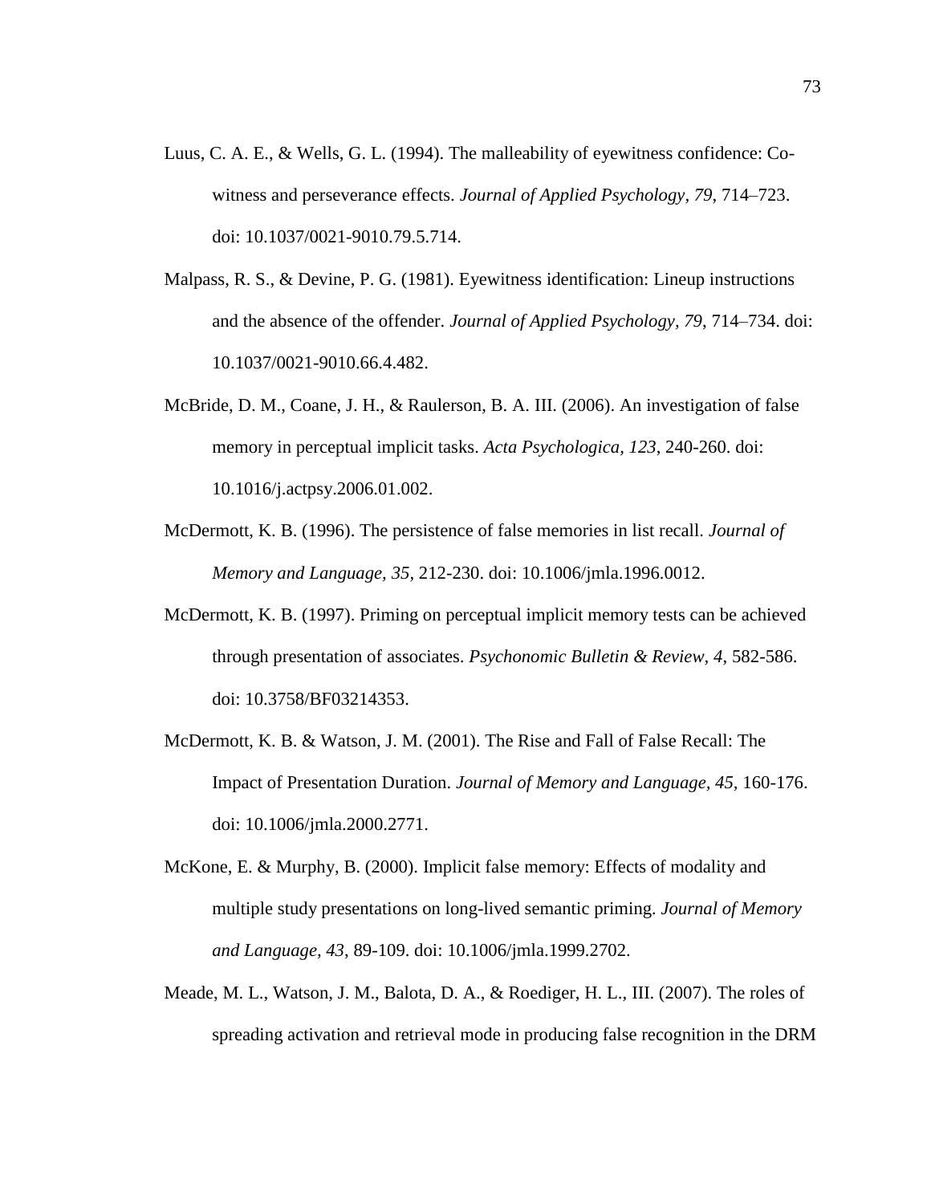Luus, C. A. E., & Wells, G. L. (1994). The malleability of eyewitness confidence: Co-witness and perseverance effects. *Journal of Applied Psychology*, *79*, 714–723. doi: 10.1037/0021-9010.79.5.714.

Malpass, R. S., & Devine, P. G. (1981). Eyewitness identification: Lineup instructions and the absence of the offender. *Journal of Applied Psychology, 79*, 714–734. doi: 10.1037/0021-9010.66.4.482.

McBride, D. M., Coane, J. H., & Raulerson, B. A. III. (2006). An investigation of false memory in perceptual implicit tasks. *Acta Psychologica, 123*, 240-260. doi: 10.1016/j.actpsy.2006.01.002.

McDermott, K. B. (1996). The persistence of false memories in list recall. *Journal of Memory and Language, 35*, 212-230. doi: 10.1006/jmla.1996.0012.

McDermott, K. B. (1997). Priming on perceptual implicit memory tests can be achieved through presentation of associates. *Psychonomic Bulletin & Review, 4*, 582-586. doi: 10.3758/BF03214353.

McDermott, K. B. & Watson, J. M. (2001). The Rise and Fall of False Recall: The Impact of Presentation Duration. *Journal of Memory and Language, 45,* 160-176. doi: 10.1006/jmla.2000.2771.

McKone, E. & Murphy, B. (2000). Implicit false memory: Effects of modality and multiple study presentations on long-lived semantic priming. *Journal of Memory and Language, 43*, 89-109. doi: 10.1006/jmla.1999.2702.

Meade, M. L., Watson, J. M., Balota, D. A., & Roediger, H. L., III. (2007). The roles of spreading activation and retrieval mode in producing false recognition in the DRM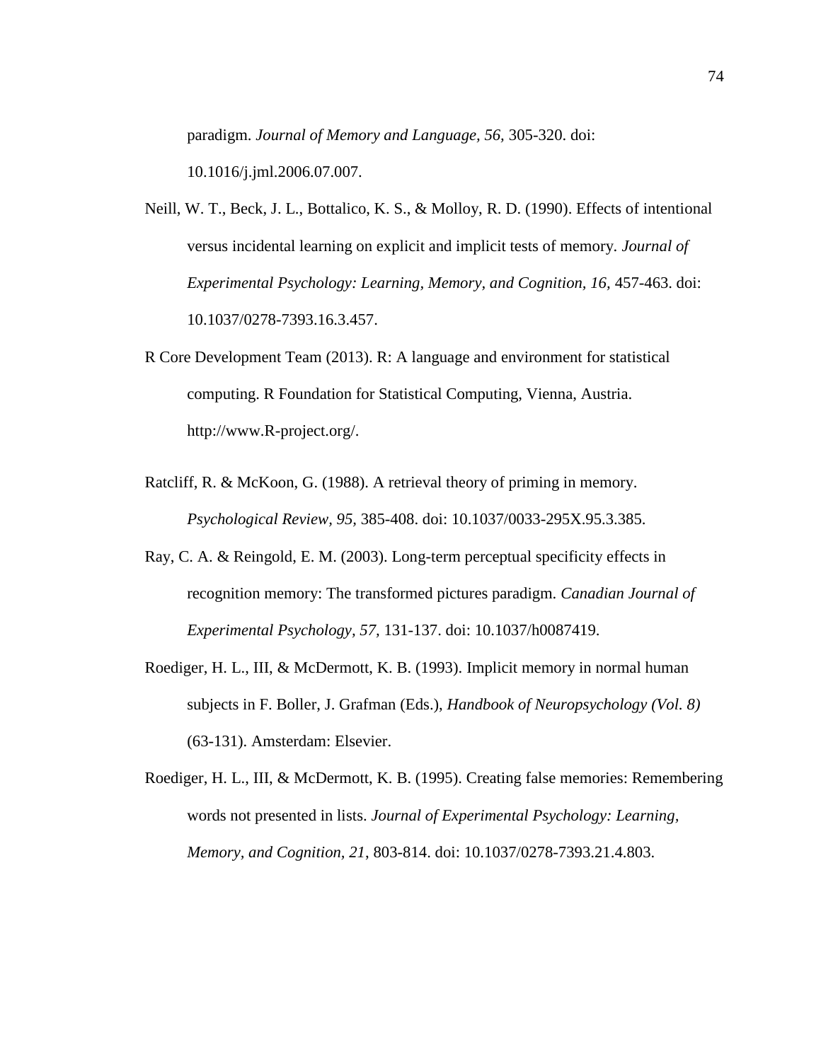paradigm. *Journal of Memory and Language, 56,* 305-320. doi: 10.1016/j.jml.2006.07.007.

Neill, W. T., Beck, J. L., Bottalico, K. S., & Molloy, R. D. (1990). Effects of intentional versus incidental learning on explicit and implicit tests of memory. *Journal of Experimental Psychology: Learning, Memory, and Cognition, 16,* 457-463. doi: 10.1037/0278-7393.16.3.457.

R Core Development Team (2013). R: A language and environment for statistical computing. R Foundation for Statistical Computing, Vienna, Austria. http://www.R-project.org/.

Ratcliff, R. & McKoon, G. (1988). A retrieval theory of priming in memory. *Psychological Review, 95,* 385-408. doi: 10.1037/0033-295X.95.3.385.

Ray, C. A. & Reingold, E. M. (2003). Long-term perceptual specificity effects in recognition memory: The transformed pictures paradigm. *Canadian Journal of Experimental Psychology, 57,* 131-137. doi: 10.1037/h0087419.

Roediger, H. L., III, & McDermott, K. B. (1993). Implicit memory in normal human subjects in F. Boller, J. Grafman (Eds.), *Handbook of Neuropsychology (Vol. 8)* (63-131). Amsterdam: Elsevier.

Roediger, H. L., III, & McDermott, K. B. (1995). Creating false memories: Remembering words not presented in lists. *Journal of Experimental Psychology: Learning, Memory, and Cognition, 21,* 803-814. doi: 10.1037/0278-7393.21.4.803.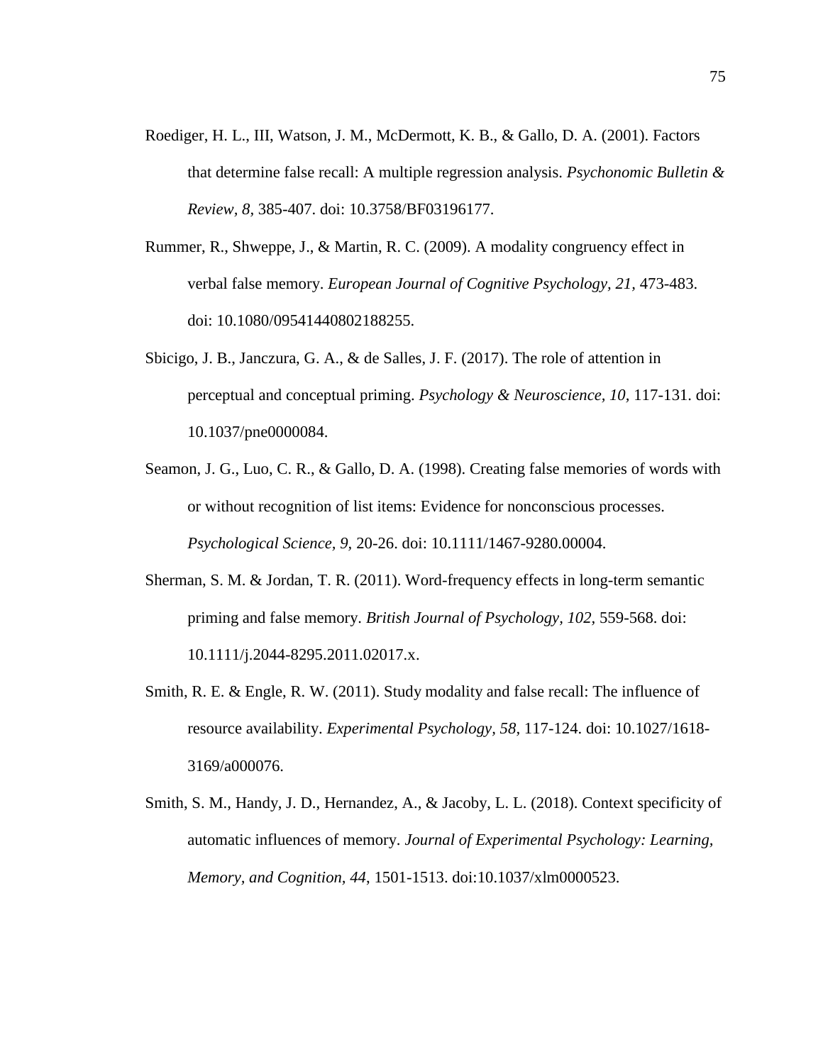Roediger, H. L., III, Watson, J. M., McDermott, K. B., & Gallo, D. A. (2001). Factors that determine false recall: A multiple regression analysis. *Psychonomic Bulletin & Review, 8*, 385-407. doi: 10.3758/BF03196177.

Rummer, R., Shweppe, J., & Martin, R. C. (2009). A modality congruency effect in verbal false memory. *European Journal of Cognitive Psychology, 21*, 473-483. doi: 10.1080/09541440802188255.

Sbicigo, J. B., Janczura, G. A., & de Salles, J. F. (2017). The role of attention in perceptual and conceptual priming. *Psychology & Neuroscience, 10*, 117-131. doi: 10.1037/pne0000084.

Seamon, J. G., Luo, C. R., & Gallo, D. A. (1998). Creating false memories of words with or without recognition of list items: Evidence for nonconscious processes. *Psychological Science, 9*, 20-26. doi: 10.1111/1467-9280.00004.

Sherman, S. M. & Jordan, T. R. (2011). Word-frequency effects in long-term semantic priming and false memory. *British Journal of Psychology, 102*, 559-568. doi: 10.1111/j.2044-8295.2011.02017.x.

Smith, R. E. & Engle, R. W. (2011). Study modality and false recall: The influence of resource availability. *Experimental Psychology, 58*, 117-124. doi: 10.1027/1618-3169/a000076.

Smith, S. M., Handy, J. D., Hernandez, A., & Jacoby, L. L. (2018). Context specificity of automatic influences of memory. *Journal of Experimental Psychology: Learning, Memory, and Cognition, 44*, 1501-1513. doi:10.1037/xlm0000523.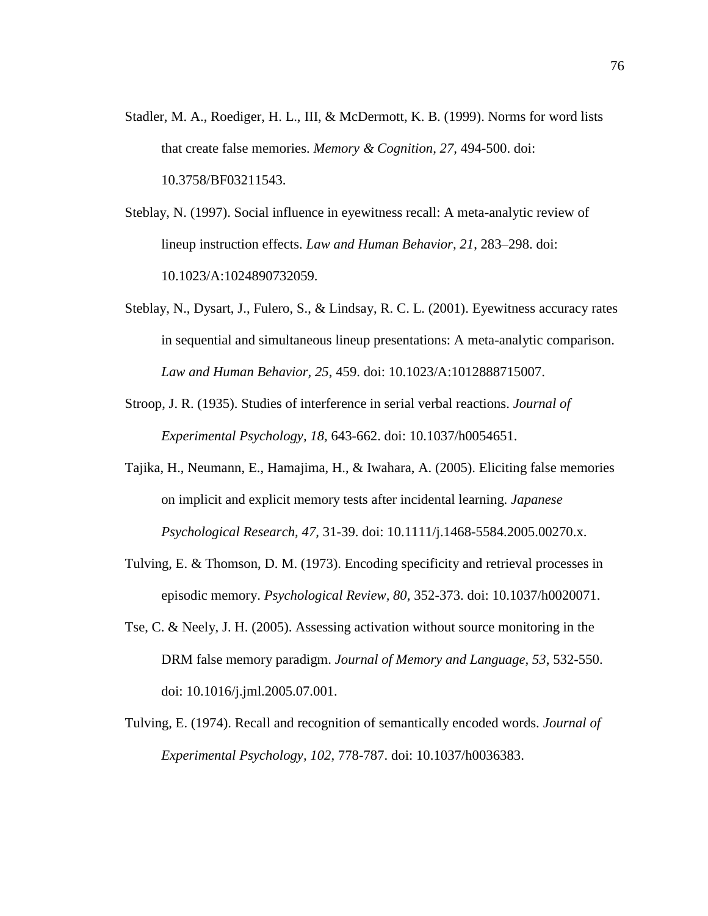Stadler, M. A., Roediger, H. L., III, & McDermott, K. B. (1999). Norms for word lists that create false memories. *Memory & Cognition, 27*, 494-500. doi: 10.3758/BF03211543.

Steblay, N. (1997). Social influence in eyewitness recall: A meta-analytic review of lineup instruction effects. *Law and Human Behavior, 21*, 283–298. doi: 10.1023/A:1024890732059.

Steblay, N., Dysart, J., Fulero, S., & Lindsay, R. C. L. (2001). Eyewitness accuracy rates in sequential and simultaneous lineup presentations: A meta-analytic comparison. *Law and Human Behavior, 25,* 459. doi: 10.1023/A:1012888715007.

Stroop, J. R. (1935). Studies of interference in serial verbal reactions. *Journal of Experimental Psychology, 18,* 643-662. doi: 10.1037/h0054651.

Tajika, H., Neumann, E., Hamajima, H., & Iwahara, A. (2005). Eliciting false memories on implicit and explicit memory tests after incidental learning. *Japanese Psychological Research, 47*, 31-39. doi: 10.1111/j.1468-5584.2005.00270.x.

Tulving, E. & Thomson, D. M. (1973). Encoding specificity and retrieval processes in episodic memory. *Psychological Review, 80,* 352-373. doi: 10.1037/h0020071.

Tse, C. & Neely, J. H. (2005). Assessing activation without source monitoring in the DRM false memory paradigm. *Journal of Memory and Language, 53*, 532-550. doi: 10.1016/j.jml.2005.07.001.

Tulving, E. (1974). Recall and recognition of semantically encoded words. *Journal of Experimental Psychology, 102,* 778-787. doi: 10.1037/h0036383.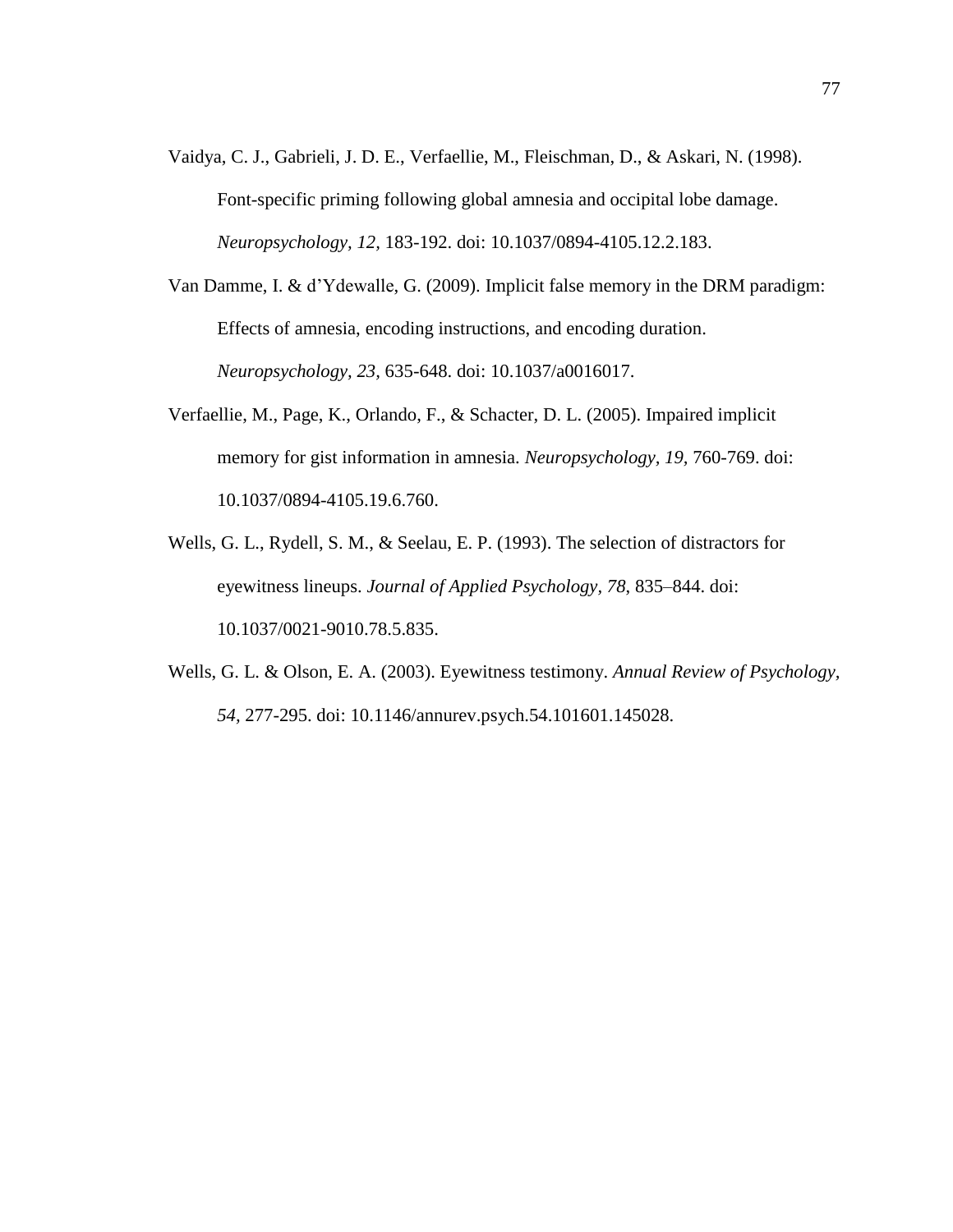Vaidya, C. J., Gabrieli, J. D. E., Verfaellie, M., Fleischman, D., & Askari, N. (1998). Font-specific priming following global amnesia and occipital lobe damage. *Neuropsychology, 12,* 183-192. doi: 10.1037/0894-4105.12.2.183.

Van Damme, I. & d'Ydewalle, G. (2009). Implicit false memory in the DRM paradigm: Effects of amnesia, encoding instructions, and encoding duration. *Neuropsychology, 23*, 635-648. doi: 10.1037/a0016017.

Verfaellie, M., Page, K., Orlando, F., & Schacter, D. L. (2005). Impaired implicit memory for gist information in amnesia. *Neuropsychology, 19,* 760-769. doi: 10.1037/0894-4105.19.6.760.

Wells, G. L., Rydell, S. M., & Seelau, E. P. (1993). The selection of distractors for eyewitness lineups. *Journal of Applied Psychology, 78*, 835–844. doi: 10.1037/0021-9010.78.5.835.

Wells, G. L. & Olson, E. A. (2003). Eyewitness testimony. *Annual Review of Psychology, 54,* 277-295. doi: 10.1146/annurev.psych.54.101601.145028.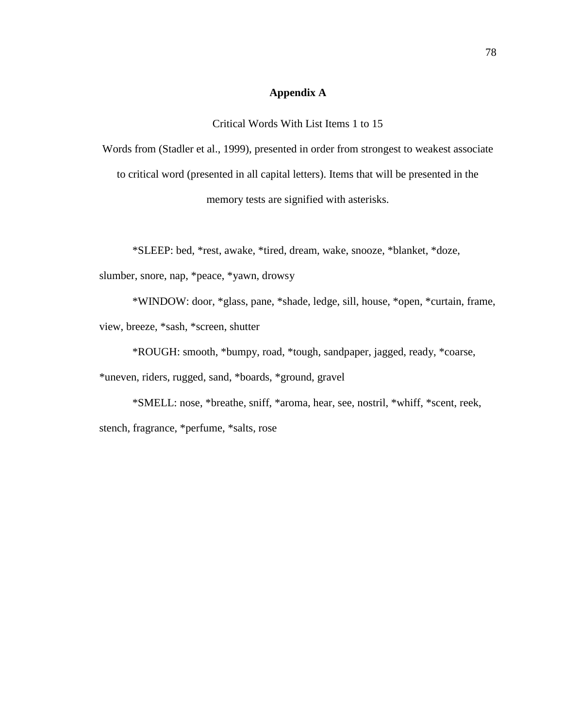## Appendix A

Critical Words With List Items 1 to 15

Words from (Stadler et al., 1999), presented in order from strongest to weakest associate to critical word (presented in all capital letters). Items that will be presented in the memory tests are signified with asterisks.

*SLEEP: bed, *rest, awake, *tired, dream, wake, snooze, *blanket, *doze, slumber, snore, nap, *peace, *yawn, drowsy

*WINDOW: door, *glass, pane, *shade, ledge, sill, house, *open, *curtain, frame, view, breeze, *sash, *screen, shutter

*ROUGH: smooth, *bumpy, road, *tough, sandpaper, jagged, ready, *coarse, *uneven, riders, rugged, sand, *boards, *ground, gravel

*SMELL: nose, *breathe, sniff, *aroma, hear, see, nostril, *whiff, *scent, reek, stench, fragrance, *perfume, *salts, rose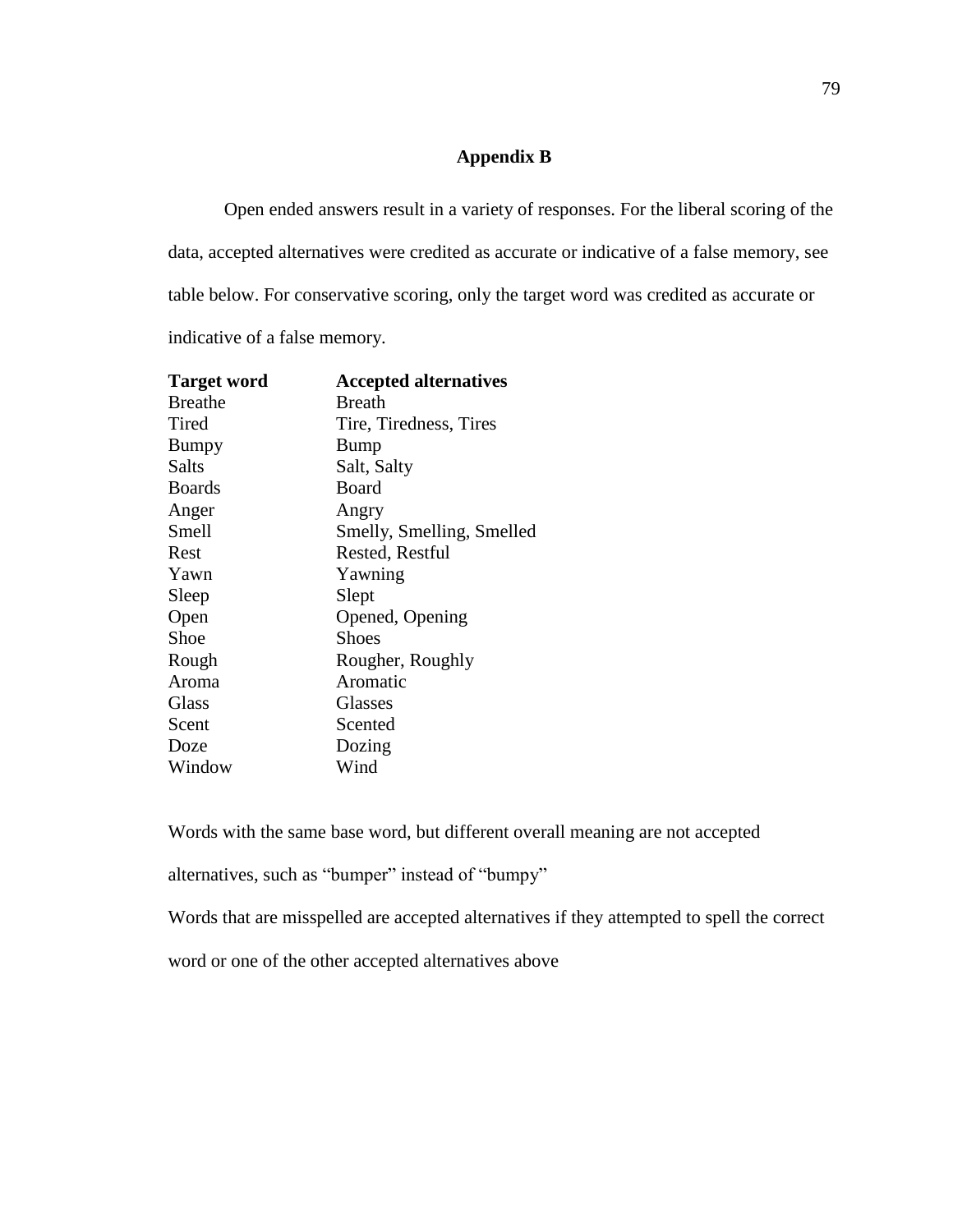## Appendix B

Open ended answers result in a variety of responses. For the liberal scoring of the data, accepted alternatives were credited as accurate or indicative of a false memory, see table below. For conservative scoring, only the target word was credited as accurate or indicative of a false memory.

| **Target word** | **Accepted alternatives** |
| --- | --- |
| Breathe | Breath |
| Tired | Tire, Tiredness, Tires |
| Bumpy | Bump |
| Salts | Salt, Salty |
| Boards | Board |
| Anger | Angry |
| Smell | Smelly, Smelling, Smelled |
| Rest | Rested, Restful |
| Yawn | Yawning |
| Sleep | Slept |
| Open | Opened, Opening |
| Shoe | Shoes |
| Rough | Rougher, Roughly |
| Aroma | Aromatic |
| Glass | Glasses |
| Scent | Scented |
| Doze | Dozing |
| Window | Wind |

Words with the same base word, but different overall meaning are not accepted alternatives, such as "bumper" instead of "bumpy"

Words that are misspelled are accepted alternatives if they attempted to spell the correct word or one of the other accepted alternatives above